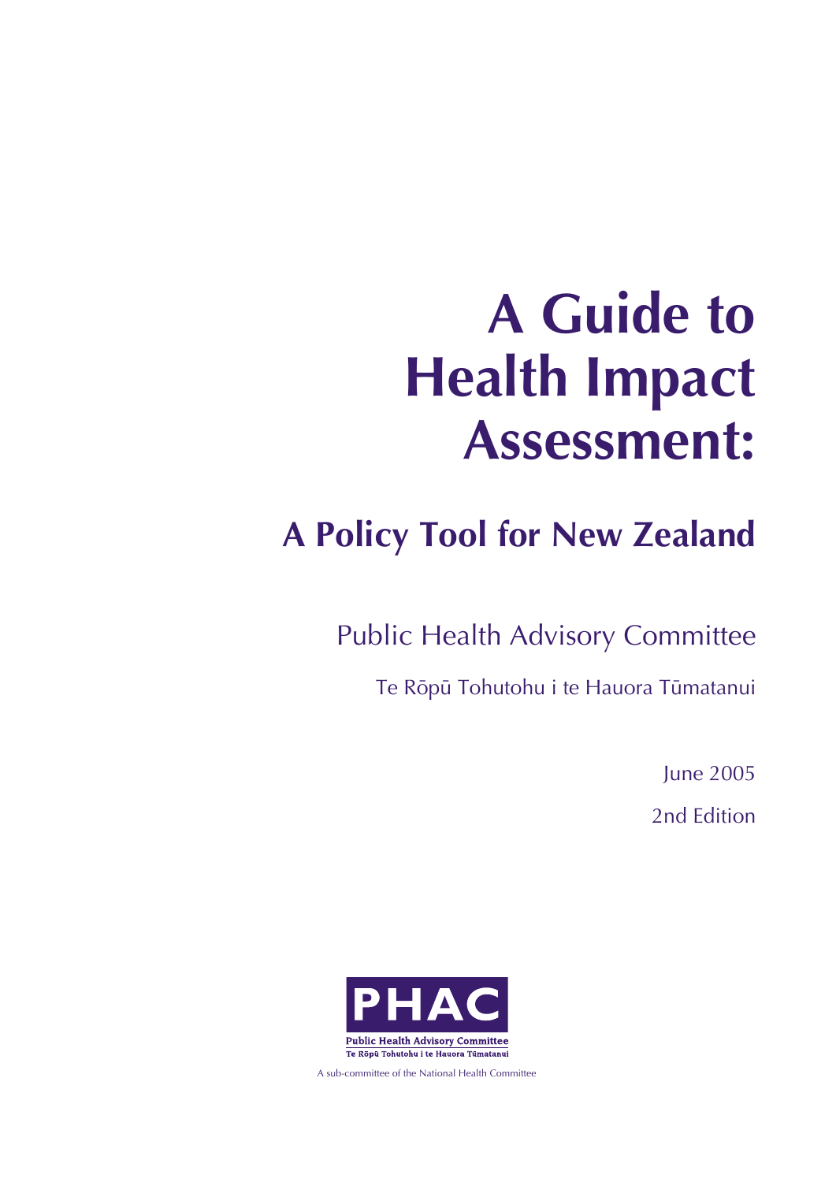# A Guide to Health Impact Assessment:

## A Policy Tool for New Zealand

Public Health Advisory Committee

Te Rōpū Tohutohu i te Hauora Tūmatanui

June 2005

2nd Edition

PHAC

Public Health Advisory Committee
Te Rōpū Tohutohu i te Hauora Tūmatanui

A sub-committee of the National Health Committee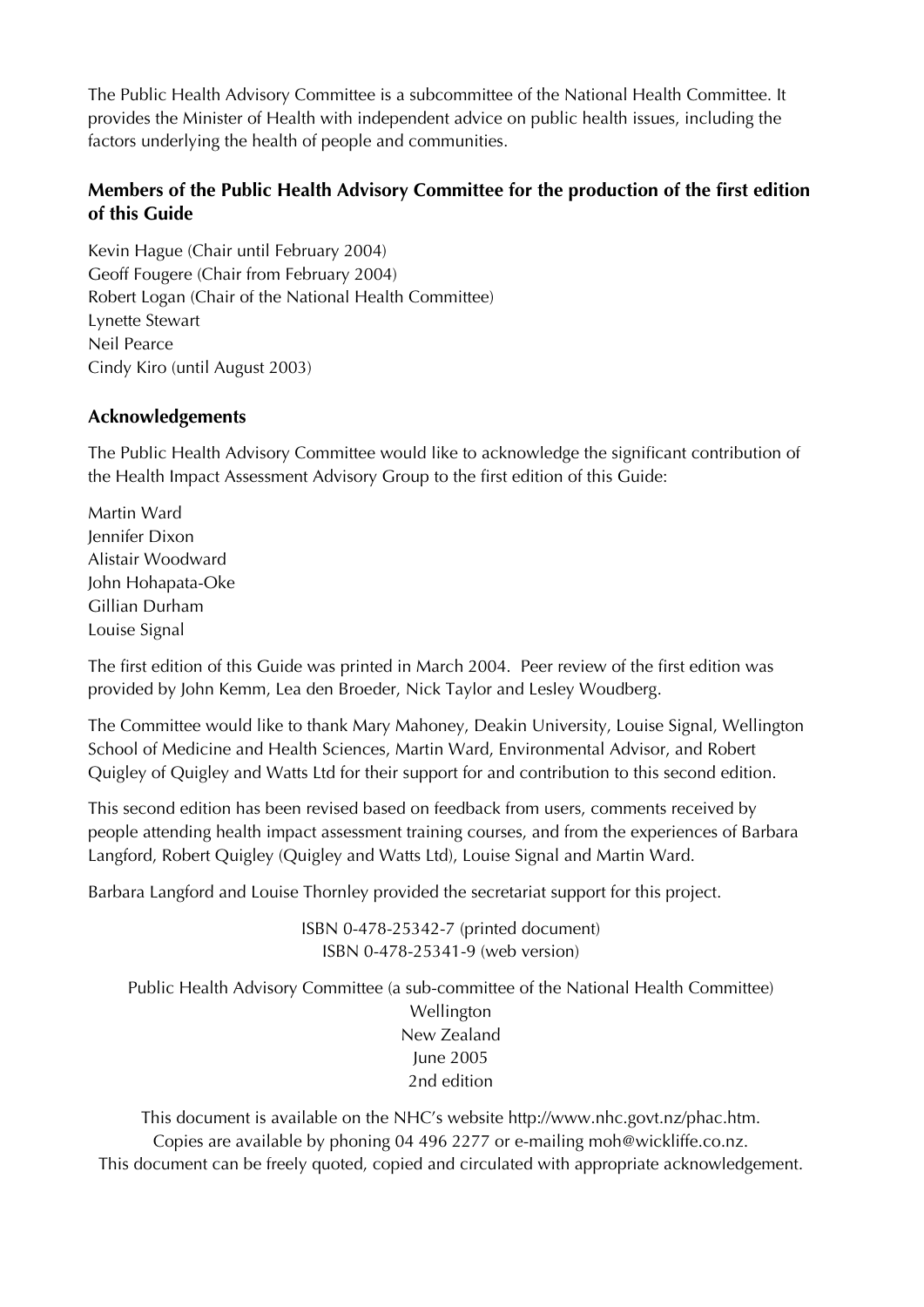The Public Health Advisory Committee is a subcommittee of the National Health Committee. It provides the Minister of Health with independent advice on public health issues, including the factors underlying the health of people and communities.

## Members of the Public Health Advisory Committee for the production of the first edition of this Guide

Kevin Hague (Chair until February 2004)
Geoff Fougere (Chair from February 2004)
Robert Logan (Chair of the National Health Committee)
Lynette Stewart
Neil Pearce
Cindy Kiro (until August 2003)

## Acknowledgements

The Public Health Advisory Committee would like to acknowledge the significant contribution of the Health Impact Assessment Advisory Group to the first edition of this Guide:

Martin Ward
Jennifer Dixon
Alistair Woodward
John Hohapata-Oke
Gillian Durham
Louise Signal

The first edition of this Guide was printed in March 2004. Peer review of the first edition was provided by John Kemm, Lea den Broeder, Nick Taylor and Lesley Woudberg.

The Committee would like to thank Mary Mahoney, Deakin University, Louise Signal, Wellington School of Medicine and Health Sciences, Martin Ward, Environmental Advisor, and Robert Quigley of Quigley and Watts Ltd for their support for and contribution to this second edition.

This second edition has been revised based on feedback from users, comments received by people attending health impact assessment training courses, and from the experiences of Barbara Langford, Robert Quigley (Quigley and Watts Ltd), Louise Signal and Martin Ward.

Barbara Langford and Louise Thornley provided the secretariat support for this project.

ISBN 0-478-25342-7 (printed document)
ISBN 0-478-25341-9 (web version)

Public Health Advisory Committee (a sub-committee of the National Health Committee)
Wellington
New Zealand
June 2005
2nd edition

This document is available on the NHC's website http://www.nhc.govt.nz/phac.htm.
Copies are available by phoning 04 496 2277 or e-mailing moh@wickliffe.co.nz.
This document can be freely quoted, copied and circulated with appropriate acknowledgement.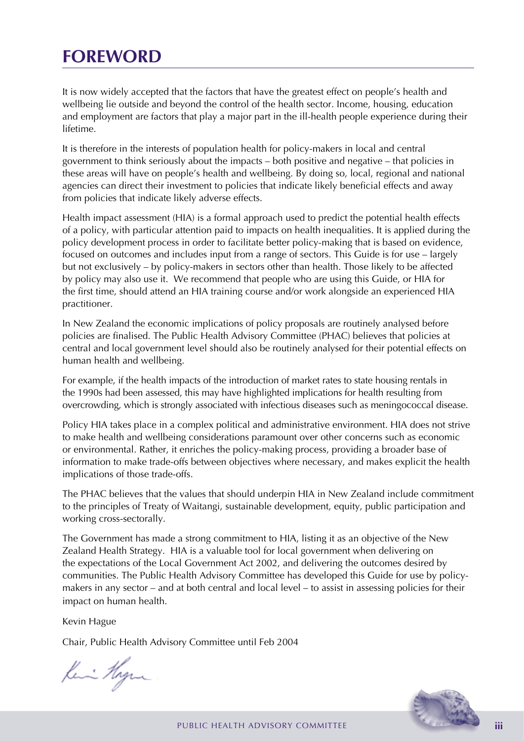# FOREWORD

It is now widely accepted that the factors that have the greatest effect on people's health and wellbeing lie outside and beyond the control of the health sector. Income, housing, education and employment are factors that play a major part in the ill-health people experience during their lifetime.

It is therefore in the interests of population health for policy-makers in local and central government to think seriously about the impacts – both positive and negative – that policies in these areas will have on people's health and wellbeing. By doing so, local, regional and national agencies can direct their investment to policies that indicate likely beneficial effects and away from policies that indicate likely adverse effects.

Health impact assessment (HIA) is a formal approach used to predict the potential health effects of a policy, with particular attention paid to impacts on health inequalities. It is applied during the policy development process in order to facilitate better policy-making that is based on evidence, focused on outcomes and includes input from a range of sectors. This Guide is for use – largely but not exclusively – by policy-makers in sectors other than health. Those likely to be affected by policy may also use it. We recommend that people who are using this Guide, or HIA for the first time, should attend an HIA training course and/or work alongside an experienced HIA practitioner.

In New Zealand the economic implications of policy proposals are routinely analysed before policies are finalised. The Public Health Advisory Committee (PHAC) believes that policies at central and local government level should also be routinely analysed for their potential effects on human health and wellbeing.

For example, if the health impacts of the introduction of market rates to state housing rentals in the 1990s had been assessed, this may have highlighted implications for health resulting from overcrowding, which is strongly associated with infectious diseases such as meningococcal disease.

Policy HIA takes place in a complex political and administrative environment. HIA does not strive to make health and wellbeing considerations paramount over other concerns such as economic or environmental. Rather, it enriches the policy-making process, providing a broader base of information to make trade-offs between objectives where necessary, and makes explicit the health implications of those trade-offs.

The PHAC believes that the values that should underpin HIA in New Zealand include commitment to the principles of Treaty of Waitangi, sustainable development, equity, public participation and working cross-sectorally.

The Government has made a strong commitment to HIA, listing it as an objective of the New Zealand Health Strategy. HIA is a valuable tool for local government when delivering on the expectations of the Local Government Act 2002, and delivering the outcomes desired by communities. The Public Health Advisory Committee has developed this Guide for use by policy-makers in any sector – and at both central and local level – to assist in assessing policies for their impact on human health.

Kevin Hague

Chair, Public Health Advisory Committee until Feb 2004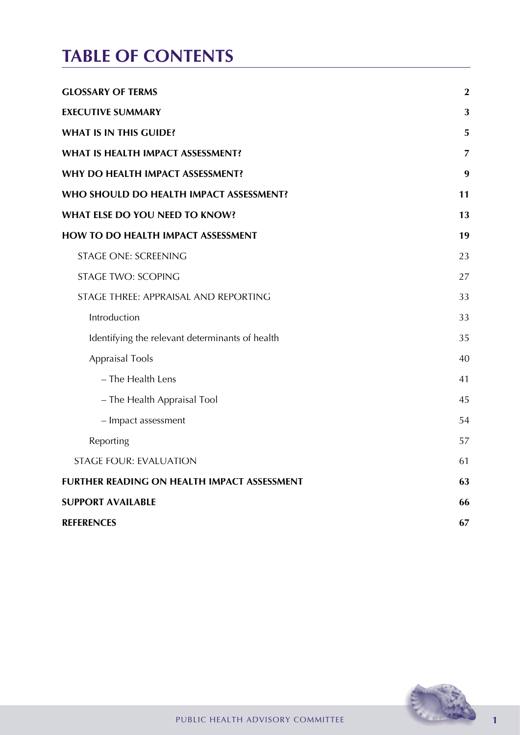# TABLE OF CONTENTS

| | |
|---|---|
| **GLOSSARY OF TERMS** | **2** |
| **EXECUTIVE SUMMARY** | **3** |
| **WHAT IS IN THIS GUIDE?** | **5** |
| **WHAT IS HEALTH IMPACT ASSESSMENT?** | **7** |
| **WHY DO HEALTH IMPACT ASSESSMENT?** | **9** |
| **WHO SHOULD DO HEALTH IMPACT ASSESSMENT?** | **11** |
| **WHAT ELSE DO YOU NEED TO KNOW?** | **13** |
| **HOW TO DO HEALTH IMPACT ASSESSMENT** | **19** |
| STAGE ONE: SCREENING | 23 |
| STAGE TWO: SCOPING | 27 |
| STAGE THREE: APPRAISAL AND REPORTING | 33 |
| Introduction | 33 |
| Identifying the relevant determinants of health | 35 |
| Appraisal Tools | 40 |
| – The Health Lens | 41 |
| – The Health Appraisal Tool | 45 |
| – Impact assessment | 54 |
| Reporting | 57 |
| STAGE FOUR: EVALUATION | 61 |
| **FURTHER READING ON HEALTH IMPACT ASSESSMENT** | **63** |
| **SUPPORT AVAILABLE** | **66** |
| **REFERENCES** | **67** |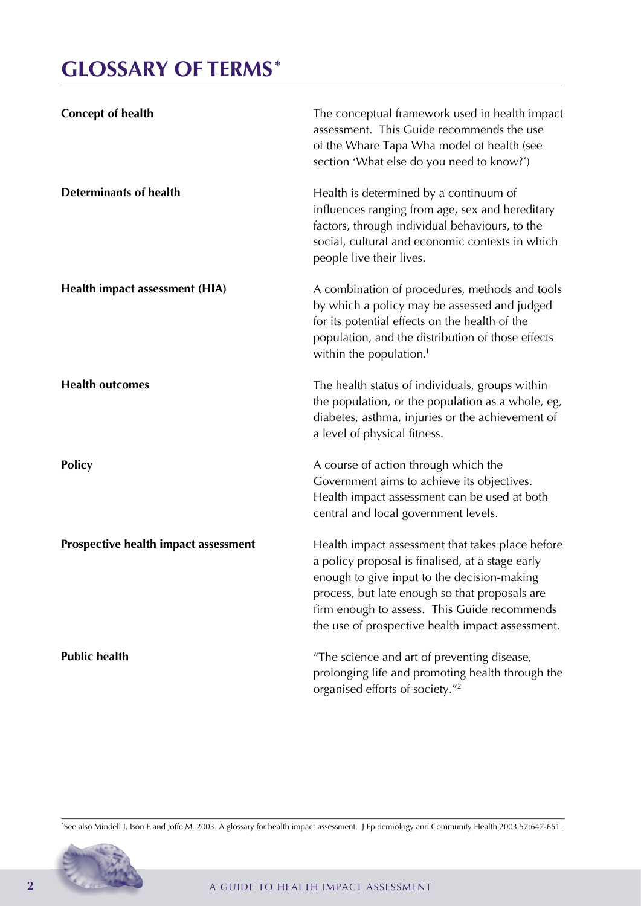# GLOSSARY OF TERMS*

| | |
|---|---|
| **Concept of health** | The conceptual framework used in health impact assessment. This Guide recommends the use of the Whare Tapa Wha model of health (see section 'What else do you need to know?') |
| **Determinants of health** | Health is determined by a continuum of influences ranging from age, sex and hereditary factors, through individual behaviours, to the social, cultural and economic contexts in which people live their lives. |
| **Health impact assessment (HIA)** | A combination of procedures, methods and tools by which a policy may be assessed and judged for its potential effects on the health of the population, and the distribution of those effects within the population.[1] |
| **Health outcomes** | The health status of individuals, groups within the population, or the population as a whole, eg, diabetes, asthma, injuries or the achievement of a level of physical fitness. |
| **Policy** | A course of action through which the Government aims to achieve its objectives. Health impact assessment can be used at both central and local government levels. |
| **Prospective health impact assessment** | Health impact assessment that takes place before a policy proposal is finalised, at a stage early enough to give input to the decision-making process, but late enough so that proposals are firm enough to assess. This Guide recommends the use of prospective health impact assessment. |
| **Public health** | "The science and art of preventing disease, prolonging life and promoting health through the organised efforts of society."[2] |

*See also Mindell J, Ison E and Joffe M. 2003. A glossary for health impact assessment. J Epidemiology and Community Health 2003;57:647-651.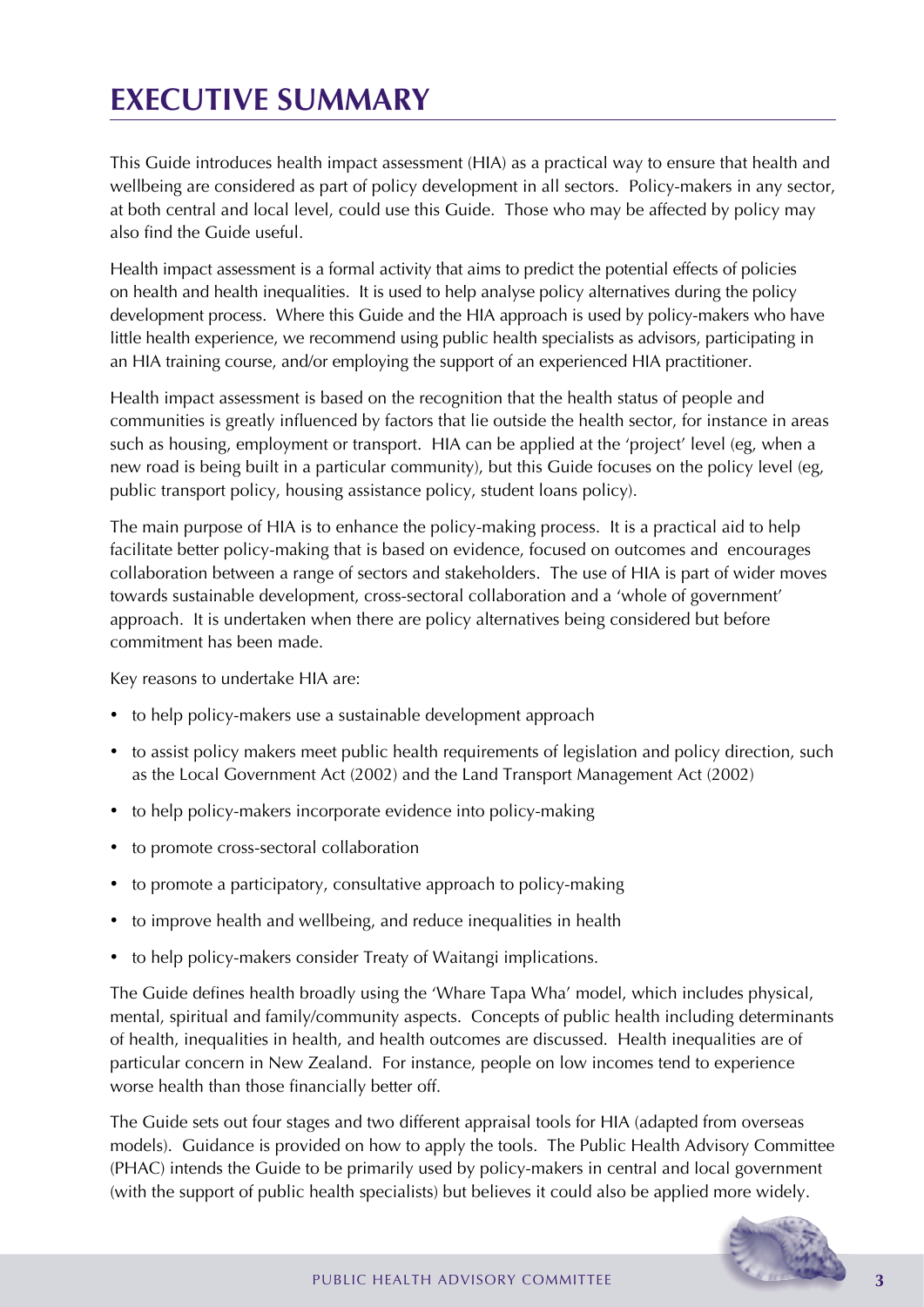# EXECUTIVE SUMMARY

This Guide introduces health impact assessment (HIA) as a practical way to ensure that health and wellbeing are considered as part of policy development in all sectors. Policy-makers in any sector, at both central and local level, could use this Guide. Those who may be affected by policy may also find the Guide useful.

Health impact assessment is a formal activity that aims to predict the potential effects of policies on health and health inequalities. It is used to help analyse policy alternatives during the policy development process. Where this Guide and the HIA approach is used by policy-makers who have little health experience, we recommend using public health specialists as advisors, participating in an HIA training course, and/or employing the support of an experienced HIA practitioner.

Health impact assessment is based on the recognition that the health status of people and communities is greatly influenced by factors that lie outside the health sector, for instance in areas such as housing, employment or transport. HIA can be applied at the 'project' level (eg, when a new road is being built in a particular community), but this Guide focuses on the policy level (eg, public transport policy, housing assistance policy, student loans policy).

The main purpose of HIA is to enhance the policy-making process. It is a practical aid to help facilitate better policy-making that is based on evidence, focused on outcomes and encourages collaboration between a range of sectors and stakeholders. The use of HIA is part of wider moves towards sustainable development, cross-sectoral collaboration and a 'whole of government' approach. It is undertaken when there are policy alternatives being considered but before commitment has been made.

Key reasons to undertake HIA are:

- to help policy-makers use a sustainable development approach
- to assist policy makers meet public health requirements of legislation and policy direction, such as the Local Government Act (2002) and the Land Transport Management Act (2002)
- to help policy-makers incorporate evidence into policy-making
- to promote cross-sectoral collaboration
- to promote a participatory, consultative approach to policy-making
- to improve health and wellbeing, and reduce inequalities in health
- to help policy-makers consider Treaty of Waitangi implications.

The Guide defines health broadly using the 'Whare Tapa Wha' model, which includes physical, mental, spiritual and family/community aspects. Concepts of public health including determinants of health, inequalities in health, and health outcomes are discussed. Health inequalities are of particular concern in New Zealand. For instance, people on low incomes tend to experience worse health than those financially better off.

The Guide sets out four stages and two different appraisal tools for HIA (adapted from overseas models). Guidance is provided on how to apply the tools. The Public Health Advisory Committee (PHAC) intends the Guide to be primarily used by policy-makers in central and local government (with the support of public health specialists) but believes it could also be applied more widely.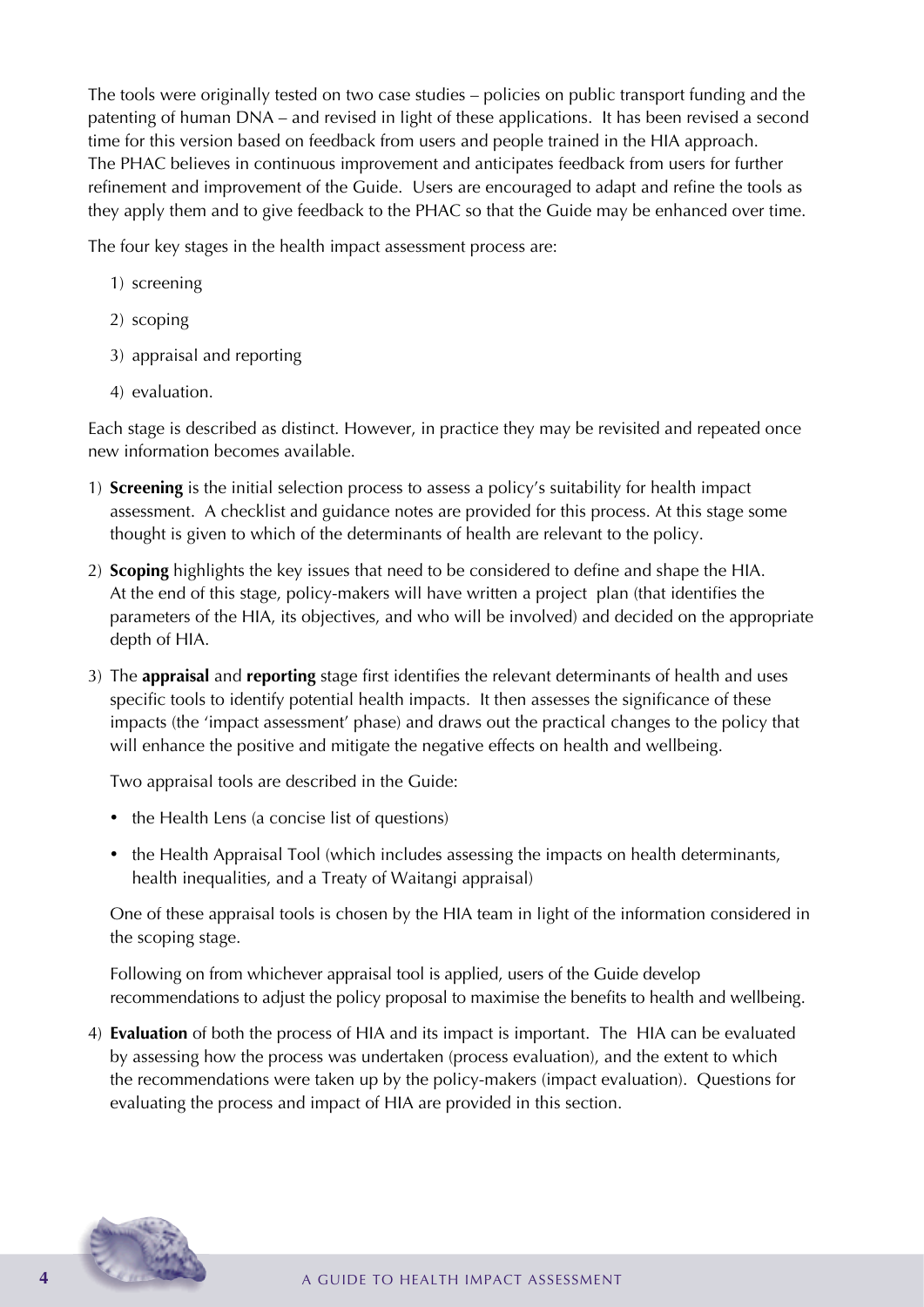The tools were originally tested on two case studies – policies on public transport funding and the patenting of human DNA – and revised in light of these applications. It has been revised a second time for this version based on feedback from users and people trained in the HIA approach. The PHAC believes in continuous improvement and anticipates feedback from users for further refinement and improvement of the Guide. Users are encouraged to adapt and refine the tools as they apply them and to give feedback to the PHAC so that the Guide may be enhanced over time.

The four key stages in the health impact assessment process are:

1) screening
2) scoping
3) appraisal and reporting
4) evaluation.

Each stage is described as distinct. However, in practice they may be revisited and repeated once new information becomes available.

1) **Screening** is the initial selection process to assess a policy's suitability for health impact assessment. A checklist and guidance notes are provided for this process. At this stage some thought is given to which of the determinants of health are relevant to the policy.

2) **Scoping** highlights the key issues that need to be considered to define and shape the HIA. At the end of this stage, policy-makers will have written a project plan (that identifies the parameters of the HIA, its objectives, and who will be involved) and decided on the appropriate depth of HIA.

3) The **appraisal** and **reporting** stage first identifies the relevant determinants of health and uses specific tools to identify potential health impacts. It then assesses the significance of these impacts (the 'impact assessment' phase) and draws out the practical changes to the policy that will enhance the positive and mitigate the negative effects on health and wellbeing.

   Two appraisal tools are described in the Guide:

   - the Health Lens (a concise list of questions)
   - the Health Appraisal Tool (which includes assessing the impacts on health determinants, health inequalities, and a Treaty of Waitangi appraisal)

   One of these appraisal tools is chosen by the HIA team in light of the information considered in the scoping stage.

   Following on from whichever appraisal tool is applied, users of the Guide develop recommendations to adjust the policy proposal to maximise the benefits to health and wellbeing.

4) **Evaluation** of both the process of HIA and its impact is important. The HIA can be evaluated by assessing how the process was undertaken (process evaluation), and the extent to which the recommendations were taken up by the policy-makers (impact evaluation). Questions for evaluating the process and impact of HIA are provided in this section.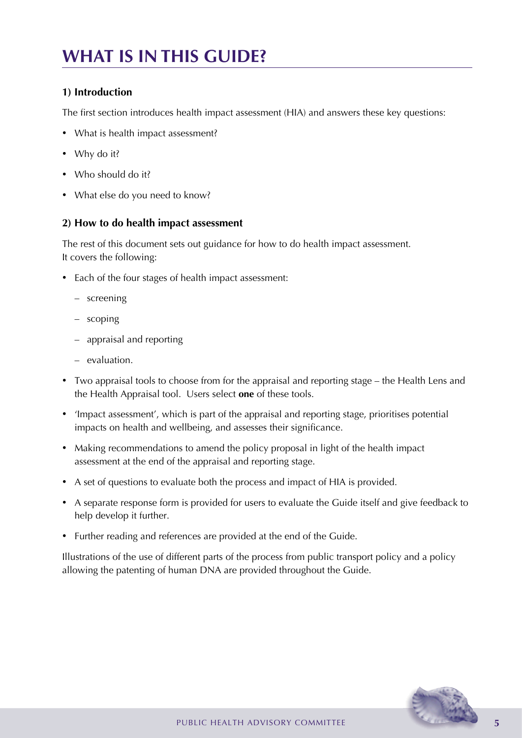# WHAT IS IN THIS GUIDE?

### 1) Introduction

The first section introduces health impact assessment (HIA) and answers these key questions:

- What is health impact assessment?
- Why do it?
- Who should do it?
- What else do you need to know?

### 2) How to do health impact assessment

The rest of this document sets out guidance for how to do health impact assessment. It covers the following:

- Each of the four stages of health impact assessment:
  - screening
  - scoping
  - appraisal and reporting
  - evaluation.
- Two appraisal tools to choose from for the appraisal and reporting stage – the Health Lens and the Health Appraisal tool. Users select **one** of these tools.
- 'Impact assessment', which is part of the appraisal and reporting stage, prioritises potential impacts on health and wellbeing, and assesses their significance.
- Making recommendations to amend the policy proposal in light of the health impact assessment at the end of the appraisal and reporting stage.
- A set of questions to evaluate both the process and impact of HIA is provided.
- A separate response form is provided for users to evaluate the Guide itself and give feedback to help develop it further.
- Further reading and references are provided at the end of the Guide.

Illustrations of the use of different parts of the process from public transport policy and a policy allowing the patenting of human DNA are provided throughout the Guide.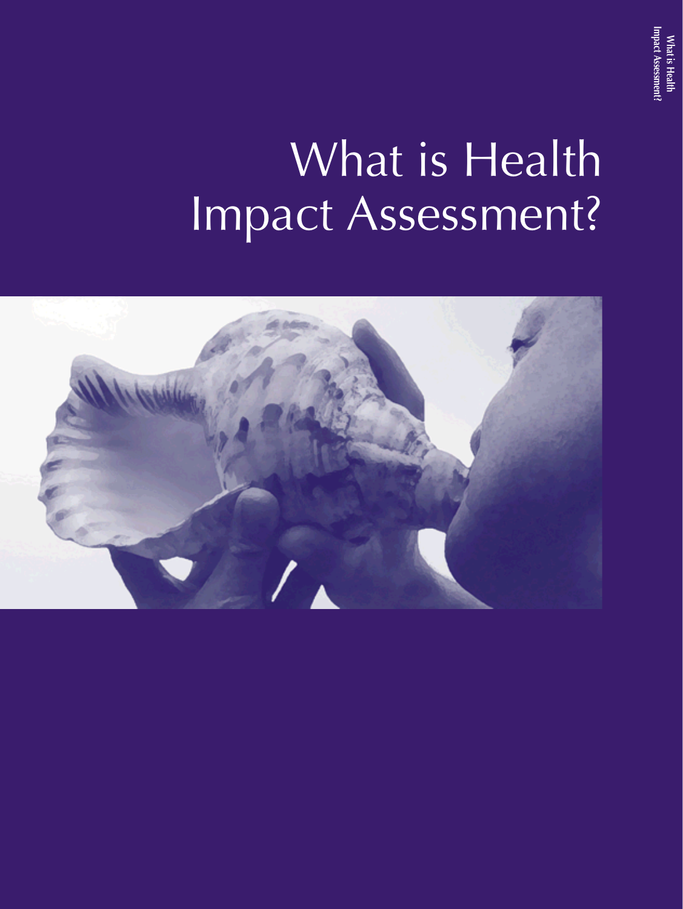# What is Health Impact Assessment?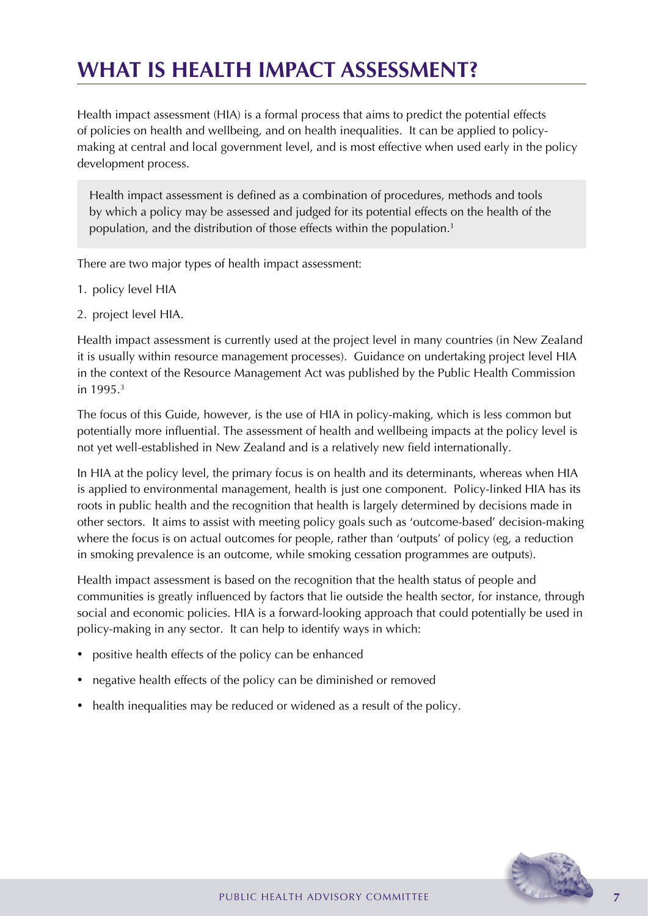# WHAT IS HEALTH IMPACT ASSESSMENT?

Health impact assessment (HIA) is a formal process that aims to predict the potential effects of policies on health and wellbeing, and on health inequalities. It can be applied to policy-making at central and local government level, and is most effective when used early in the policy development process.

> Health impact assessment is defined as a combination of procedures, methods and tools by which a policy may be assessed and judged for its potential effects on the health of the population, and the distribution of those effects within the population.[1]

There are two major types of health impact assessment:

1. policy level HIA
2. project level HIA.

Health impact assessment is currently used at the project level in many countries (in New Zealand it is usually within resource management processes). Guidance on undertaking project level HIA in the context of the Resource Management Act was published by the Public Health Commission in 1995.[3]

The focus of this Guide, however, is the use of HIA in policy-making, which is less common but potentially more influential. The assessment of health and wellbeing impacts at the policy level is not yet well-established in New Zealand and is a relatively new field internationally.

In HIA at the policy level, the primary focus is on health and its determinants, whereas when HIA is applied to environmental management, health is just one component. Policy-linked HIA has its roots in public health and the recognition that health is largely determined by decisions made in other sectors. It aims to assist with meeting policy goals such as 'outcome-based' decision-making where the focus is on actual outcomes for people, rather than 'outputs' of policy (eg, a reduction in smoking prevalence is an outcome, while smoking cessation programmes are outputs).

Health impact assessment is based on the recognition that the health status of people and communities is greatly influenced by factors that lie outside the health sector, for instance, through social and economic policies. HIA is a forward-looking approach that could potentially be used in policy-making in any sector. It can help to identify ways in which:

- positive health effects of the policy can be enhanced
- negative health effects of the policy can be diminished or removed
- health inequalities may be reduced or widened as a result of the policy.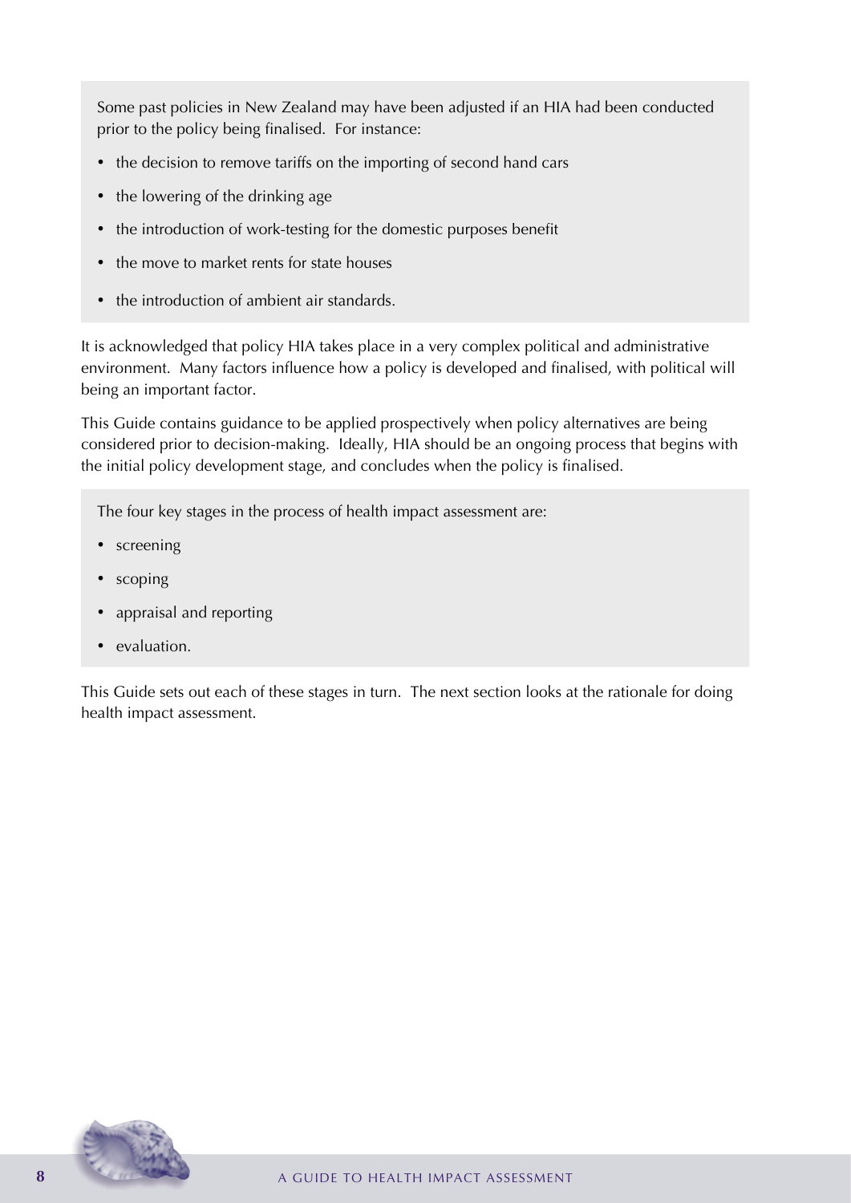Some past policies in New Zealand may have been adjusted if an HIA had been conducted prior to the policy being finalised. For instance:

- the decision to remove tariffs on the importing of second hand cars
- the lowering of the drinking age
- the introduction of work-testing for the domestic purposes benefit
- the move to market rents for state houses
- the introduction of ambient air standards.

It is acknowledged that policy HIA takes place in a very complex political and administrative environment. Many factors influence how a policy is developed and finalised, with political will being an important factor.

This Guide contains guidance to be applied prospectively when policy alternatives are being considered prior to decision-making. Ideally, HIA should be an ongoing process that begins with the initial policy development stage, and concludes when the policy is finalised.

The four key stages in the process of health impact assessment are:

- screening
- scoping
- appraisal and reporting
- evaluation.

This Guide sets out each of these stages in turn. The next section looks at the rationale for doing health impact assessment.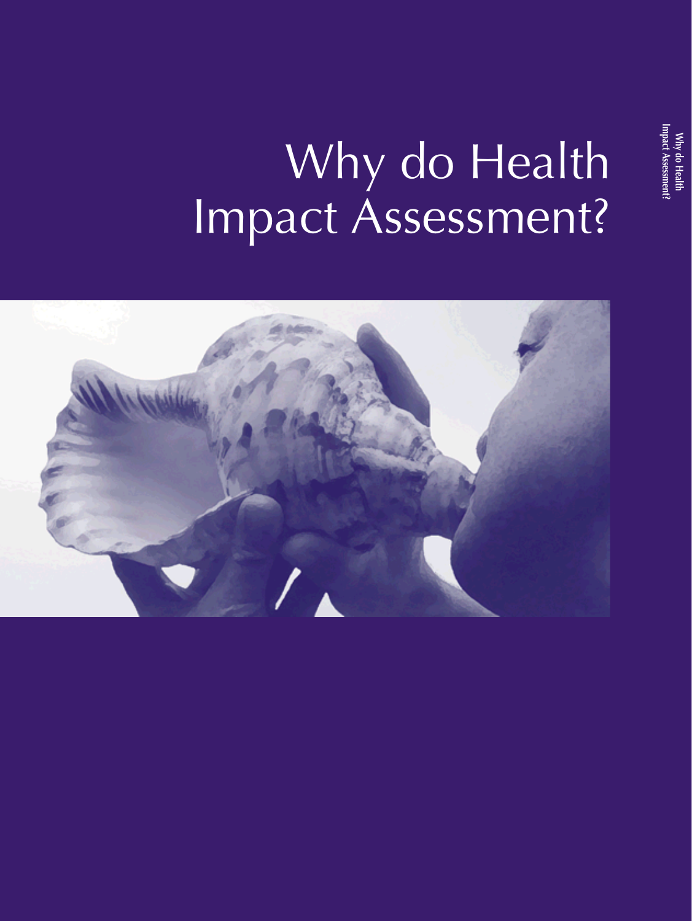# Why do Health Impact Assessment?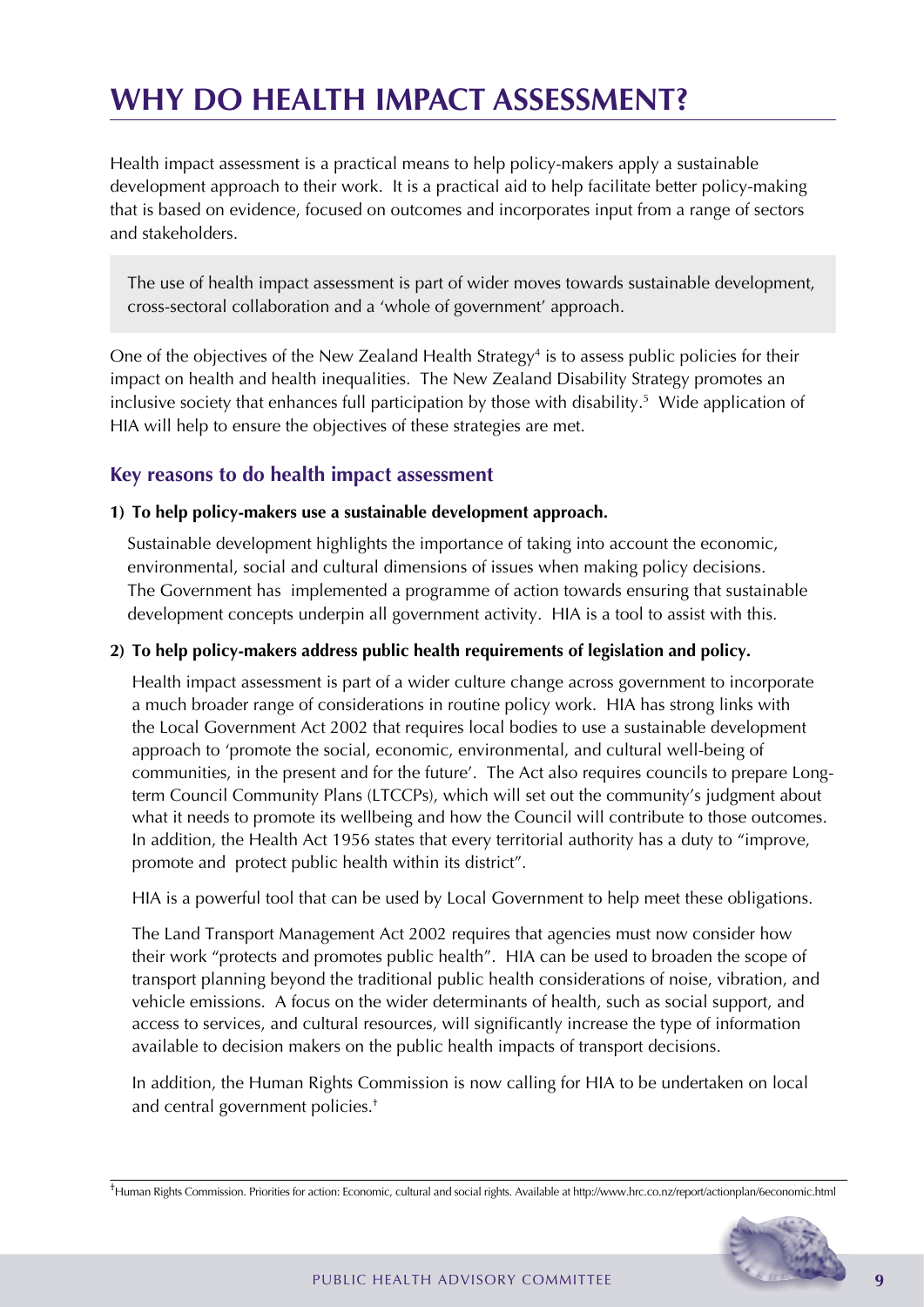# WHY DO HEALTH IMPACT ASSESSMENT?

Health impact assessment is a practical means to help policy-makers apply a sustainable development approach to their work. It is a practical aid to help facilitate better policy-making that is based on evidence, focused on outcomes and incorporates input from a range of sectors and stakeholders.

> The use of health impact assessment is part of wider moves towards sustainable development, cross-sectoral collaboration and a 'whole of government' approach.

One of the objectives of the New Zealand Health Strategy[4] is to assess public policies for their impact on health and health inequalities. The New Zealand Disability Strategy promotes an inclusive society that enhances full participation by those with disability.[5] Wide application of HIA will help to ensure the objectives of these strategies are met.

## Key reasons to do health impact assessment

**1) To help policy-makers use a sustainable development approach.**

Sustainable development highlights the importance of taking into account the economic, environmental, social and cultural dimensions of issues when making policy decisions. The Government has implemented a programme of action towards ensuring that sustainable development concepts underpin all government activity. HIA is a tool to assist with this.

**2) To help policy-makers address public health requirements of legislation and policy.**

Health impact assessment is part of a wider culture change across government to incorporate a much broader range of considerations in routine policy work. HIA has strong links with the Local Government Act 2002 that requires local bodies to use a sustainable development approach to 'promote the social, economic, environmental, and cultural well-being of communities, in the present and for the future'. The Act also requires councils to prepare Long-term Council Community Plans (LTCCPs), which will set out the community's judgment about what it needs to promote its wellbeing and how the Council will contribute to those outcomes. In addition, the Health Act 1956 states that every territorial authority has a duty to "improve, promote and protect public health within its district".

HIA is a powerful tool that can be used by Local Government to help meet these obligations.

The Land Transport Management Act 2002 requires that agencies must now consider how their work "protects and promotes public health". HIA can be used to broaden the scope of transport planning beyond the traditional public health considerations of noise, vibration, and vehicle emissions. A focus on the wider determinants of health, such as social support, and access to services, and cultural resources, will significantly increase the type of information available to decision makers on the public health impacts of transport decisions.

In addition, the Human Rights Commission is now calling for HIA to be undertaken on local and central government policies.[‡]

---

[‡] Human Rights Commission. Priorities for action: Economic, cultural and social rights. Available at http://www.hrc.co.nz/report/actionplan/6economic.html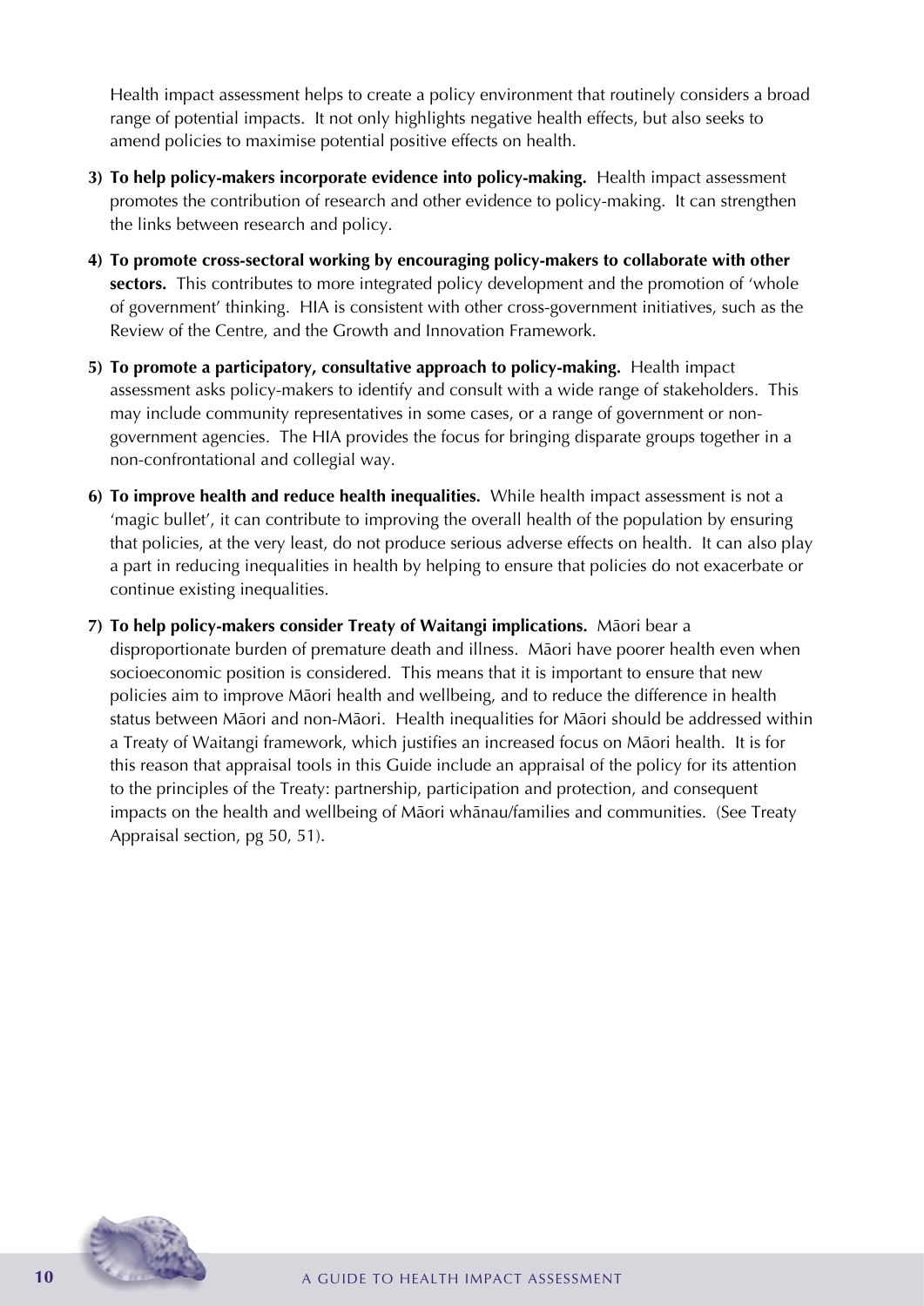Health impact assessment helps to create a policy environment that routinely considers a broad range of potential impacts. It not only highlights negative health effects, but also seeks to amend policies to maximise potential positive effects on health.

3) **To help policy-makers incorporate evidence into policy-making.** Health impact assessment promotes the contribution of research and other evidence to policy-making. It can strengthen the links between research and policy.

4) **To promote cross-sectoral working by encouraging policy-makers to collaborate with other sectors.** This contributes to more integrated policy development and the promotion of 'whole of government' thinking. HIA is consistent with other cross-government initiatives, such as the Review of the Centre, and the Growth and Innovation Framework.

5) **To promote a participatory, consultative approach to policy-making.** Health impact assessment asks policy-makers to identify and consult with a wide range of stakeholders. This may include community representatives in some cases, or a range of government or non-government agencies. The HIA provides the focus for bringing disparate groups together in a non-confrontational and collegial way.

6) **To improve health and reduce health inequalities.** While health impact assessment is not a 'magic bullet', it can contribute to improving the overall health of the population by ensuring that policies, at the very least, do not produce serious adverse effects on health. It can also play a part in reducing inequalities in health by helping to ensure that policies do not exacerbate or continue existing inequalities.

7) **To help policy-makers consider Treaty of Waitangi implications.** Māori bear a disproportionate burden of premature death and illness. Māori have poorer health even when socioeconomic position is considered. This means that it is important to ensure that new policies aim to improve Māori health and wellbeing, and to reduce the difference in health status between Māori and non-Māori. Health inequalities for Māori should be addressed within a Treaty of Waitangi framework, which justifies an increased focus on Māori health. It is for this reason that appraisal tools in this Guide include an appraisal of the policy for its attention to the principles of the Treaty: partnership, participation and protection, and consequent impacts on the health and wellbeing of Māori whānau/families and communities. (See Treaty Appraisal section, pg 50, 51).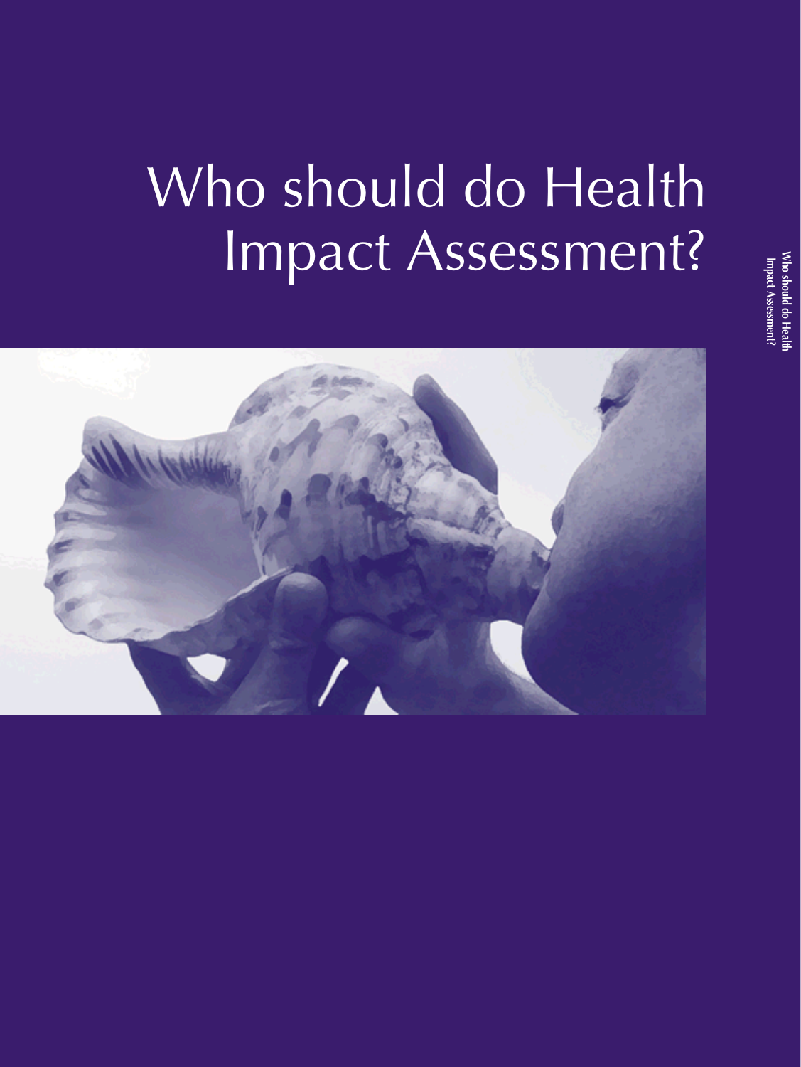# Who should do Health Impact Assessment?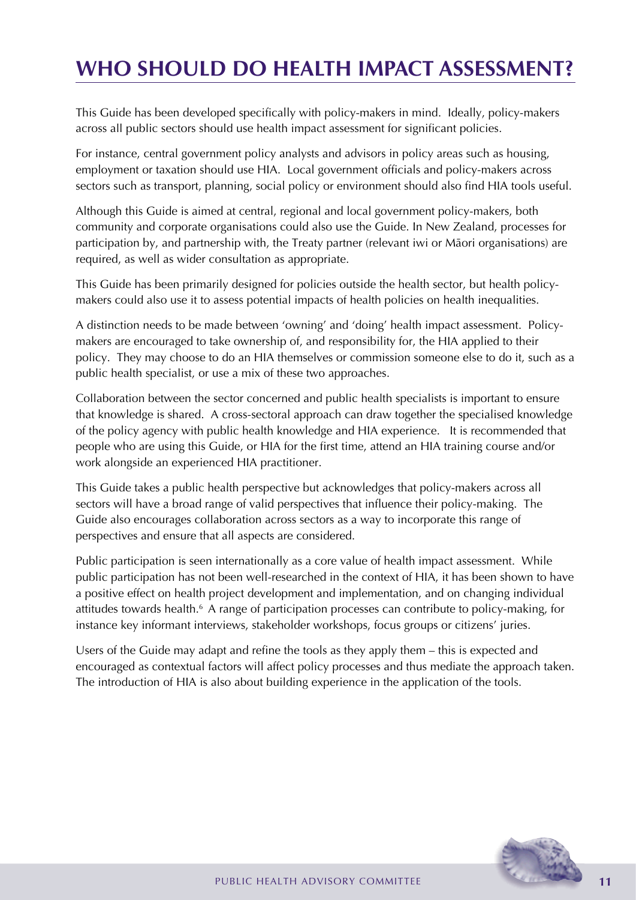# WHO SHOULD DO HEALTH IMPACT ASSESSMENT?

This Guide has been developed specifically with policy-makers in mind. Ideally, policy-makers across all public sectors should use health impact assessment for significant policies.

For instance, central government policy analysts and advisors in policy areas such as housing, employment or taxation should use HIA. Local government officials and policy-makers across sectors such as transport, planning, social policy or environment should also find HIA tools useful.

Although this Guide is aimed at central, regional and local government policy-makers, both community and corporate organisations could also use the Guide. In New Zealand, processes for participation by, and partnership with, the Treaty partner (relevant iwi or Māori organisations) are required, as well as wider consultation as appropriate.

This Guide has been primarily designed for policies outside the health sector, but health policy-makers could also use it to assess potential impacts of health policies on health inequalities.

A distinction needs to be made between 'owning' and 'doing' health impact assessment. Policy-makers are encouraged to take ownership of, and responsibility for, the HIA applied to their policy. They may choose to do an HIA themselves or commission someone else to do it, such as a public health specialist, or use a mix of these two approaches.

Collaboration between the sector concerned and public health specialists is important to ensure that knowledge is shared. A cross-sectoral approach can draw together the specialised knowledge of the policy agency with public health knowledge and HIA experience. It is recommended that people who are using this Guide, or HIA for the first time, attend an HIA training course and/or work alongside an experienced HIA practitioner.

This Guide takes a public health perspective but acknowledges that policy-makers across all sectors will have a broad range of valid perspectives that influence their policy-making. The Guide also encourages collaboration across sectors as a way to incorporate this range of perspectives and ensure that all aspects are considered.

Public participation is seen internationally as a core value of health impact assessment. While public participation has not been well-researched in the context of HIA, it has been shown to have a positive effect on health project development and implementation, and on changing individual attitudes towards health.[6] A range of participation processes can contribute to policy-making, for instance key informant interviews, stakeholder workshops, focus groups or citizens' juries.

Users of the Guide may adapt and refine the tools as they apply them – this is expected and encouraged as contextual factors will affect policy processes and thus mediate the approach taken. The introduction of HIA is also about building experience in the application of the tools.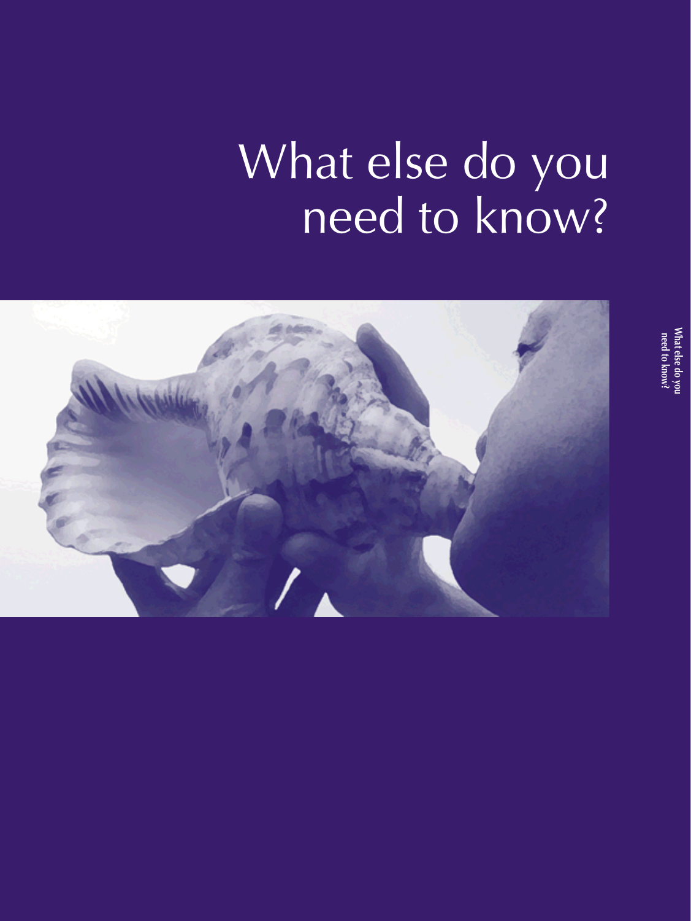# What else do you need to know?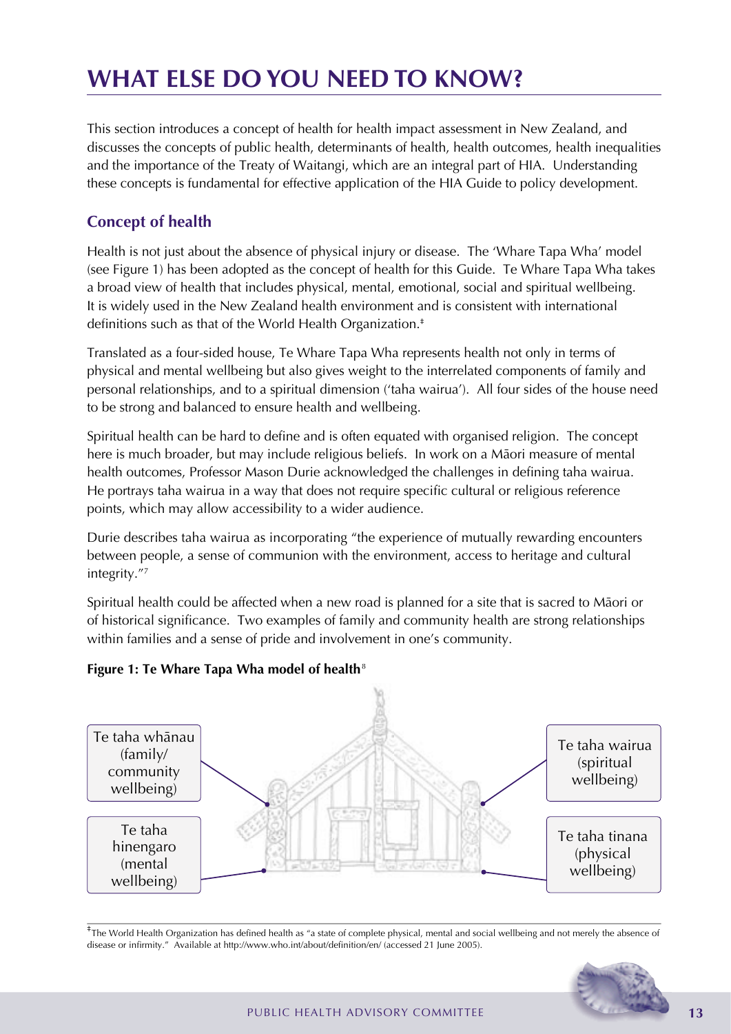# WHAT ELSE DO YOU NEED TO KNOW?

This section introduces a concept of health for health impact assessment in New Zealand, and discusses the concepts of public health, determinants of health, health outcomes, health inequalities and the importance of the Treaty of Waitangi, which are an integral part of HIA. Understanding these concepts is fundamental for effective application of the HIA Guide to policy development.

## Concept of health

Health is not just about the absence of physical injury or disease. The 'Whare Tapa Wha' model (see Figure 1) has been adopted as the concept of health for this Guide. Te Whare Tapa Wha takes a broad view of health that includes physical, mental, emotional, social and spiritual wellbeing. It is widely used in the New Zealand health environment and is consistent with international definitions such as that of the World Health Organization.[‡]

Translated as a four-sided house, Te Whare Tapa Wha represents health not only in terms of physical and mental wellbeing but also gives weight to the interrelated components of family and personal relationships, and to a spiritual dimension ('taha wairua'). All four sides of the house need to be strong and balanced to ensure health and wellbeing.

Spiritual health can be hard to define and is often equated with organised religion. The concept here is much broader, but may include religious beliefs. In work on a Māori measure of mental health outcomes, Professor Mason Durie acknowledged the challenges in defining taha wairua. He portrays taha wairua in a way that does not require specific cultural or religious reference points, which may allow accessibility to a wider audience.

Durie describes taha wairua as incorporating "the experience of mutually rewarding encounters between people, a sense of communion with the environment, access to heritage and cultural integrity."[7]

Spiritual health could be affected when a new road is planned for a site that is sacred to Māori or of historical significance. Two examples of family and community health are strong relationships within families and a sense of pride and involvement in one's community.

**Figure 1: Te Whare Tapa Wha model of health**[8]

Te taha whānau (family/ community wellbeing)

Te taha hinengaro (mental wellbeing)

Te taha wairua (spiritual wellbeing)

Te taha tinana (physical wellbeing)

---

[‡] The World Health Organization has defined health as "a state of complete physical, mental and social wellbeing and not merely the absence of disease or infirmity." Available at http://www.who.int/about/definition/en/ (accessed 21 June 2005).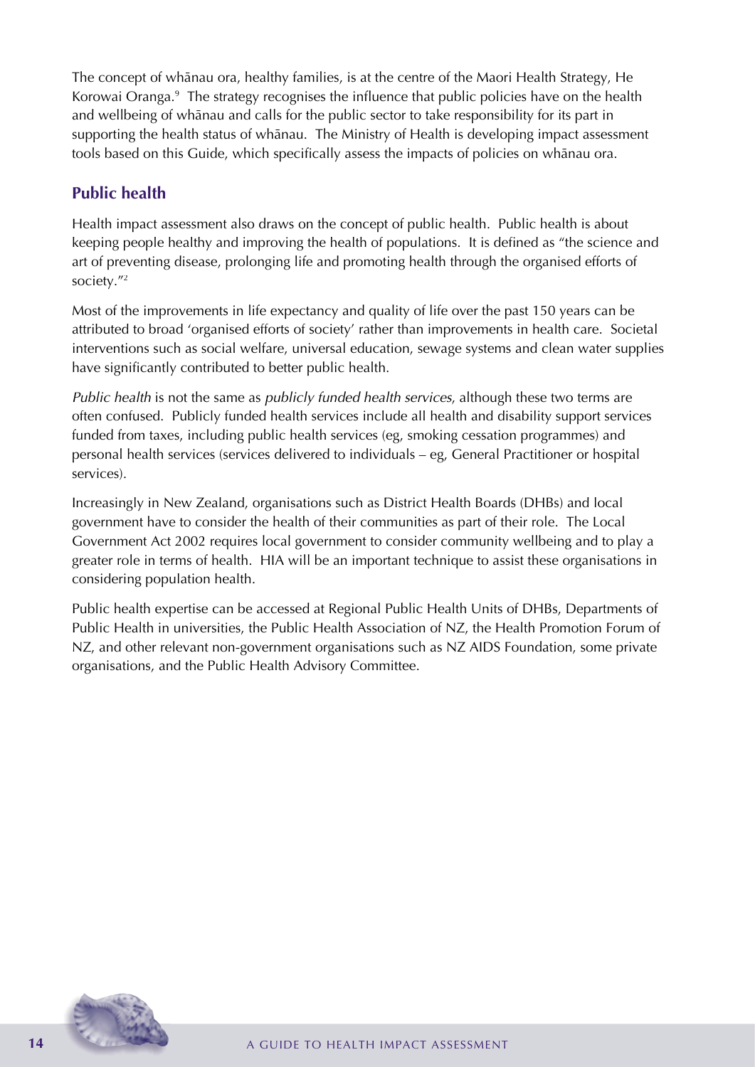The concept of whānau ora, healthy families, is at the centre of the Maori Health Strategy, He Korowai Oranga.[9] The strategy recognises the influence that public policies have on the health and wellbeing of whānau and calls for the public sector to take responsibility for its part in supporting the health status of whānau. The Ministry of Health is developing impact assessment tools based on this Guide, which specifically assess the impacts of policies on whānau ora.

## Public health

Health impact assessment also draws on the concept of public health. Public health is about keeping people healthy and improving the health of populations. It is defined as "the science and art of preventing disease, prolonging life and promoting health through the organised efforts of society."[2]

Most of the improvements in life expectancy and quality of life over the past 150 years can be attributed to broad 'organised efforts of society' rather than improvements in health care. Societal interventions such as social welfare, universal education, sewage systems and clean water supplies have significantly contributed to better public health.

*Public health* is not the same as *publicly funded health services*, although these two terms are often confused. Publicly funded health services include all health and disability support services funded from taxes, including public health services (eg, smoking cessation programmes) and personal health services (services delivered to individuals – eg, General Practitioner or hospital services).

Increasingly in New Zealand, organisations such as District Health Boards (DHBs) and local government have to consider the health of their communities as part of their role. The Local Government Act 2002 requires local government to consider community wellbeing and to play a greater role in terms of health. HIA will be an important technique to assist these organisations in considering population health.

Public health expertise can be accessed at Regional Public Health Units of DHBs, Departments of Public Health in universities, the Public Health Association of NZ, the Health Promotion Forum of NZ, and other relevant non-government organisations such as NZ AIDS Foundation, some private organisations, and the Public Health Advisory Committee.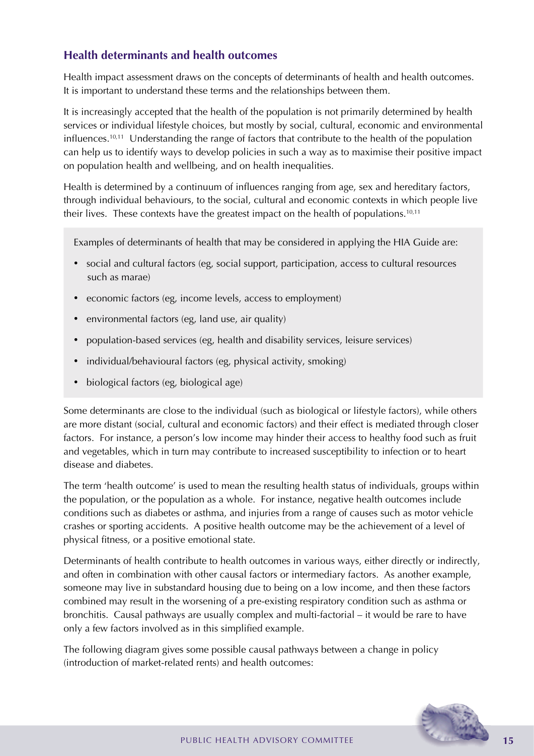## Health determinants and health outcomes

Health impact assessment draws on the concepts of determinants of health and health outcomes. It is important to understand these terms and the relationships between them.

It is increasingly accepted that the health of the population is not primarily determined by health services or individual lifestyle choices, but mostly by social, cultural, economic and environmental influences.[10,11] Understanding the range of factors that contribute to the health of the population can help us to identify ways to develop policies in such a way as to maximise their positive impact on population health and wellbeing, and on health inequalities.

Health is determined by a continuum of influences ranging from age, sex and hereditary factors, through individual behaviours, to the social, cultural and economic contexts in which people live their lives. These contexts have the greatest impact on the health of populations.[10,11]

Examples of determinants of health that may be considered in applying the HIA Guide are:

- social and cultural factors (eg, social support, participation, access to cultural resources such as marae)
- economic factors (eg, income levels, access to employment)
- environmental factors (eg, land use, air quality)
- population-based services (eg, health and disability services, leisure services)
- individual/behavioural factors (eg, physical activity, smoking)
- biological factors (eg, biological age)

Some determinants are close to the individual (such as biological or lifestyle factors), while others are more distant (social, cultural and economic factors) and their effect is mediated through closer factors. For instance, a person's low income may hinder their access to healthy food such as fruit and vegetables, which in turn may contribute to increased susceptibility to infection or to heart disease and diabetes.

The term 'health outcome' is used to mean the resulting health status of individuals, groups within the population, or the population as a whole. For instance, negative health outcomes include conditions such as diabetes or asthma, and injuries from a range of causes such as motor vehicle crashes or sporting accidents. A positive health outcome may be the achievement of a level of physical fitness, or a positive emotional state.

Determinants of health contribute to health outcomes in various ways, either directly or indirectly, and often in combination with other causal factors or intermediary factors. As another example, someone may live in substandard housing due to being on a low income, and then these factors combined may result in the worsening of a pre-existing respiratory condition such as asthma or bronchitis. Causal pathways are usually complex and multi-factorial – it would be rare to have only a few factors involved as in this simplified example.

The following diagram gives some possible causal pathways between a change in policy (introduction of market-related rents) and health outcomes: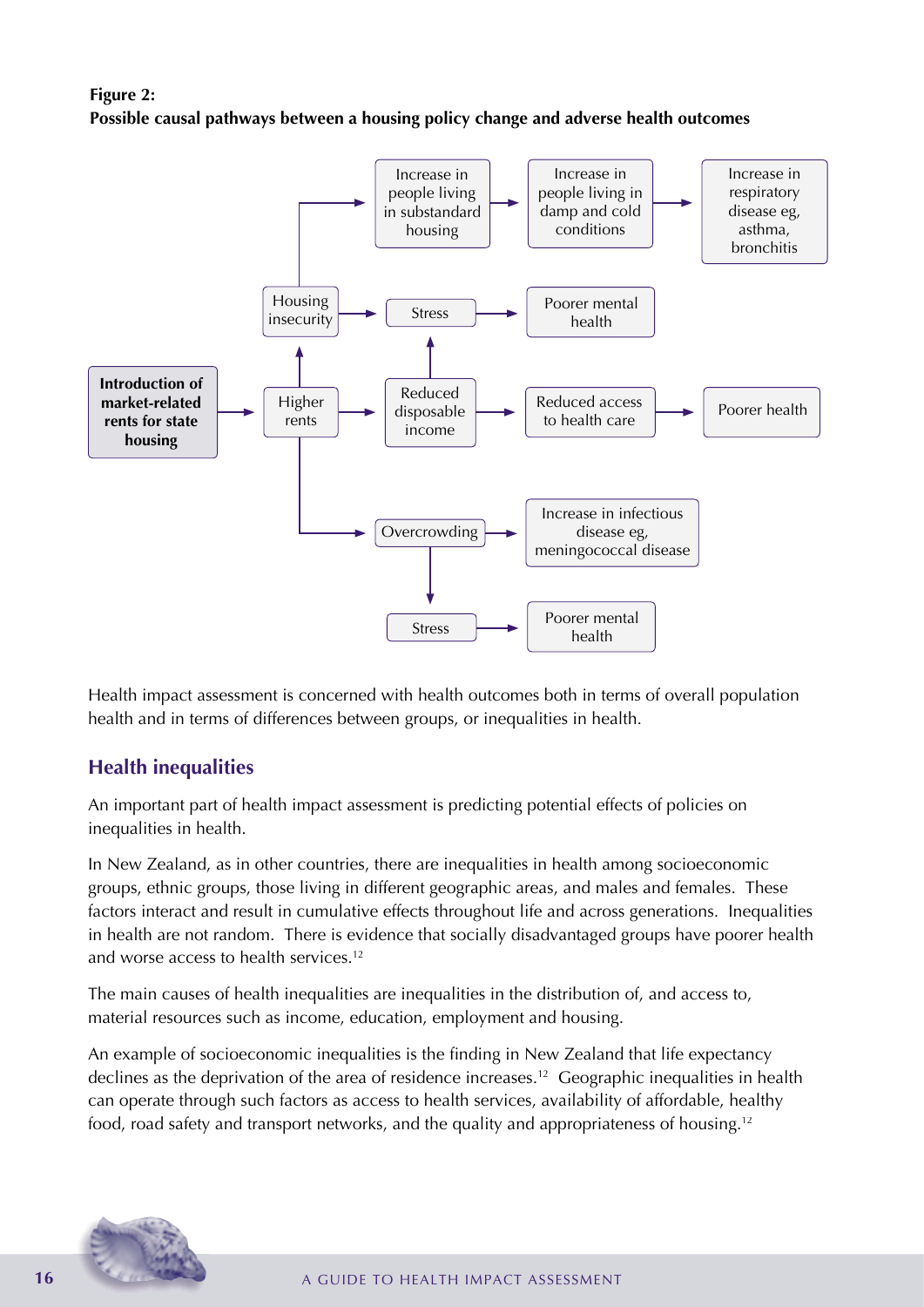**Figure 2:**
**Possible causal pathways between a housing policy change and adverse health outcomes**

Health impact assessment is concerned with health outcomes both in terms of overall population health and in terms of differences between groups, or inequalities in health.

## Health inequalities

An important part of health impact assessment is predicting potential effects of policies on inequalities in health.

In New Zealand, as in other countries, there are inequalities in health among socioeconomic groups, ethnic groups, those living in different geographic areas, and males and females. These factors interact and result in cumulative effects throughout life and across generations. Inequalities in health are not random. There is evidence that socially disadvantaged groups have poorer health and worse access to health services.[12]

The main causes of health inequalities are inequalities in the distribution of, and access to, material resources such as income, education, employment and housing.

An example of socioeconomic inequalities is the finding in New Zealand that life expectancy declines as the deprivation of the area of residence increases.[12] Geographic inequalities in health can operate through such factors as access to health services, availability of affordable, healthy food, road safety and transport networks, and the quality and appropriateness of housing.[12]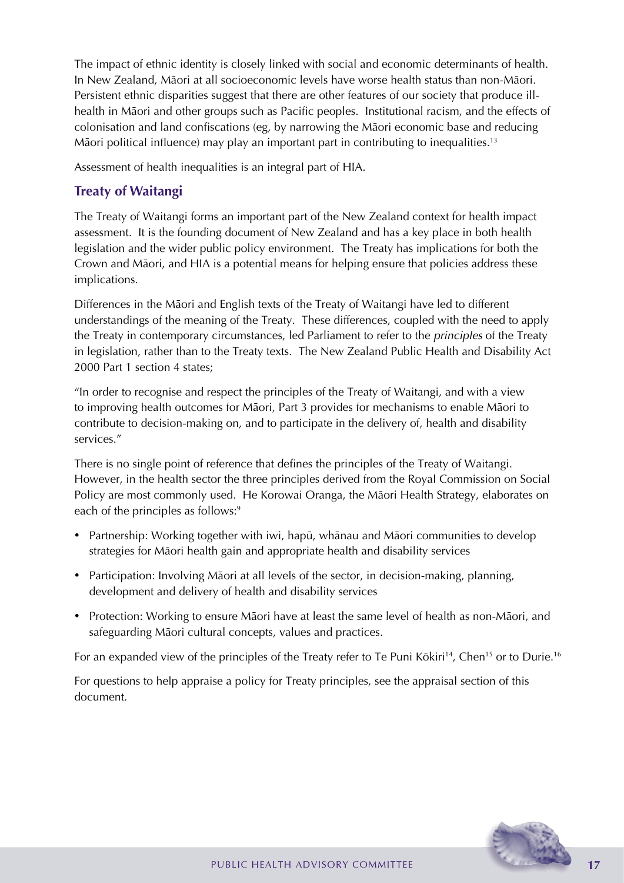The impact of ethnic identity is closely linked with social and economic determinants of health. In New Zealand, Māori at all socioeconomic levels have worse health status than non-Māori. Persistent ethnic disparities suggest that there are other features of our society that produce ill-health in Māori and other groups such as Pacific peoples. Institutional racism, and the effects of colonisation and land confiscations (eg, by narrowing the Māori economic base and reducing Māori political influence) may play an important part in contributing to inequalities.[13]

Assessment of health inequalities is an integral part of HIA.

## Treaty of Waitangi

The Treaty of Waitangi forms an important part of the New Zealand context for health impact assessment. It is the founding document of New Zealand and has a key place in both health legislation and the wider public policy environment. The Treaty has implications for both the Crown and Māori, and HIA is a potential means for helping ensure that policies address these implications.

Differences in the Māori and English texts of the Treaty of Waitangi have led to different understandings of the meaning of the Treaty. These differences, coupled with the need to apply the Treaty in contemporary circumstances, led Parliament to refer to the *principles* of the Treaty in legislation, rather than to the Treaty texts. The New Zealand Public Health and Disability Act 2000 Part 1 section 4 states;

"In order to recognise and respect the principles of the Treaty of Waitangi, and with a view to improving health outcomes for Māori, Part 3 provides for mechanisms to enable Māori to contribute to decision-making on, and to participate in the delivery of, health and disability services."

There is no single point of reference that defines the principles of the Treaty of Waitangi. However, in the health sector the three principles derived from the Royal Commission on Social Policy are most commonly used. He Korowai Oranga, the Māori Health Strategy, elaborates on each of the principles as follows:[9]

- Partnership: Working together with iwi, hapū, whānau and Māori communities to develop strategies for Māori health gain and appropriate health and disability services
- Participation: Involving Māori at all levels of the sector, in decision-making, planning, development and delivery of health and disability services
- Protection: Working to ensure Māori have at least the same level of health as non-Māori, and safeguarding Māori cultural concepts, values and practices.

For an expanded view of the principles of the Treaty refer to Te Puni Kōkiri[14], Chen[15] or to Durie.[16]

For questions to help appraise a policy for Treaty principles, see the appraisal section of this document.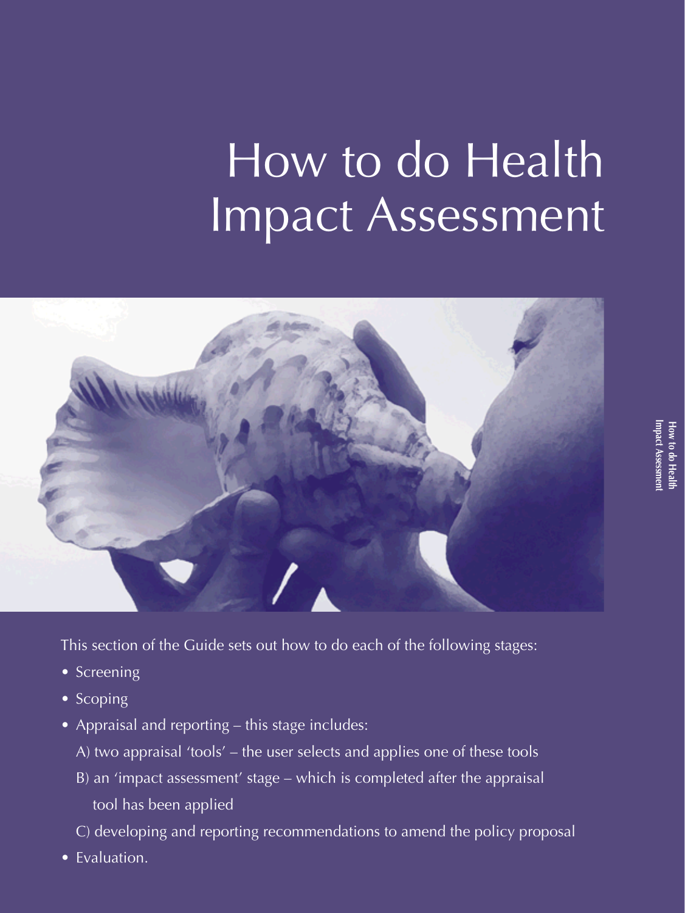# How to do Health Impact Assessment

This section of the Guide sets out how to do each of the following stages:

- Screening
- Scoping
- Appraisal and reporting – this stage includes:
  - A) two appraisal 'tools' – the user selects and applies one of these tools
  - B) an 'impact assessment' stage – which is completed after the appraisal tool has been applied
  - C) developing and reporting recommendations to amend the policy proposal
- Evaluation.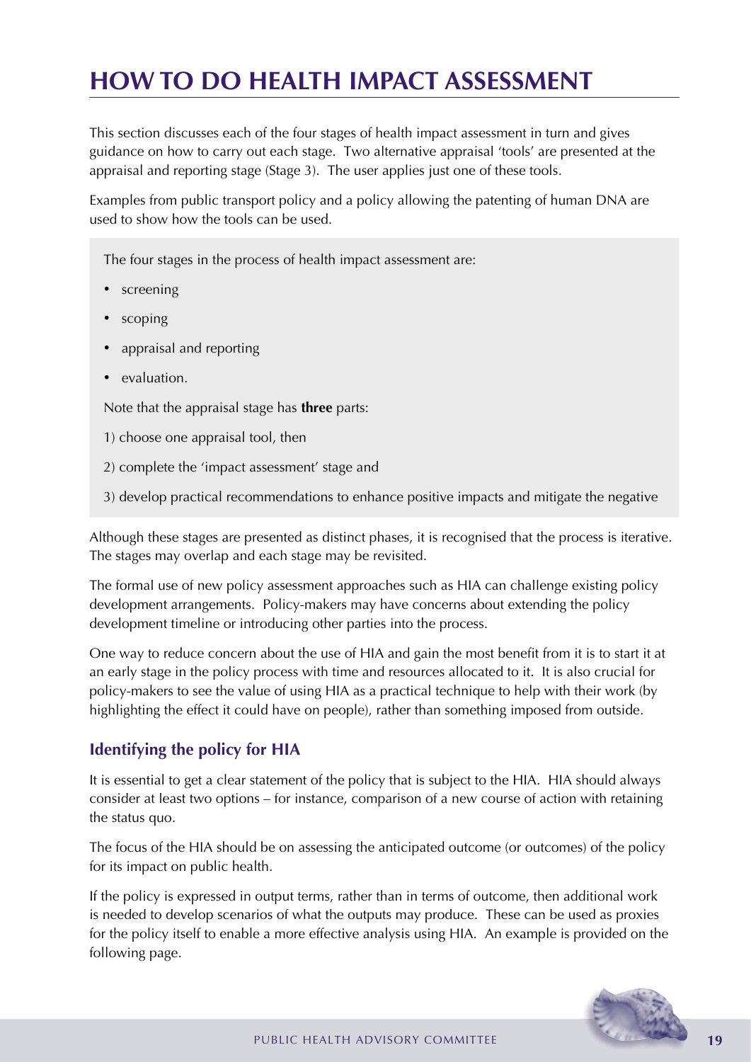# HOW TO DO HEALTH IMPACT ASSESSMENT

This section discusses each of the four stages of health impact assessment in turn and gives guidance on how to carry out each stage. Two alternative appraisal 'tools' are presented at the appraisal and reporting stage (Stage 3). The user applies just one of these tools.

Examples from public transport policy and a policy allowing the patenting of human DNA are used to show how the tools can be used.

The four stages in the process of health impact assessment are:

- screening
- scoping
- appraisal and reporting
- evaluation.

Note that the appraisal stage has **three** parts:

1) choose one appraisal tool, then

2) complete the 'impact assessment' stage and

3) develop practical recommendations to enhance positive impacts and mitigate the negative

Although these stages are presented as distinct phases, it is recognised that the process is iterative. The stages may overlap and each stage may be revisited.

The formal use of new policy assessment approaches such as HIA can challenge existing policy development arrangements. Policy-makers may have concerns about extending the policy development timeline or introducing other parties into the process.

One way to reduce concern about the use of HIA and gain the most benefit from it is to start it at an early stage in the policy process with time and resources allocated to it. It is also crucial for policy-makers to see the value of using HIA as a practical technique to help with their work (by highlighting the effect it could have on people), rather than something imposed from outside.

## Identifying the policy for HIA

It is essential to get a clear statement of the policy that is subject to the HIA. HIA should always consider at least two options – for instance, comparison of a new course of action with retaining the status quo.

The focus of the HIA should be on assessing the anticipated outcome (or outcomes) of the policy for its impact on public health.

If the policy is expressed in output terms, rather than in terms of outcome, then additional work is needed to develop scenarios of what the outputs may produce. These can be used as proxies for the policy itself to enable a more effective analysis using HIA. An example is provided on the following page.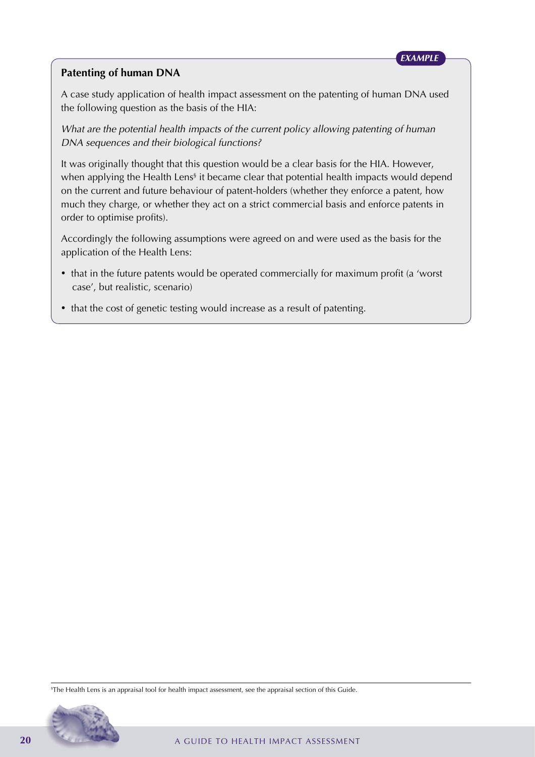EXAMPLE

### Patenting of human DNA

A case study application of health impact assessment on the patenting of human DNA used the following question as the basis of the HIA:

*What are the potential health impacts of the current policy allowing patenting of human DNA sequences and their biological functions?*

It was originally thought that this question would be a clear basis for the HIA. However, when applying the Health Lens[§] it became clear that potential health impacts would depend on the current and future behaviour of patent-holders (whether they enforce a patent, how much they charge, or whether they act on a strict commercial basis and enforce patents in order to optimise profits).

Accordingly the following assumptions were agreed on and were used as the basis for the application of the Health Lens:

- that in the future patents would be operated commercially for maximum profit (a 'worst case', but realistic, scenario)
- that the cost of genetic testing would increase as a result of patenting.

---

[§]The Health Lens is an appraisal tool for health impact assessment, see the appraisal section of this Guide.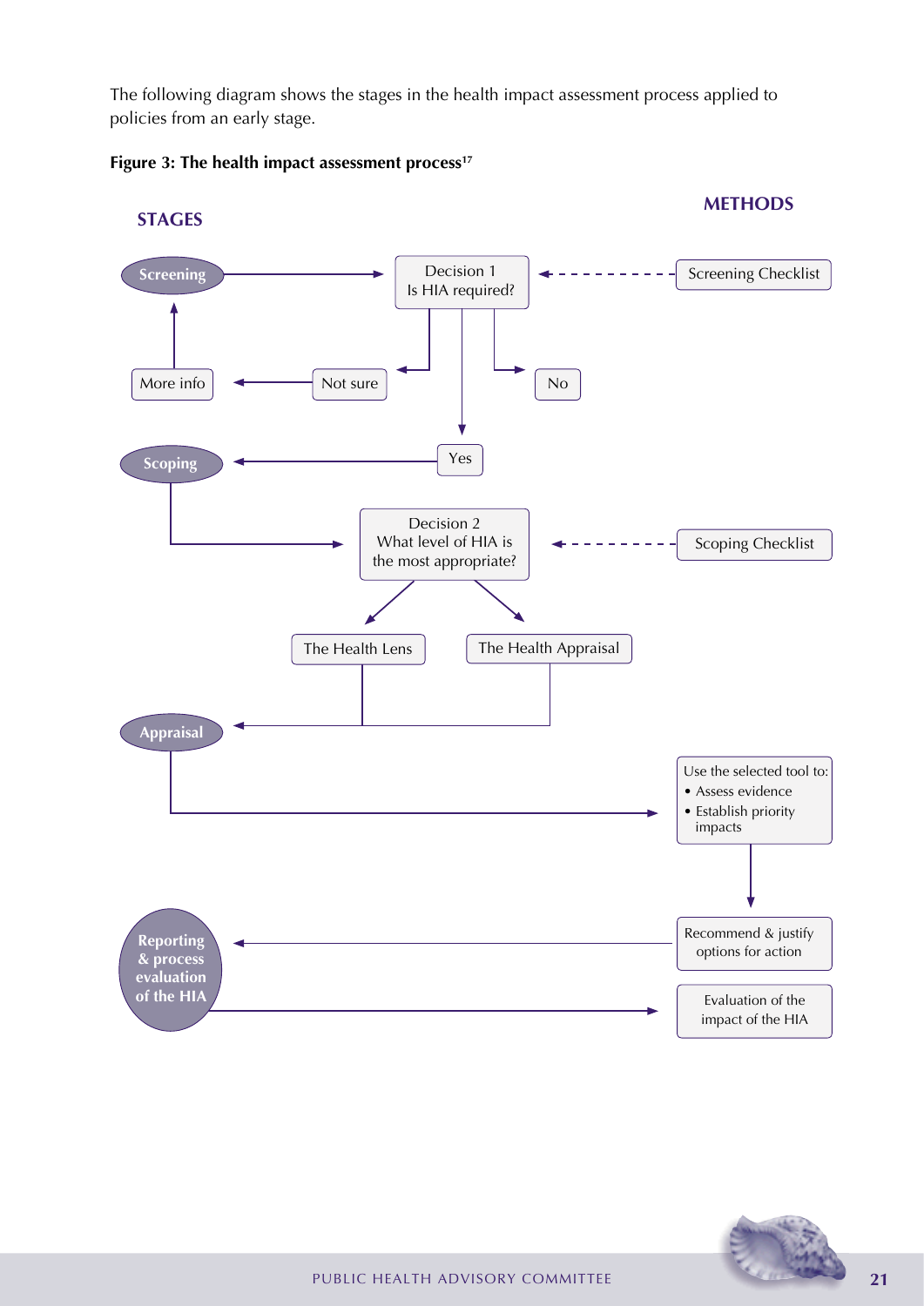The following diagram shows the stages in the health impact assessment process applied to policies from an early stage.

**Figure 3: The health impact assessment process**[17]

**STAGES**

**METHODS**

Screening → Decision 1: Is HIA required? ← Screening Checklist

- Not sure → More info → Screening
- No
- Yes → Scoping

Scoping → Decision 2: What level of HIA is the most appropriate? ← Scoping Checklist

- The Health Lens
- The Health Appraisal

The Health Lens / The Health Appraisal → Appraisal

Appraisal → Use the selected tool to:
- Assess evidence
- Establish priority impacts

→ Recommend & justify options for action → Reporting & process evaluation of the HIA

Reporting & process evaluation of the HIA → Evaluation of the impact of the HIA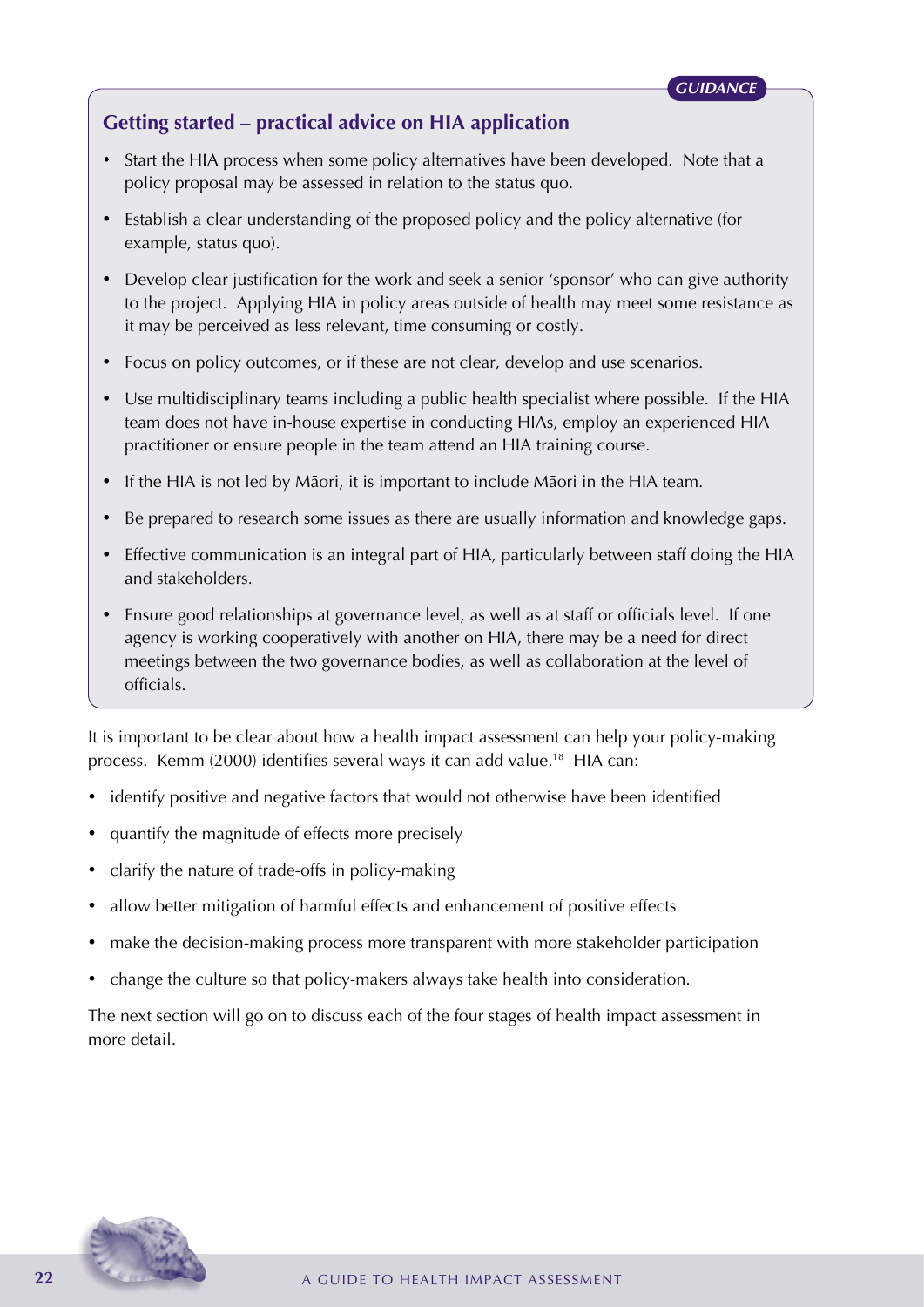*GUIDANCE*

### Getting started – practical advice on HIA application

- Start the HIA process when some policy alternatives have been developed. Note that a policy proposal may be assessed in relation to the status quo.
- Establish a clear understanding of the proposed policy and the policy alternative (for example, status quo).
- Develop clear justification for the work and seek a senior 'sponsor' who can give authority to the project. Applying HIA in policy areas outside of health may meet some resistance as it may be perceived as less relevant, time consuming or costly.
- Focus on policy outcomes, or if these are not clear, develop and use scenarios.
- Use multidisciplinary teams including a public health specialist where possible. If the HIA team does not have in-house expertise in conducting HIAs, employ an experienced HIA practitioner or ensure people in the team attend an HIA training course.
- If the HIA is not led by Māori, it is important to include Māori in the HIA team.
- Be prepared to research some issues as there are usually information and knowledge gaps.
- Effective communication is an integral part of HIA, particularly between staff doing the HIA and stakeholders.
- Ensure good relationships at governance level, as well as at staff or officials level. If one agency is working cooperatively with another on HIA, there may be a need for direct meetings between the two governance bodies, as well as collaboration at the level of officials.

It is important to be clear about how a health impact assessment can help your policy-making process. Kemm (2000) identifies several ways it can add value.[18] HIA can:

- identify positive and negative factors that would not otherwise have been identified
- quantify the magnitude of effects more precisely
- clarify the nature of trade-offs in policy-making
- allow better mitigation of harmful effects and enhancement of positive effects
- make the decision-making process more transparent with more stakeholder participation
- change the culture so that policy-makers always take health into consideration.

The next section will go on to discuss each of the four stages of health impact assessment in more detail.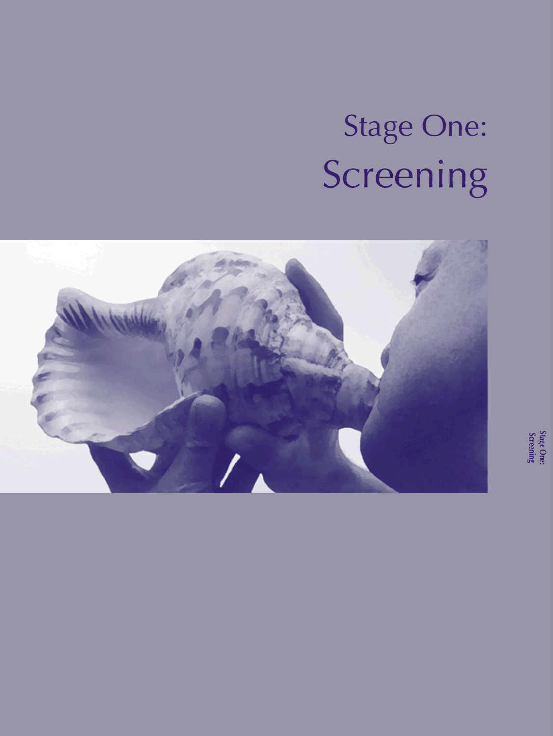# Stage One: Screening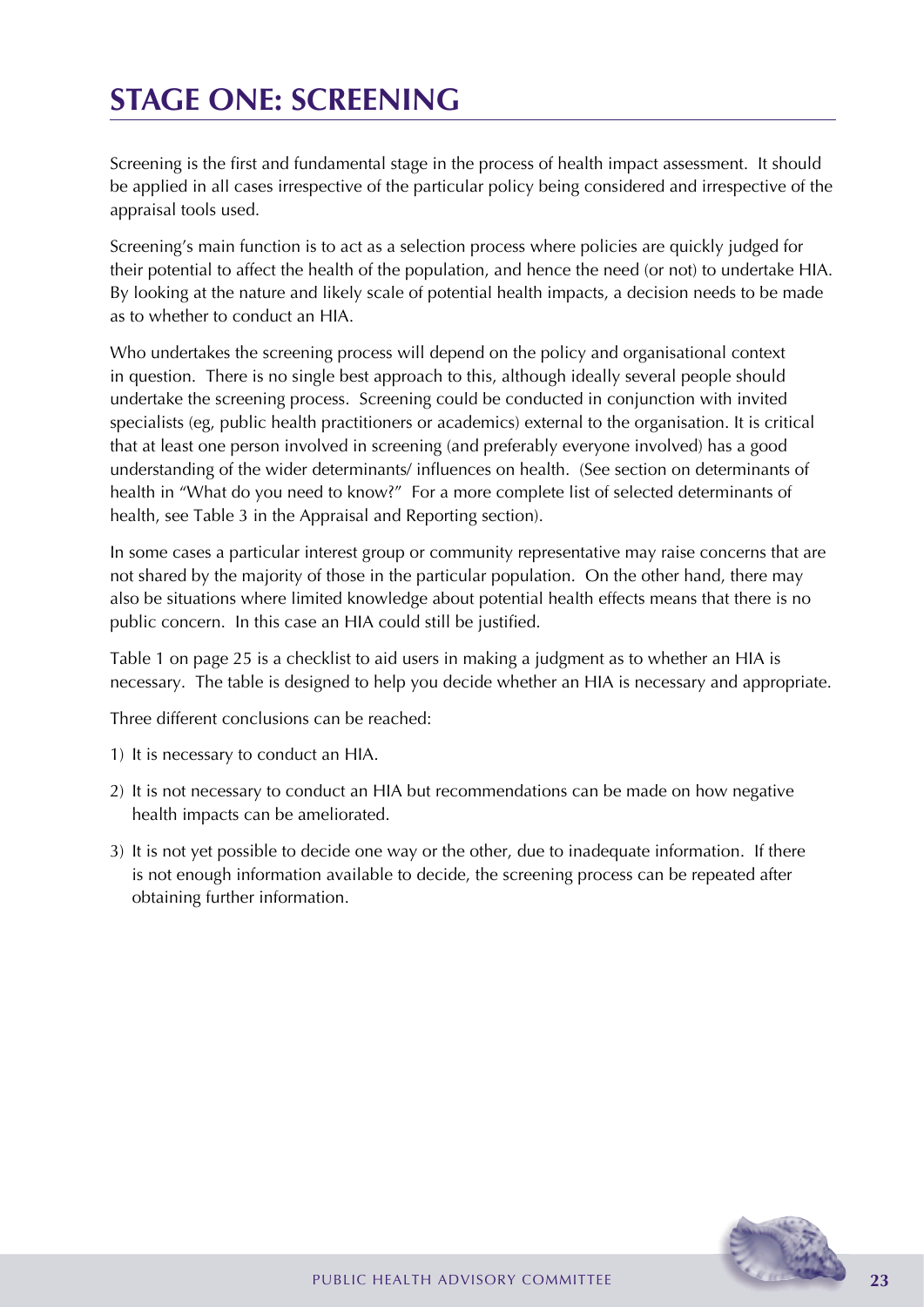# STAGE ONE: SCREENING

Screening is the first and fundamental stage in the process of health impact assessment. It should be applied in all cases irrespective of the particular policy being considered and irrespective of the appraisal tools used.

Screening's main function is to act as a selection process where policies are quickly judged for their potential to affect the health of the population, and hence the need (or not) to undertake HIA. By looking at the nature and likely scale of potential health impacts, a decision needs to be made as to whether to conduct an HIA.

Who undertakes the screening process will depend on the policy and organisational context in question. There is no single best approach to this, although ideally several people should undertake the screening process. Screening could be conducted in conjunction with invited specialists (eg, public health practitioners or academics) external to the organisation. It is critical that at least one person involved in screening (and preferably everyone involved) has a good understanding of the wider determinants/ influences on health. (See section on determinants of health in "What do you need to know?" For a more complete list of selected determinants of health, see Table 3 in the Appraisal and Reporting section).

In some cases a particular interest group or community representative may raise concerns that are not shared by the majority of those in the particular population. On the other hand, there may also be situations where limited knowledge about potential health effects means that there is no public concern. In this case an HIA could still be justified.

Table 1 on page 25 is a checklist to aid users in making a judgment as to whether an HIA is necessary. The table is designed to help you decide whether an HIA is necessary and appropriate.

Three different conclusions can be reached:

1) It is necessary to conduct an HIA.
2) It is not necessary to conduct an HIA but recommendations can be made on how negative health impacts can be ameliorated.
3) It is not yet possible to decide one way or the other, due to inadequate information. If there is not enough information available to decide, the screening process can be repeated after obtaining further information.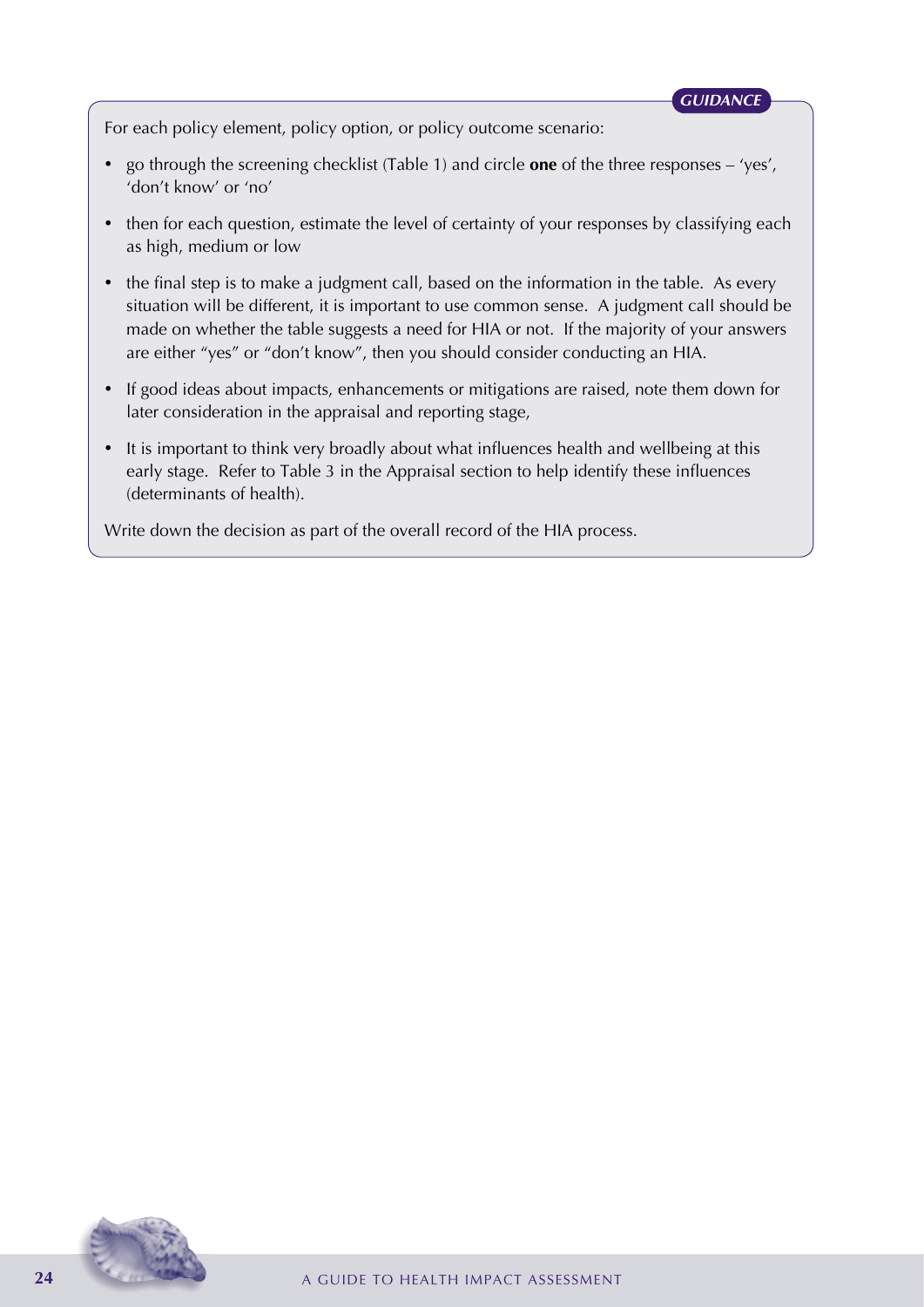*GUIDANCE*

For each policy element, policy option, or policy outcome scenario:

- go through the screening checklist (Table 1) and circle **one** of the three responses – 'yes', 'don't know' or 'no'
- then for each question, estimate the level of certainty of your responses by classifying each as high, medium or low
- the final step is to make a judgment call, based on the information in the table. As every situation will be different, it is important to use common sense. A judgment call should be made on whether the table suggests a need for HIA or not. If the majority of your answers are either "yes" or "don't know", then you should consider conducting an HIA.
- If good ideas about impacts, enhancements or mitigations are raised, note them down for later consideration in the appraisal and reporting stage,
- It is important to think very broadly about what influences health and wellbeing at this early stage. Refer to Table 3 in the Appraisal section to help identify these influences (determinants of health).

Write down the decision as part of the overall record of the HIA process.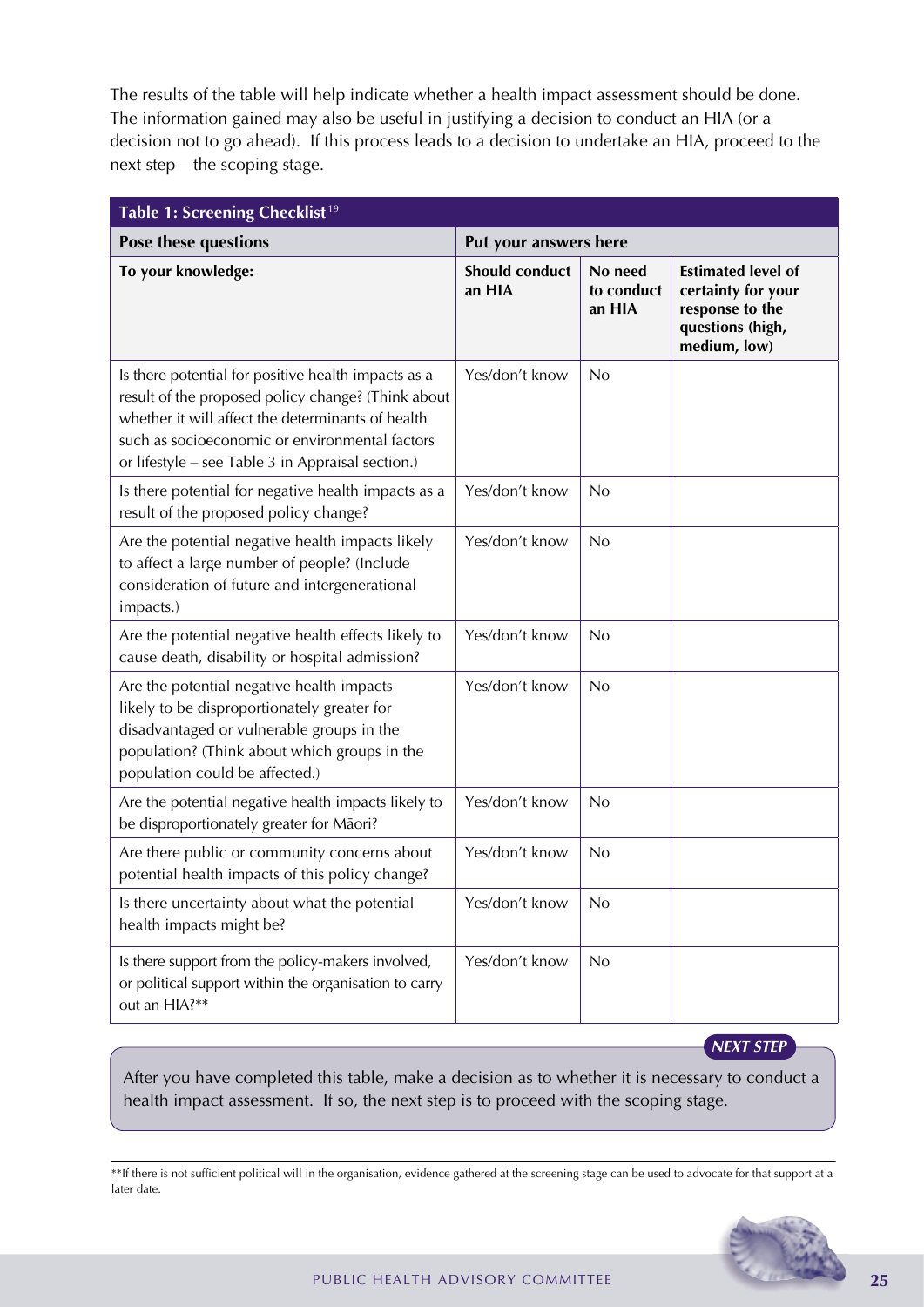The results of the table will help indicate whether a health impact assessment should be done. The information gained may also be useful in justifying a decision to conduct an HIA (or a decision not to go ahead). If this process leads to a decision to undertake an HIA, proceed to the next step – the scoping stage.

**Table 1: Screening Checklist**[19]

| Pose these questions | Put your answers here | | |
|---|---|---|---|
| **To your knowledge:** | **Should conduct an HIA** | **No need to conduct an HIA** | **Estimated level of certainty for your response to the questions (high, medium, low)** |
| Is there potential for positive health impacts as a result of the proposed policy change? (Think about whether it will affect the determinants of health such as socioeconomic or environmental factors or lifestyle – see Table 3 in Appraisal section.) | Yes/don't know | No | |
| Is there potential for negative health impacts as a result of the proposed policy change? | Yes/don't know | No | |
| Are the potential negative health impacts likely to affect a large number of people? (Include consideration of future and intergenerational impacts.) | Yes/don't know | No | |
| Are the potential negative health effects likely to cause death, disability or hospital admission? | Yes/don't know | No | |
| Are the potential negative health impacts likely to be disproportionately greater for disadvantaged or vulnerable groups in the population? (Think about which groups in the population could be affected.) | Yes/don't know | No | |
| Are the potential negative health impacts likely to be disproportionately greater for Māori? | Yes/don't know | No | |
| Are there public or community concerns about potential health impacts of this policy change? | Yes/don't know | No | |
| Is there uncertainty about what the potential health impacts might be? | Yes/don't know | No | |
| Is there support from the policy-makers involved, or political support within the organisation to carry out an HIA?** | Yes/don't know | No | |

***NEXT STEP***

After you have completed this table, make a decision as to whether it is necessary to conduct a health impact assessment. If so, the next step is to proceed with the scoping stage.

**If there is not sufficient political will in the organisation, evidence gathered at the screening stage can be used to advocate for that support at a later date.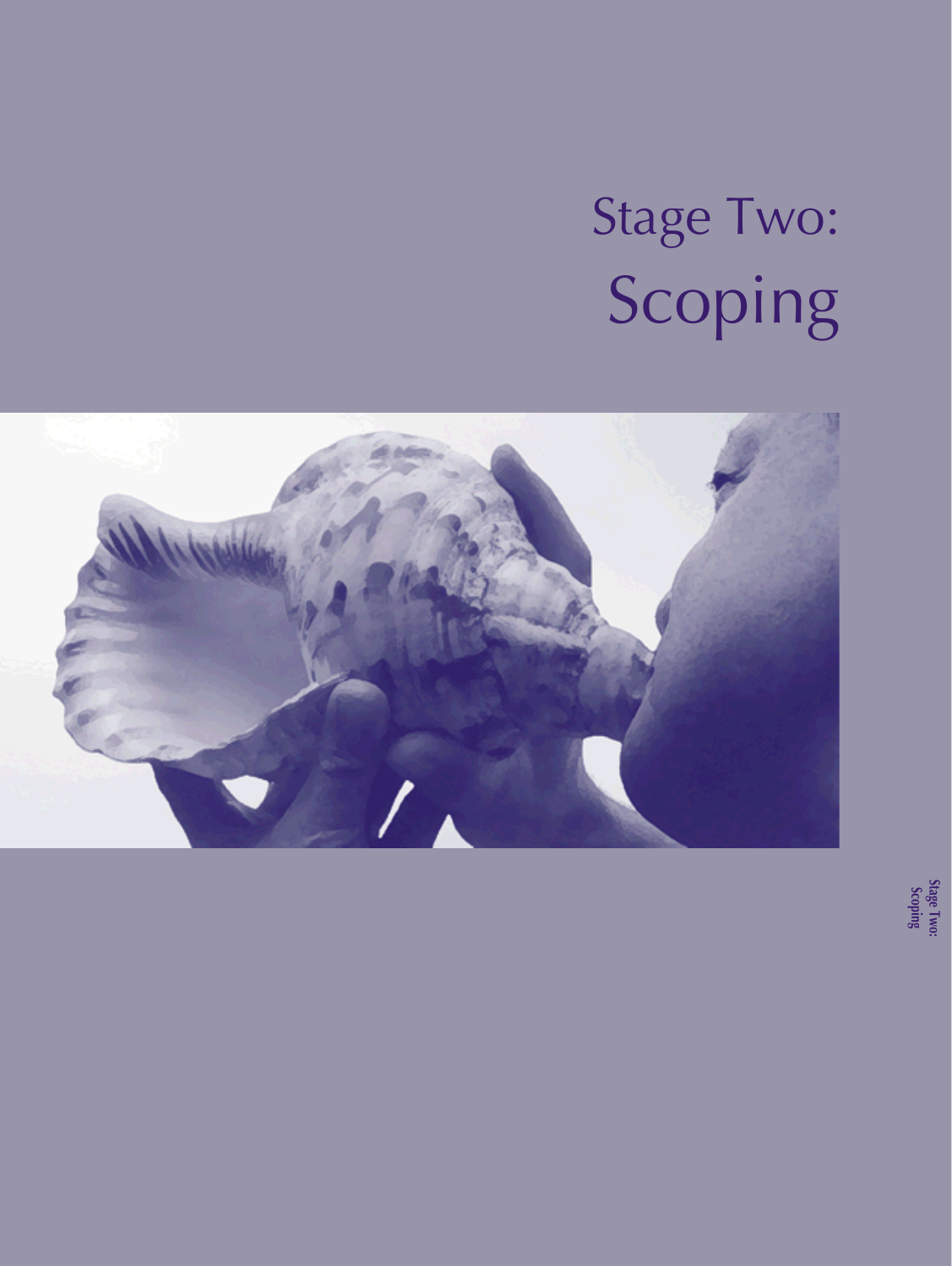# Stage Two: Scoping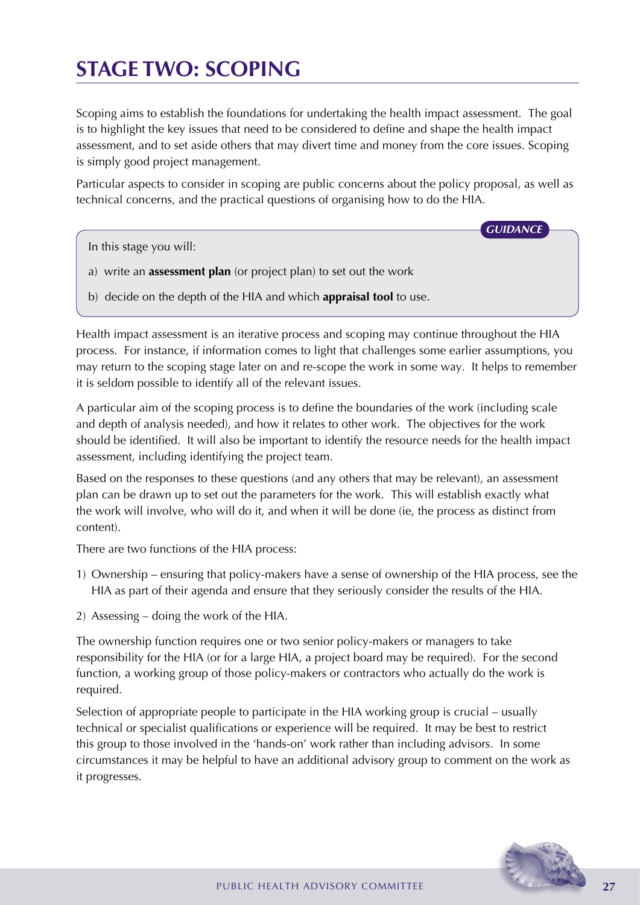# STAGE TWO: SCOPING

Scoping aims to establish the foundations for undertaking the health impact assessment. The goal is to highlight the key issues that need to be considered to define and shape the health impact assessment, and to set aside others that may divert time and money from the core issues. Scoping is simply good project management.

Particular aspects to consider in scoping are public concerns about the policy proposal, as well as technical concerns, and the practical questions of organising how to do the HIA.

> ***GUIDANCE***
>
> In this stage you will:
>
> a) write an **assessment plan** (or project plan) to set out the work
>
> b) decide on the depth of the HIA and which **appraisal tool** to use.

Health impact assessment is an iterative process and scoping may continue throughout the HIA process. For instance, if information comes to light that challenges some earlier assumptions, you may return to the scoping stage later on and re-scope the work in some way. It helps to remember it is seldom possible to identify all of the relevant issues.

A particular aim of the scoping process is to define the boundaries of the work (including scale and depth of analysis needed), and how it relates to other work. The objectives for the work should be identified. It will also be important to identify the resource needs for the health impact assessment, including identifying the project team.

Based on the responses to these questions (and any others that may be relevant), an assessment plan can be drawn up to set out the parameters for the work. This will establish exactly what the work will involve, who will do it, and when it will be done (ie, the process as distinct from content).

There are two functions of the HIA process:

1) Ownership – ensuring that policy-makers have a sense of ownership of the HIA process, see the HIA as part of their agenda and ensure that they seriously consider the results of the HIA.
2) Assessing – doing the work of the HIA.

The ownership function requires one or two senior policy-makers or managers to take responsibility for the HIA (or for a large HIA, a project board may be required). For the second function, a working group of those policy-makers or contractors who actually do the work is required.

Selection of appropriate people to participate in the HIA working group is crucial – usually technical or specialist qualifications or experience will be required. It may be best to restrict this group to those involved in the 'hands-on' work rather than including advisors. In some circumstances it may be helpful to have an additional advisory group to comment on the work as it progresses.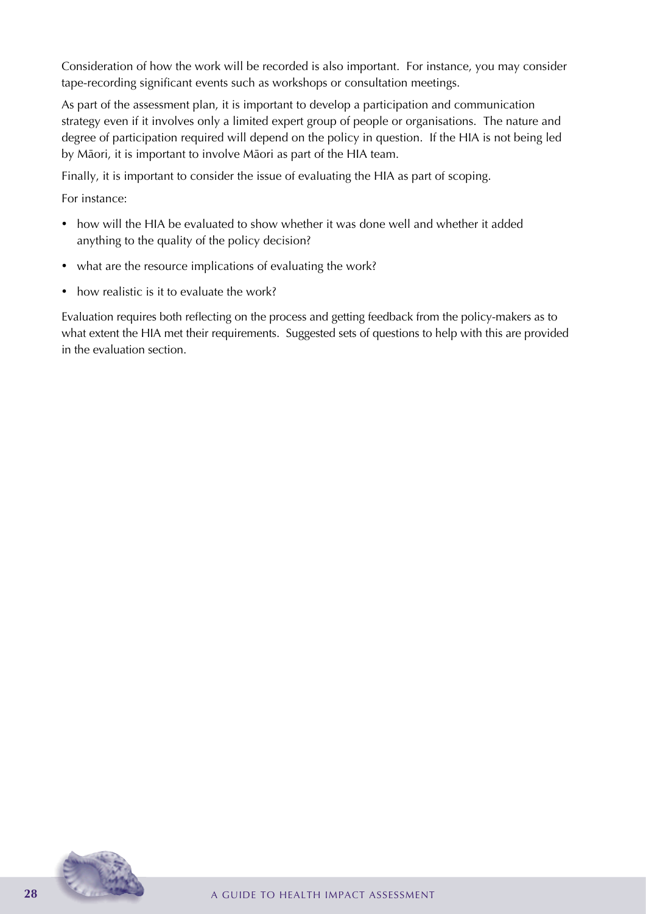Consideration of how the work will be recorded is also important. For instance, you may consider tape-recording significant events such as workshops or consultation meetings.

As part of the assessment plan, it is important to develop a participation and communication strategy even if it involves only a limited expert group of people or organisations. The nature and degree of participation required will depend on the policy in question. If the HIA is not being led by Māori, it is important to involve Māori as part of the HIA team.

Finally, it is important to consider the issue of evaluating the HIA as part of scoping.

For instance:

- how will the HIA be evaluated to show whether it was done well and whether it added anything to the quality of the policy decision?
- what are the resource implications of evaluating the work?
- how realistic is it to evaluate the work?

Evaluation requires both reflecting on the process and getting feedback from the policy-makers as to what extent the HIA met their requirements. Suggested sets of questions to help with this are provided in the evaluation section.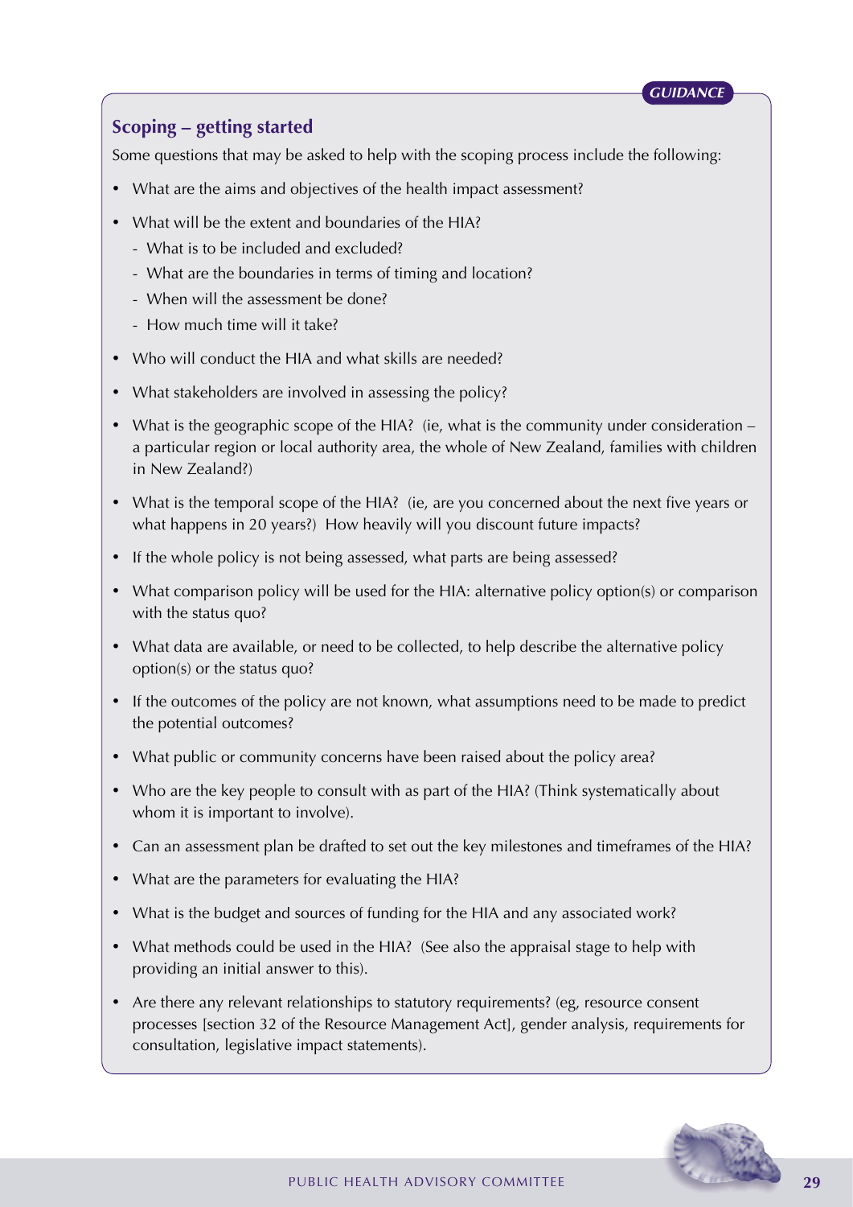*GUIDANCE*

## Scoping – getting started

Some questions that may be asked to help with the scoping process include the following:

- What are the aims and objectives of the health impact assessment?
- What will be the extent and boundaries of the HIA?
  - What is to be included and excluded?
  - What are the boundaries in terms of timing and location?
  - When will the assessment be done?
  - How much time will it take?
- Who will conduct the HIA and what skills are needed?
- What stakeholders are involved in assessing the policy?
- What is the geographic scope of the HIA? (ie, what is the community under consideration – a particular region or local authority area, the whole of New Zealand, families with children in New Zealand?)
- What is the temporal scope of the HIA? (ie, are you concerned about the next five years or what happens in 20 years?) How heavily will you discount future impacts?
- If the whole policy is not being assessed, what parts are being assessed?
- What comparison policy will be used for the HIA: alternative policy option(s) or comparison with the status quo?
- What data are available, or need to be collected, to help describe the alternative policy option(s) or the status quo?
- If the outcomes of the policy are not known, what assumptions need to be made to predict the potential outcomes?
- What public or community concerns have been raised about the policy area?
- Who are the key people to consult with as part of the HIA? (Think systematically about whom it is important to involve).
- Can an assessment plan be drafted to set out the key milestones and timeframes of the HIA?
- What are the parameters for evaluating the HIA?
- What is the budget and sources of funding for the HIA and any associated work?
- What methods could be used in the HIA? (See also the appraisal stage to help with providing an initial answer to this).
- Are there any relevant relationships to statutory requirements? (eg, resource consent processes [section 32 of the Resource Management Act], gender analysis, requirements for consultation, legislative impact statements).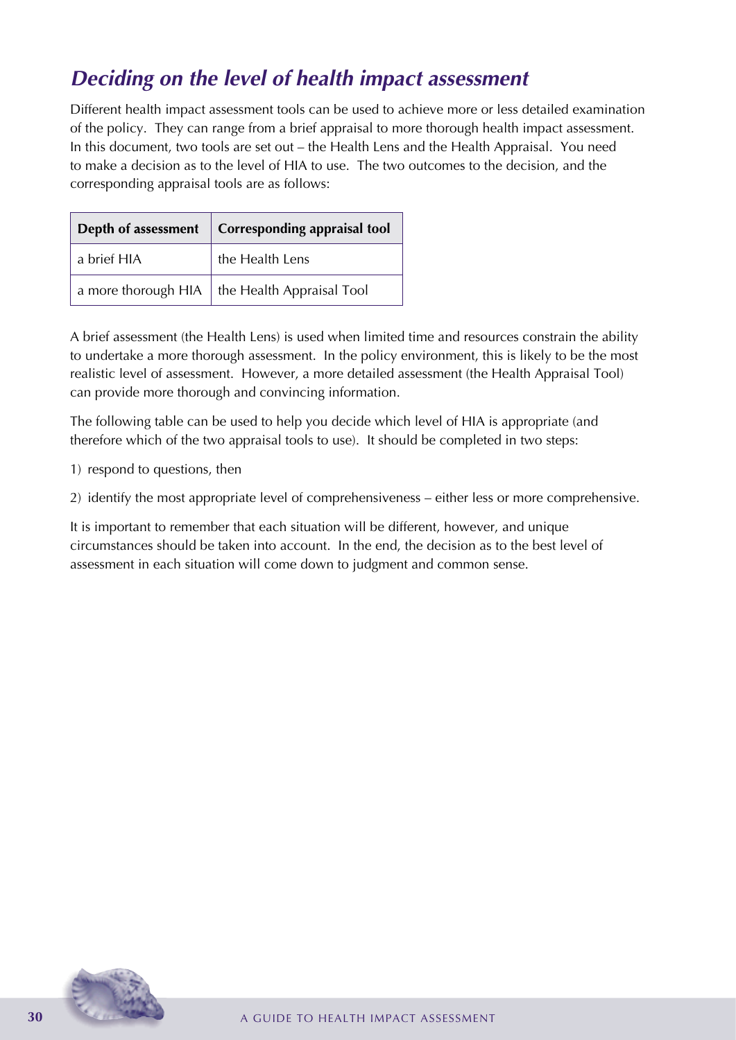## *Deciding on the level of health impact assessment*

Different health impact assessment tools can be used to achieve more or less detailed examination of the policy. They can range from a brief appraisal to more thorough health impact assessment. In this document, two tools are set out – the Health Lens and the Health Appraisal. You need to make a decision as to the level of HIA to use. The two outcomes to the decision, and the corresponding appraisal tools are as follows:

| Depth of assessment | Corresponding appraisal tool |
|---|---|
| a brief HIA | the Health Lens |
| a more thorough HIA | the Health Appraisal Tool |

A brief assessment (the Health Lens) is used when limited time and resources constrain the ability to undertake a more thorough assessment. In the policy environment, this is likely to be the most realistic level of assessment. However, a more detailed assessment (the Health Appraisal Tool) can provide more thorough and convincing information.

The following table can be used to help you decide which level of HIA is appropriate (and therefore which of the two appraisal tools to use). It should be completed in two steps:

1) respond to questions, then

2) identify the most appropriate level of comprehensiveness – either less or more comprehensive.

It is important to remember that each situation will be different, however, and unique circumstances should be taken into account. In the end, the decision as to the best level of assessment in each situation will come down to judgment and common sense.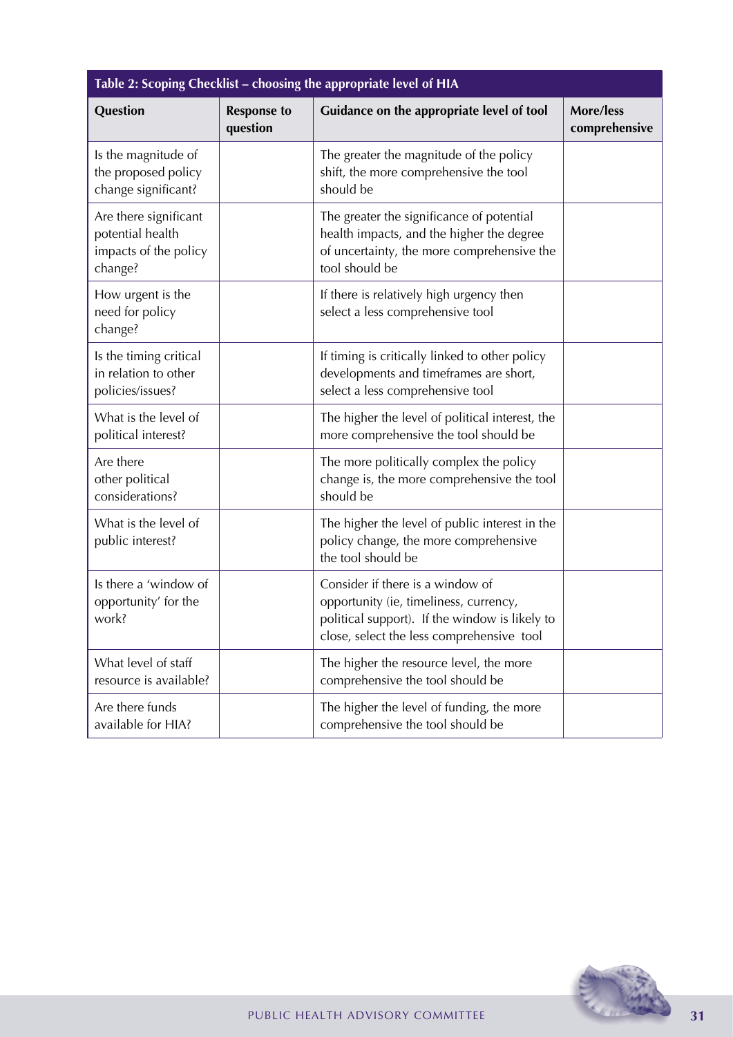**Table 2: Scoping Checklist – choosing the appropriate level of HIA**

| Question | Response to question | Guidance on the appropriate level of tool | More/less comprehensive |
|---|---|---|---|
| Is the magnitude of the proposed policy change significant? | | The greater the magnitude of the policy shift, the more comprehensive the tool should be | |
| Are there significant potential health impacts of the policy change? | | The greater the significance of potential health impacts, and the higher the degree of uncertainty, the more comprehensive the tool should be | |
| How urgent is the need for policy change? | | If there is relatively high urgency then select a less comprehensive tool | |
| Is the timing critical in relation to other policies/issues? | | If timing is critically linked to other policy developments and timeframes are short, select a less comprehensive tool | |
| What is the level of political interest? | | The higher the level of political interest, the more comprehensive the tool should be | |
| Are there other political considerations? | | The more politically complex the policy change is, the more comprehensive the tool should be | |
| What is the level of public interest? | | The higher the level of public interest in the policy change, the more comprehensive the tool should be | |
| Is there a 'window of opportunity' for the work? | | Consider if there is a window of opportunity (ie, timeliness, currency, political support). If the window is likely to close, select the less comprehensive tool | |
| What level of staff resource is available? | | The higher the resource level, the more comprehensive the tool should be | |
| Are there funds available for HIA? | | The higher the level of funding, the more comprehensive the tool should be | |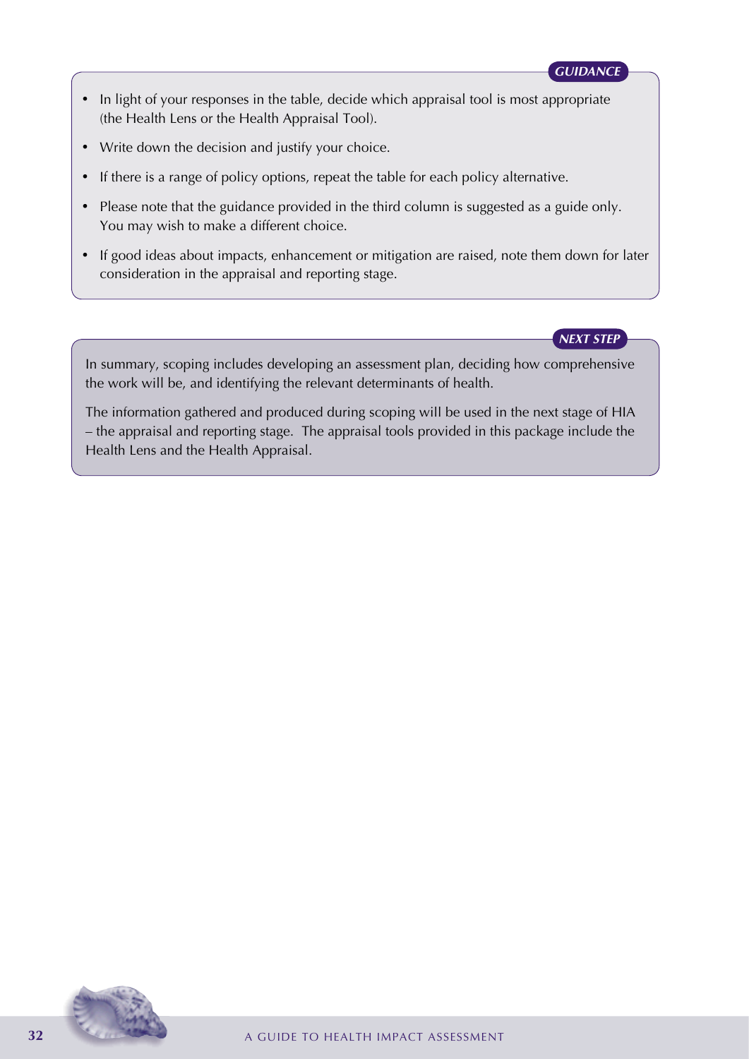***GUIDANCE***

- In light of your responses in the table, decide which appraisal tool is most appropriate (the Health Lens or the Health Appraisal Tool).
- Write down the decision and justify your choice.
- If there is a range of policy options, repeat the table for each policy alternative.
- Please note that the guidance provided in the third column is suggested as a guide only. You may wish to make a different choice.
- If good ideas about impacts, enhancement or mitigation are raised, note them down for later consideration in the appraisal and reporting stage.

***NEXT STEP***

In summary, scoping includes developing an assessment plan, deciding how comprehensive the work will be, and identifying the relevant determinants of health.

The information gathered and produced during scoping will be used in the next stage of HIA – the appraisal and reporting stage. The appraisal tools provided in this package include the Health Lens and the Health Appraisal.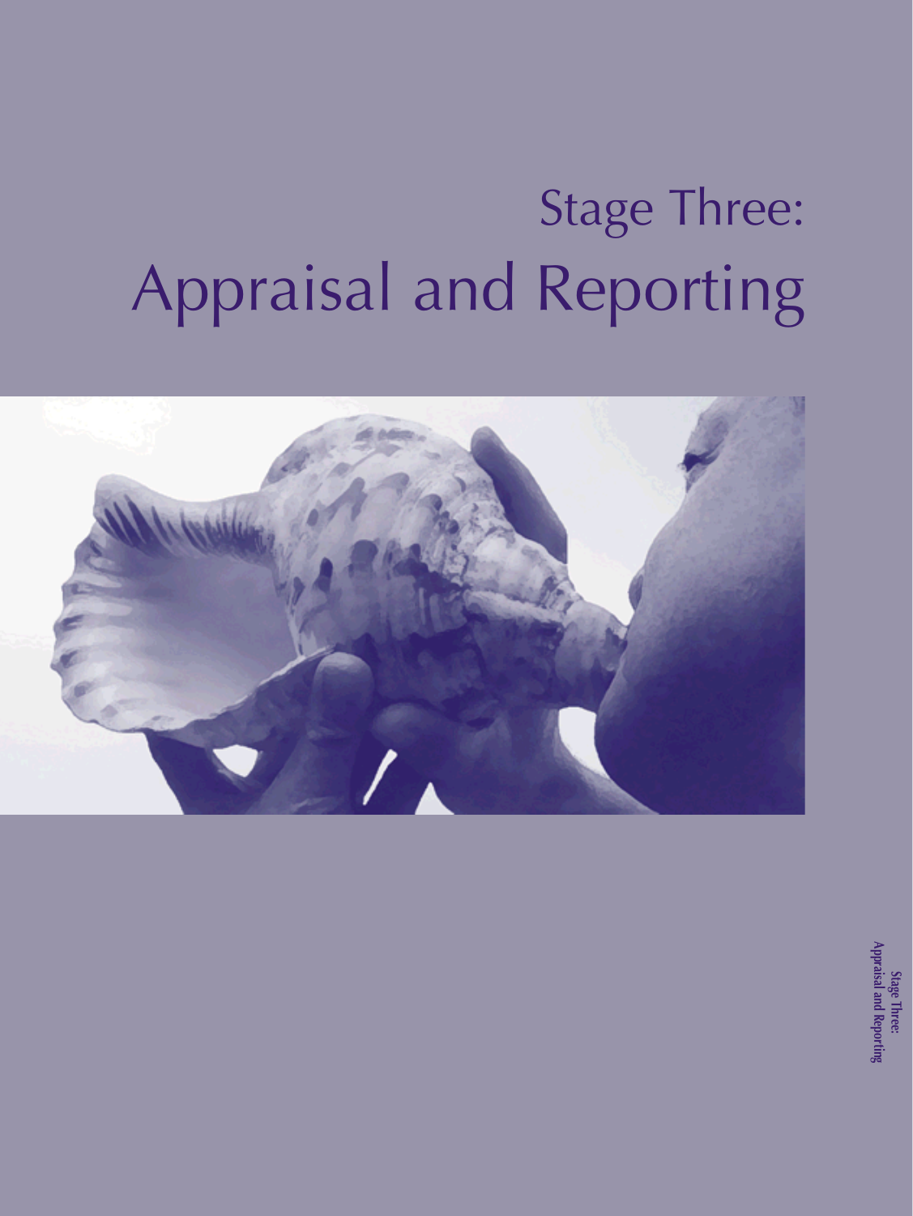# Stage Three:
# Appraisal and Reporting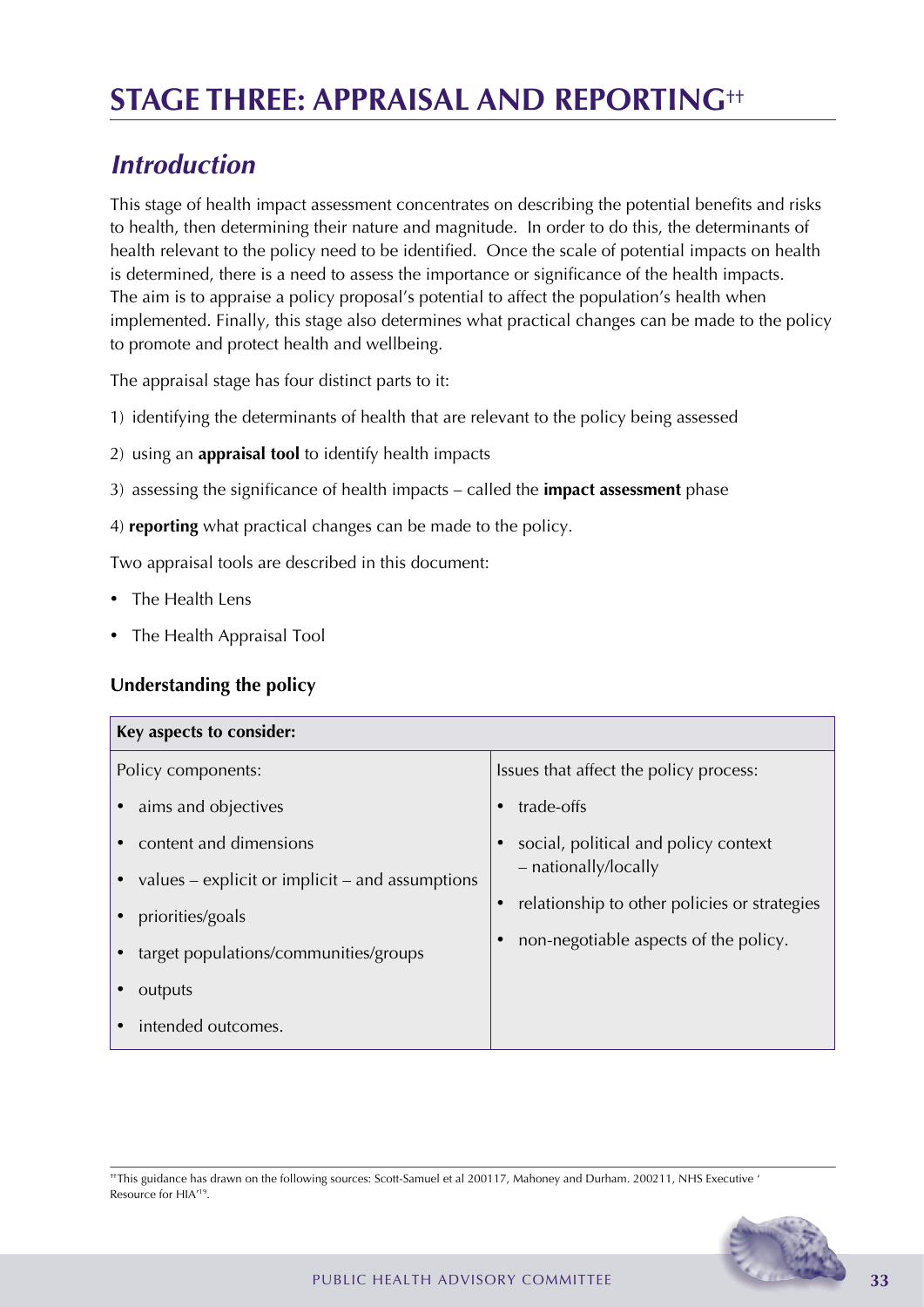# STAGE THREE: APPRAISAL AND REPORTING††

## *Introduction*

This stage of health impact assessment concentrates on describing the potential benefits and risks to health, then determining their nature and magnitude. In order to do this, the determinants of health relevant to the policy need to be identified. Once the scale of potential impacts on health is determined, there is a need to assess the importance or significance of the health impacts. The aim is to appraise a policy proposal's potential to affect the population's health when implemented. Finally, this stage also determines what practical changes can be made to the policy to promote and protect health and wellbeing.

The appraisal stage has four distinct parts to it:

1) identifying the determinants of health that are relevant to the policy being assessed

2) using an **appraisal tool** to identify health impacts

3) assessing the significance of health impacts – called the **impact assessment** phase

4) **reporting** what practical changes can be made to the policy.

Two appraisal tools are described in this document:

- The Health Lens
- The Health Appraisal Tool

### Understanding the policy

| **Key aspects to consider:** | |
|---|---|
| Policy components:<br>• aims and objectives<br>• content and dimensions<br>• values – explicit or implicit – and assumptions<br>• priorities/goals<br>• target populations/communities/groups<br>• outputs<br>• intended outcomes. | Issues that affect the policy process:<br>• trade-offs<br>• social, political and policy context – nationally/locally<br>• relationship to other policies or strategies<br>• non-negotiable aspects of the policy. |

††This guidance has drawn on the following sources: Scott-Samuel et al 2001[17], Mahoney and Durham. 2002[11], NHS Executive 'Resource for HIA'[19].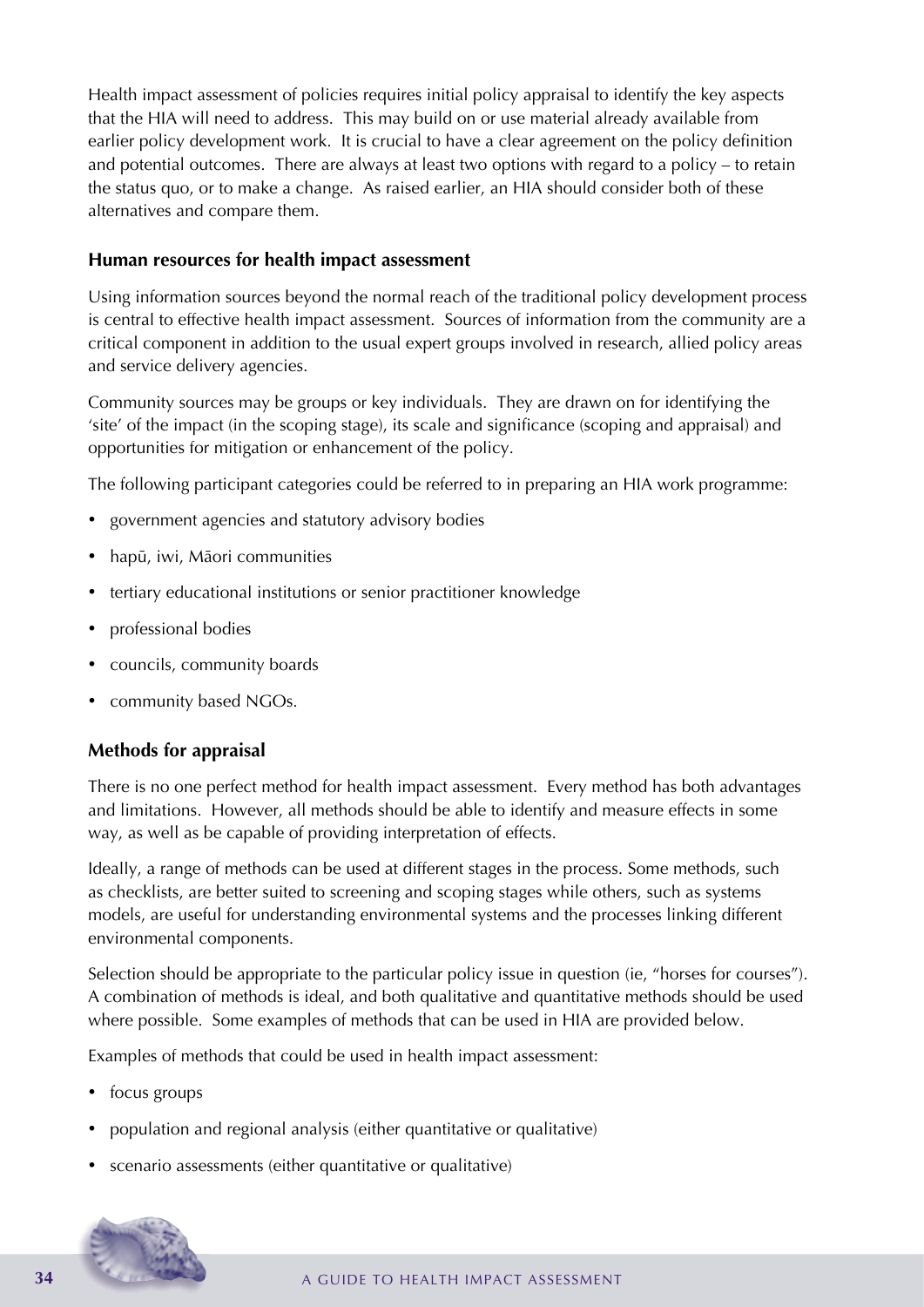Health impact assessment of policies requires initial policy appraisal to identify the key aspects that the HIA will need to address. This may build on or use material already available from earlier policy development work. It is crucial to have a clear agreement on the policy definition and potential outcomes. There are always at least two options with regard to a policy – to retain the status quo, or to make a change. As raised earlier, an HIA should consider both of these alternatives and compare them.

### Human resources for health impact assessment

Using information sources beyond the normal reach of the traditional policy development process is central to effective health impact assessment. Sources of information from the community are a critical component in addition to the usual expert groups involved in research, allied policy areas and service delivery agencies.

Community sources may be groups or key individuals. They are drawn on for identifying the 'site' of the impact (in the scoping stage), its scale and significance (scoping and appraisal) and opportunities for mitigation or enhancement of the policy.

The following participant categories could be referred to in preparing an HIA work programme:

- government agencies and statutory advisory bodies
- hapū, iwi, Māori communities
- tertiary educational institutions or senior practitioner knowledge
- professional bodies
- councils, community boards
- community based NGOs.

### Methods for appraisal

There is no one perfect method for health impact assessment. Every method has both advantages and limitations. However, all methods should be able to identify and measure effects in some way, as well as be capable of providing interpretation of effects.

Ideally, a range of methods can be used at different stages in the process. Some methods, such as checklists, are better suited to screening and scoping stages while others, such as systems models, are useful for understanding environmental systems and the processes linking different environmental components.

Selection should be appropriate to the particular policy issue in question (ie, "horses for courses"). A combination of methods is ideal, and both qualitative and quantitative methods should be used where possible. Some examples of methods that can be used in HIA are provided below.

Examples of methods that could be used in health impact assessment:

- focus groups
- population and regional analysis (either quantitative or qualitative)
- scenario assessments (either quantitative or qualitative)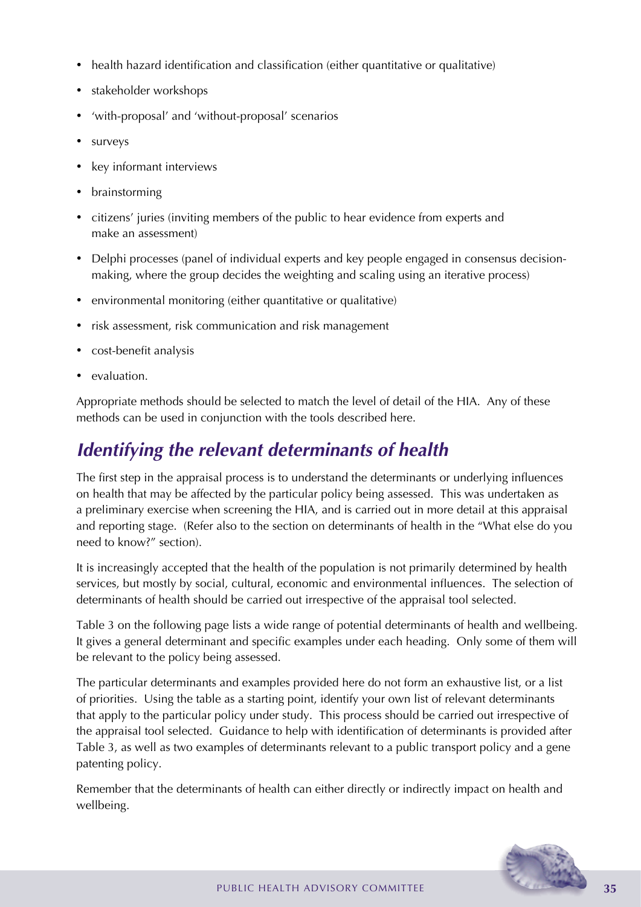- health hazard identification and classification (either quantitative or qualitative)
- stakeholder workshops
- 'with-proposal' and 'without-proposal' scenarios
- surveys
- key informant interviews
- brainstorming
- citizens' juries (inviting members of the public to hear evidence from experts and make an assessment)
- Delphi processes (panel of individual experts and key people engaged in consensus decision-making, where the group decides the weighting and scaling using an iterative process)
- environmental monitoring (either quantitative or qualitative)
- risk assessment, risk communication and risk management
- cost-benefit analysis
- evaluation.

Appropriate methods should be selected to match the level of detail of the HIA. Any of these methods can be used in conjunction with the tools described here.

## *Identifying the relevant determinants of health*

The first step in the appraisal process is to understand the determinants or underlying influences on health that may be affected by the particular policy being assessed. This was undertaken as a preliminary exercise when screening the HIA, and is carried out in more detail at this appraisal and reporting stage. (Refer also to the section on determinants of health in the "What else do you need to know?" section).

It is increasingly accepted that the health of the population is not primarily determined by health services, but mostly by social, cultural, economic and environmental influences. The selection of determinants of health should be carried out irrespective of the appraisal tool selected.

Table 3 on the following page lists a wide range of potential determinants of health and wellbeing. It gives a general determinant and specific examples under each heading. Only some of them will be relevant to the policy being assessed.

The particular determinants and examples provided here do not form an exhaustive list, or a list of priorities. Using the table as a starting point, identify your own list of relevant determinants that apply to the particular policy under study. This process should be carried out irrespective of the appraisal tool selected. Guidance to help with identification of determinants is provided after Table 3, as well as two examples of determinants relevant to a public transport policy and a gene patenting policy.

Remember that the determinants of health can either directly or indirectly impact on health and wellbeing.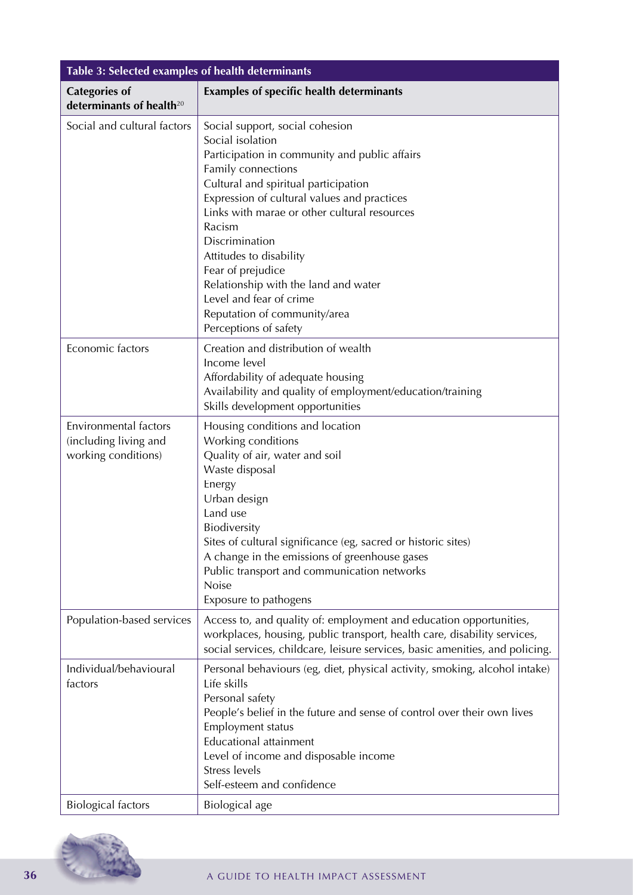**Table 3: Selected examples of health determinants**

| Categories of determinants of health[20] | Examples of specific health determinants |
|---|---|
| Social and cultural factors | Social support, social cohesion<br>Social isolation<br>Participation in community and public affairs<br>Family connections<br>Cultural and spiritual participation<br>Expression of cultural values and practices<br>Links with marae or other cultural resources<br>Racism<br>Discrimination<br>Attitudes to disability<br>Fear of prejudice<br>Relationship with the land and water<br>Level and fear of crime<br>Reputation of community/area<br>Perceptions of safety |
| Economic factors | Creation and distribution of wealth<br>Income level<br>Affordability of adequate housing<br>Availability and quality of employment/education/training<br>Skills development opportunities |
| Environmental factors (including living and working conditions) | Housing conditions and location<br>Working conditions<br>Quality of air, water and soil<br>Waste disposal<br>Energy<br>Urban design<br>Land use<br>Biodiversity<br>Sites of cultural significance (eg, sacred or historic sites)<br>A change in the emissions of greenhouse gases<br>Public transport and communication networks<br>Noise<br>Exposure to pathogens |
| Population-based services | Access to, and quality of: employment and education opportunities, workplaces, housing, public transport, health care, disability services, social services, childcare, leisure services, basic amenities, and policing. |
| Individual/behavioural factors | Personal behaviours (eg, diet, physical activity, smoking, alcohol intake)<br>Life skills<br>Personal safety<br>People's belief in the future and sense of control over their own lives<br>Employment status<br>Educational attainment<br>Level of income and disposable income<br>Stress levels<br>Self-esteem and confidence |
| Biological factors | Biological age |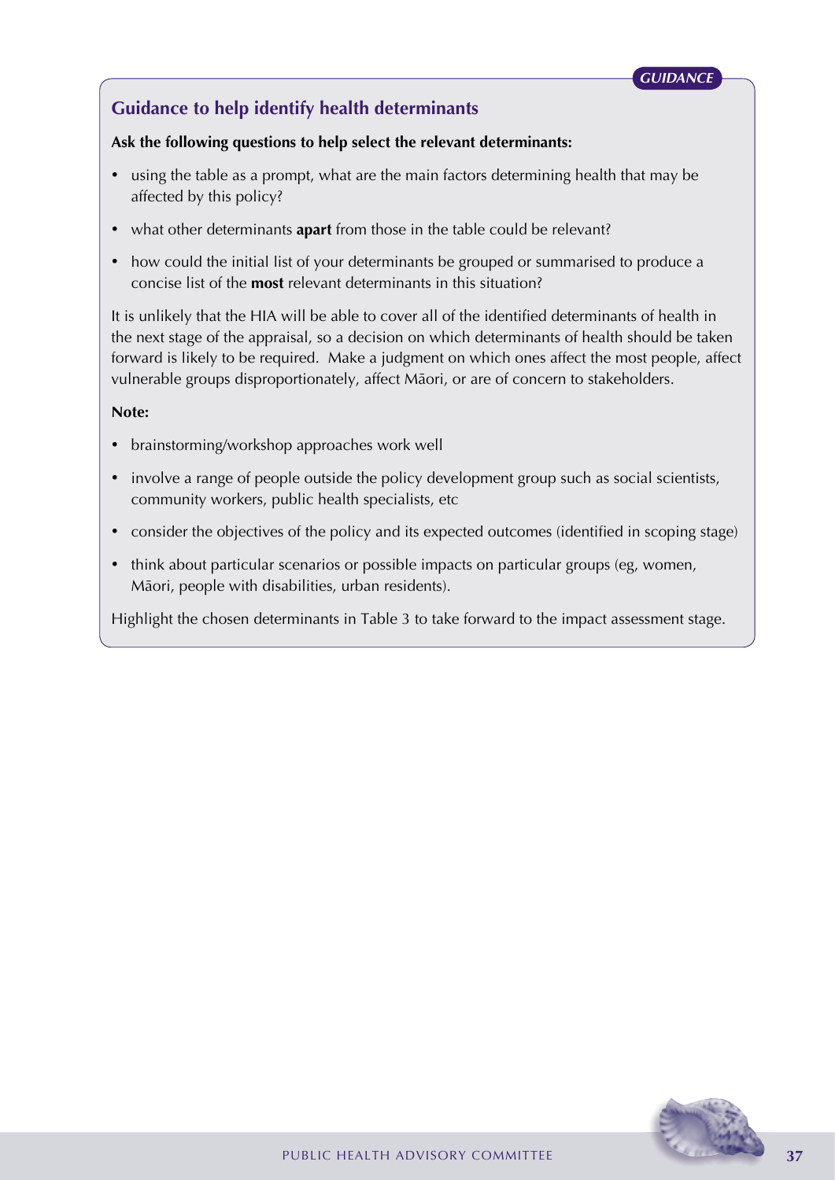*GUIDANCE*

## Guidance to help identify health determinants

**Ask the following questions to help select the relevant determinants:**

- using the table as a prompt, what are the main factors determining health that may be affected by this policy?
- what other determinants **apart** from those in the table could be relevant?
- how could the initial list of your determinants be grouped or summarised to produce a concise list of the **most** relevant determinants in this situation?

It is unlikely that the HIA will be able to cover all of the identified determinants of health in the next stage of the appraisal, so a decision on which determinants of health should be taken forward is likely to be required. Make a judgment on which ones affect the most people, affect vulnerable groups disproportionately, affect Māori, or are of concern to stakeholders.

**Note:**

- brainstorming/workshop approaches work well
- involve a range of people outside the policy development group such as social scientists, community workers, public health specialists, etc
- consider the objectives of the policy and its expected outcomes (identified in scoping stage)
- think about particular scenarios or possible impacts on particular groups (eg, women, Māori, people with disabilities, urban residents).

Highlight the chosen determinants in Table 3 to take forward to the impact assessment stage.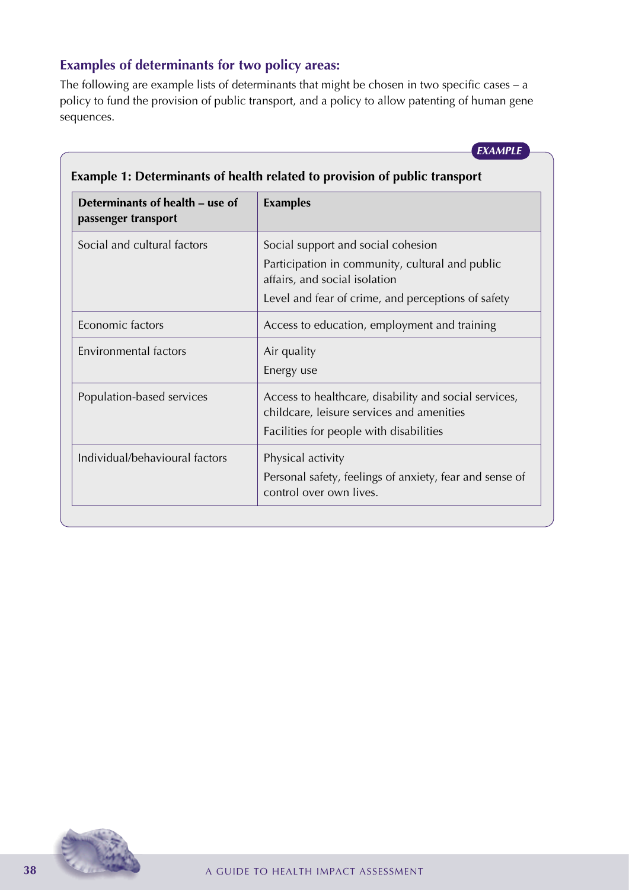## Examples of determinants for two policy areas:

The following are example lists of determinants that might be chosen in two specific cases – a policy to fund the provision of public transport, and a policy to allow patenting of human gene sequences.

*EXAMPLE*

**Example 1: Determinants of health related to provision of public transport**

| Determinants of health – use of passenger transport | Examples |
|---|---|
| Social and cultural factors | Social support and social cohesion<br>Participation in community, cultural and public affairs, and social isolation<br>Level and fear of crime, and perceptions of safety |
| Economic factors | Access to education, employment and training |
| Environmental factors | Air quality<br>Energy use |
| Population-based services | Access to healthcare, disability and social services, childcare, leisure services and amenities<br>Facilities for people with disabilities |
| Individual/behavioural factors | Physical activity<br>Personal safety, feelings of anxiety, fear and sense of control over own lives. |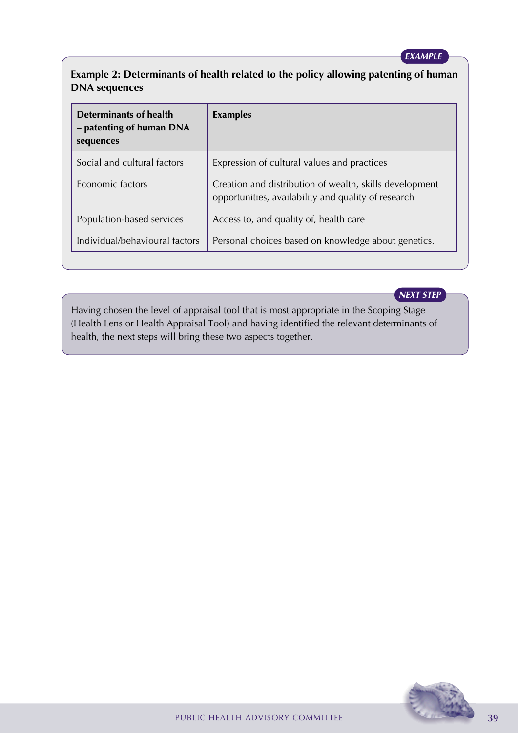*EXAMPLE*

**Example 2: Determinants of health related to the policy allowing patenting of human DNA sequences**

| **Determinants of health – patenting of human DNA sequences** | **Examples** |
|---|---|
| Social and cultural factors | Expression of cultural values and practices |
| Economic factors | Creation and distribution of wealth, skills development opportunities, availability and quality of research |
| Population-based services | Access to, and quality of, health care |
| Individual/behavioural factors | Personal choices based on knowledge about genetics. |

*NEXT STEP*

Having chosen the level of appraisal tool that is most appropriate in the Scoping Stage (Health Lens or Health Appraisal Tool) and having identified the relevant determinants of health, the next steps will bring these two aspects together.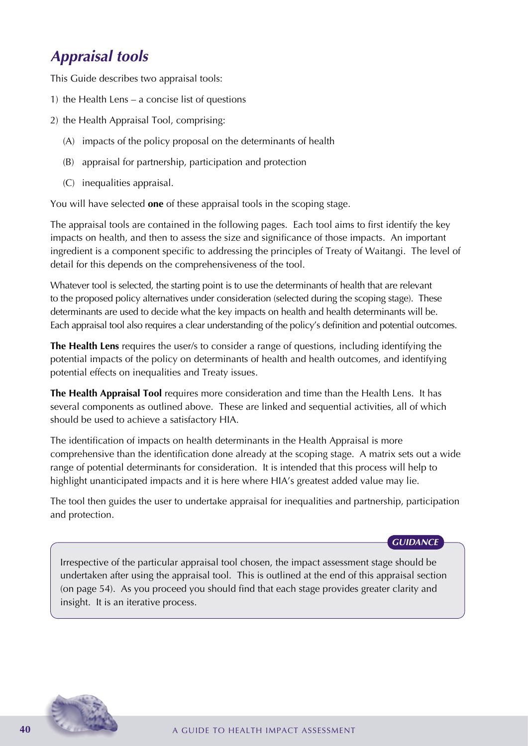## *Appraisal tools*

This Guide describes two appraisal tools:

1) the Health Lens – a concise list of questions

2) the Health Appraisal Tool, comprising:

   (A) impacts of the policy proposal on the determinants of health

   (B) appraisal for partnership, participation and protection

   (C) inequalities appraisal.

You will have selected **one** of these appraisal tools in the scoping stage.

The appraisal tools are contained in the following pages. Each tool aims to first identify the key impacts on health, and then to assess the size and significance of those impacts. An important ingredient is a component specific to addressing the principles of Treaty of Waitangi. The level of detail for this depends on the comprehensiveness of the tool.

Whatever tool is selected, the starting point is to use the determinants of health that are relevant to the proposed policy alternatives under consideration (selected during the scoping stage). These determinants are used to decide what the key impacts on health and health determinants will be. Each appraisal tool also requires a clear understanding of the policy's definition and potential outcomes.

**The Health Lens** requires the user/s to consider a range of questions, including identifying the potential impacts of the policy on determinants of health and health outcomes, and identifying potential effects on inequalities and Treaty issues.

**The Health Appraisal Tool** requires more consideration and time than the Health Lens. It has several components as outlined above. These are linked and sequential activities, all of which should be used to achieve a satisfactory HIA.

The identification of impacts on health determinants in the Health Appraisal is more comprehensive than the identification done already at the scoping stage. A matrix sets out a wide range of potential determinants for consideration. It is intended that this process will help to highlight unanticipated impacts and it is here where HIA's greatest added value may lie.

The tool then guides the user to undertake appraisal for inequalities and partnership, participation and protection.

***GUIDANCE***

Irrespective of the particular appraisal tool chosen, the impact assessment stage should be undertaken after using the appraisal tool. This is outlined at the end of this appraisal section (on page 54). As you proceed you should find that each stage provides greater clarity and insight. It is an iterative process.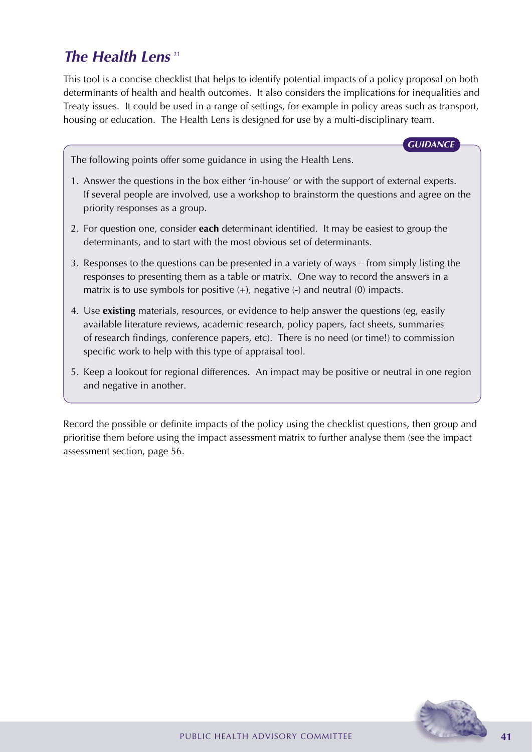## *The Health Lens*[21]

This tool is a concise checklist that helps to identify potential impacts of a policy proposal on both determinants of health and health outcomes. It also considers the implications for inequalities and Treaty issues. It could be used in a range of settings, for example in policy areas such as transport, housing or education. The Health Lens is designed for use by a multi-disciplinary team.

***GUIDANCE***

The following points offer some guidance in using the Health Lens.

1. Answer the questions in the box either 'in-house' or with the support of external experts. If several people are involved, use a workshop to brainstorm the questions and agree on the priority responses as a group.
2. For question one, consider **each** determinant identified. It may be easiest to group the determinants, and to start with the most obvious set of determinants.
3. Responses to the questions can be presented in a variety of ways – from simply listing the responses to presenting them as a table or matrix. One way to record the answers in a matrix is to use symbols for positive (+), negative (-) and neutral (0) impacts.
4. Use **existing** materials, resources, or evidence to help answer the questions (eg, easily available literature reviews, academic research, policy papers, fact sheets, summaries of research findings, conference papers, etc). There is no need (or time!) to commission specific work to help with this type of appraisal tool.
5. Keep a lookout for regional differences. An impact may be positive or neutral in one region and negative in another.

Record the possible or definite impacts of the policy using the checklist questions, then group and prioritise them before using the impact assessment matrix to further analyse them (see the impact assessment section, page 56.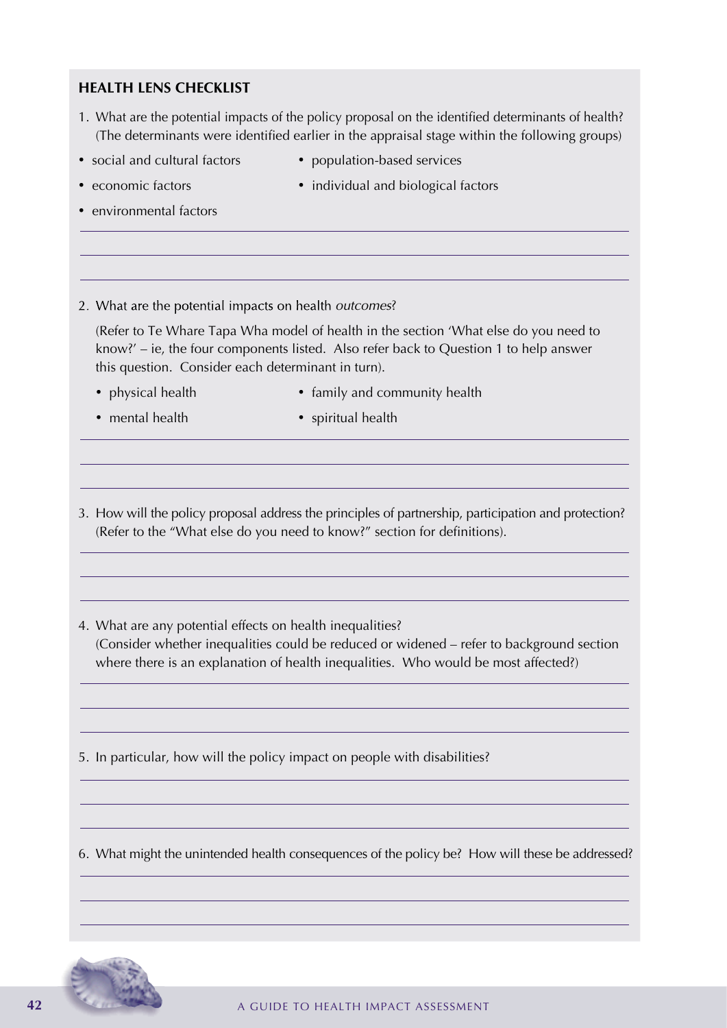## HEALTH LENS CHECKLIST

1. What are the potential impacts of the policy proposal on the identified determinants of health? (The determinants were identified earlier in the appraisal stage within the following groups)

- social and cultural factors
- economic factors
- environmental factors
- population-based services
- individual and biological factors

2. What are the potential impacts on health *outcomes*?

   (Refer to Te Whare Tapa Wha model of health in the section 'What else do you need to know?' – ie, the four components listed. Also refer back to Question 1 to help answer this question. Consider each determinant in turn).

   - physical health
   - mental health
   - family and community health
   - spiritual health

3. How will the policy proposal address the principles of partnership, participation and protection? (Refer to the "What else do you need to know?" section for definitions).

4. What are any potential effects on health inequalities? (Consider whether inequalities could be reduced or widened – refer to background section where there is an explanation of health inequalities. Who would be most affected?)

5. In particular, how will the policy impact on people with disabilities?

6. What might the unintended health consequences of the policy be? How will these be addressed?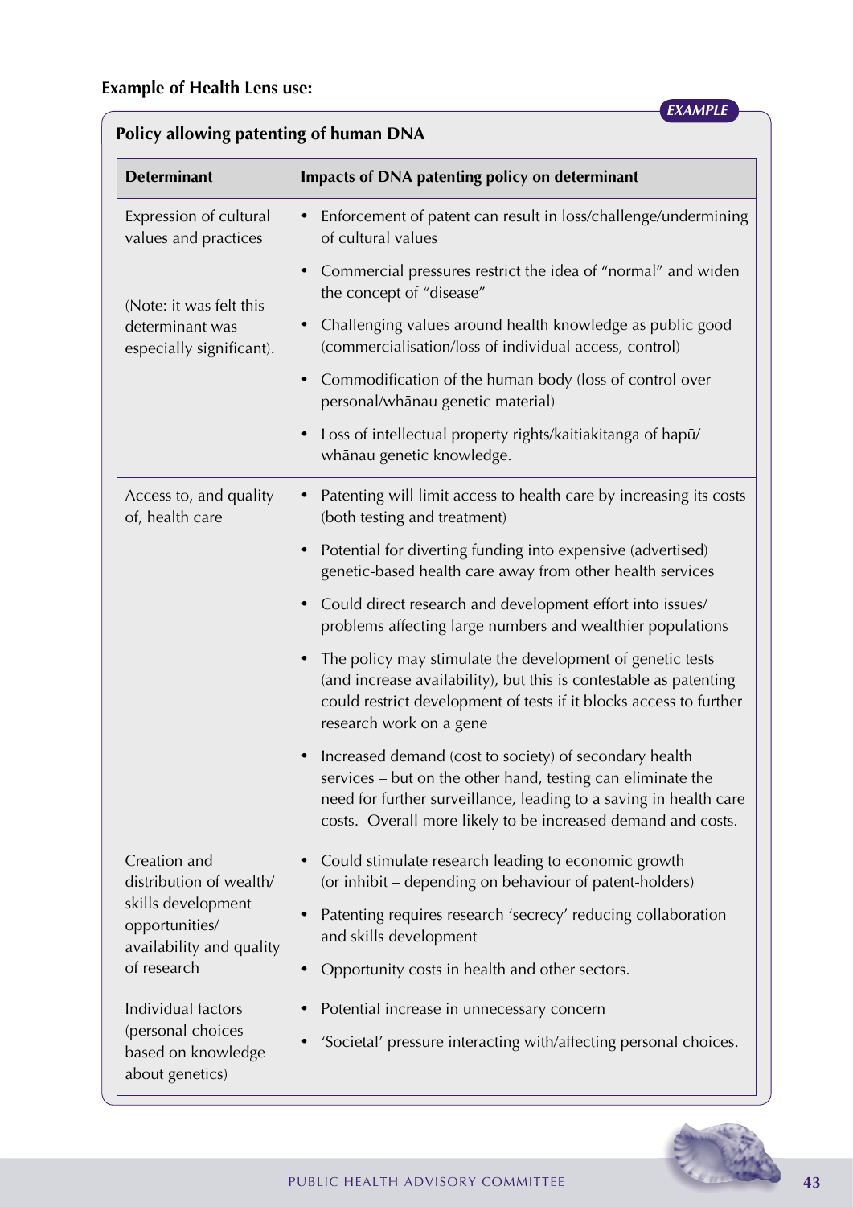**Example of Health Lens use:**

*EXAMPLE*

**Policy allowing patenting of human DNA**

| Determinant | Impacts of DNA patenting policy on determinant |
|---|---|
| Expression of cultural values and practices<br><br>(Note: it was felt this determinant was especially significant). | • Enforcement of patent can result in loss/challenge/undermining of cultural values<br>• Commercial pressures restrict the idea of "normal" and widen the concept of "disease"<br>• Challenging values around health knowledge as public good (commercialisation/loss of individual access, control)<br>• Commodification of the human body (loss of control over personal/whānau genetic material)<br>• Loss of intellectual property rights/kaitiakitanga of hapū/whānau genetic knowledge. |
| Access to, and quality of, health care | • Patenting will limit access to health care by increasing its costs (both testing and treatment)<br>• Potential for diverting funding into expensive (advertised) genetic-based health care away from other health services<br>• Could direct research and development effort into issues/problems affecting large numbers and wealthier populations<br>• The policy may stimulate the development of genetic tests (and increase availability), but this is contestable as patenting could restrict development of tests if it blocks access to further research work on a gene<br>• Increased demand (cost to society) of secondary health services – but on the other hand, testing can eliminate the need for further surveillance, leading to a saving in health care costs. Overall more likely to be increased demand and costs. |
| Creation and distribution of wealth/skills development opportunities/availability and quality of research | • Could stimulate research leading to economic growth (or inhibit – depending on behaviour of patent-holders)<br>• Patenting requires research 'secrecy' reducing collaboration and skills development<br>• Opportunity costs in health and other sectors. |
| Individual factors (personal choices based on knowledge about genetics) | • Potential increase in unnecessary concern<br>• 'Societal' pressure interacting with/affecting personal choices. |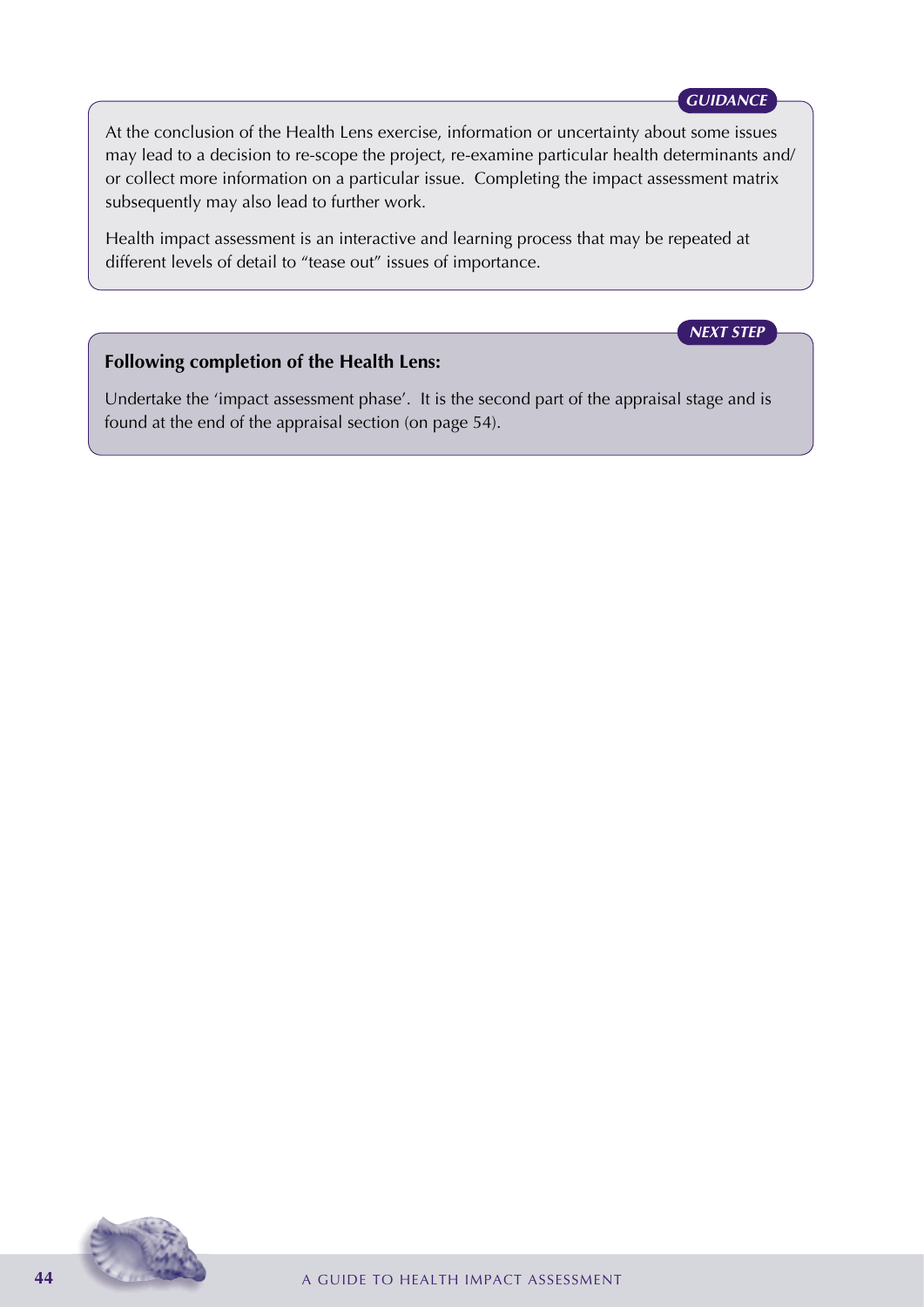*GUIDANCE*

At the conclusion of the Health Lens exercise, information or uncertainty about some issues may lead to a decision to re-scope the project, re-examine particular health determinants and/or collect more information on a particular issue. Completing the impact assessment matrix subsequently may also lead to further work.

Health impact assessment is an interactive and learning process that may be repeated at different levels of detail to "tease out" issues of importance.

*NEXT STEP*

**Following completion of the Health Lens:**

Undertake the 'impact assessment phase'. It is the second part of the appraisal stage and is found at the end of the appraisal section (on page 54).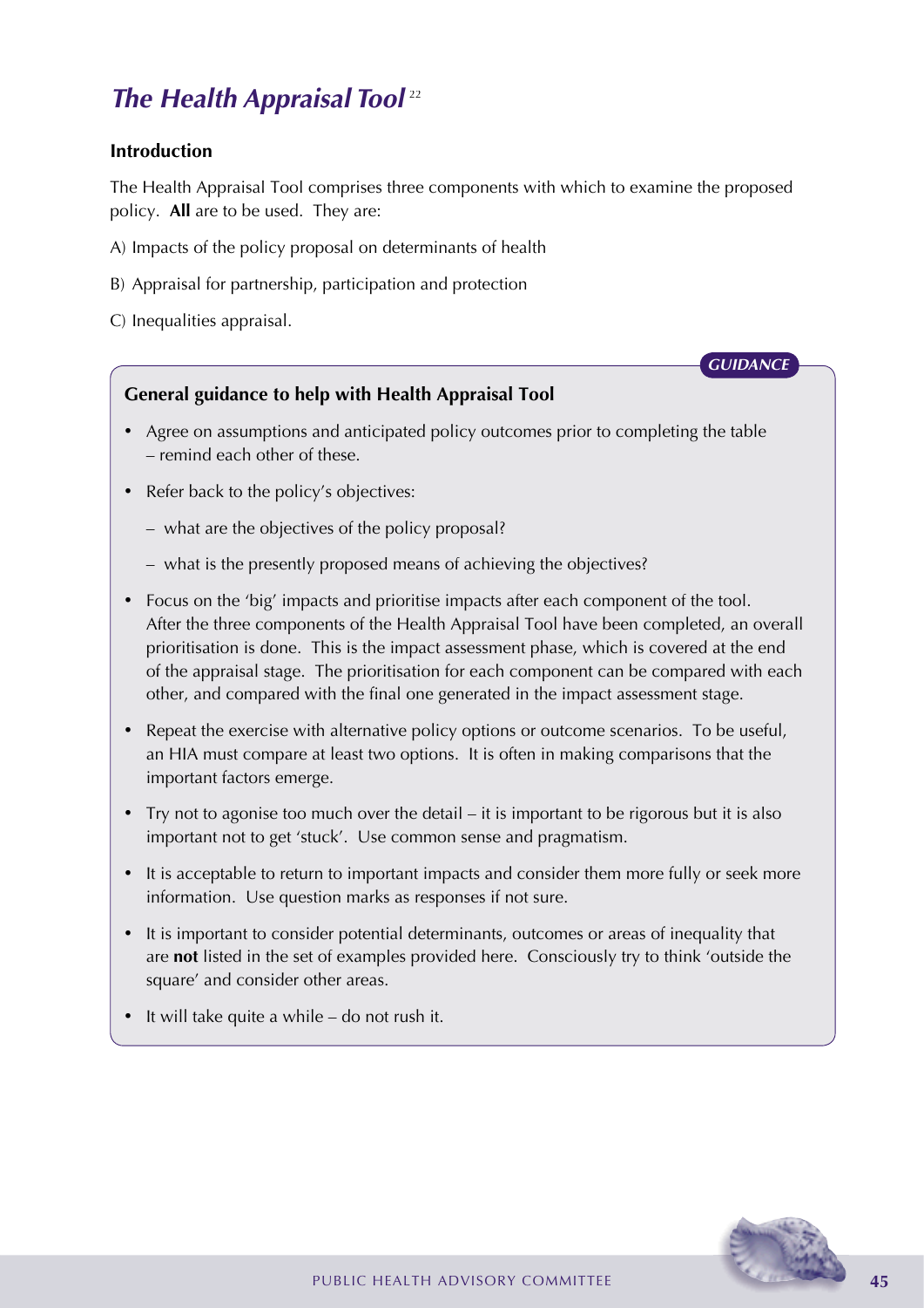# *The Health Appraisal Tool* [22]

**Introduction**

The Health Appraisal Tool comprises three components with which to examine the proposed policy. **All** are to be used. They are:

A) Impacts of the policy proposal on determinants of health

B) Appraisal for partnership, participation and protection

C) Inequalities appraisal.

*GUIDANCE*

**General guidance to help with Health Appraisal Tool**

- Agree on assumptions and anticipated policy outcomes prior to completing the table – remind each other of these.
- Refer back to the policy's objectives:
  - what are the objectives of the policy proposal?
  - what is the presently proposed means of achieving the objectives?
- Focus on the 'big' impacts and prioritise impacts after each component of the tool. After the three components of the Health Appraisal Tool have been completed, an overall prioritisation is done. This is the impact assessment phase, which is covered at the end of the appraisal stage. The prioritisation for each component can be compared with each other, and compared with the final one generated in the impact assessment stage.
- Repeat the exercise with alternative policy options or outcome scenarios. To be useful, an HIA must compare at least two options. It is often in making comparisons that the important factors emerge.
- Try not to agonise too much over the detail – it is important to be rigorous but it is also important not to get 'stuck'. Use common sense and pragmatism.
- It is acceptable to return to important impacts and consider them more fully or seek more information. Use question marks as responses if not sure.
- It is important to consider potential determinants, outcomes or areas of inequality that are **not** listed in the set of examples provided here. Consciously try to think 'outside the square' and consider other areas.
- It will take quite a while – do not rush it.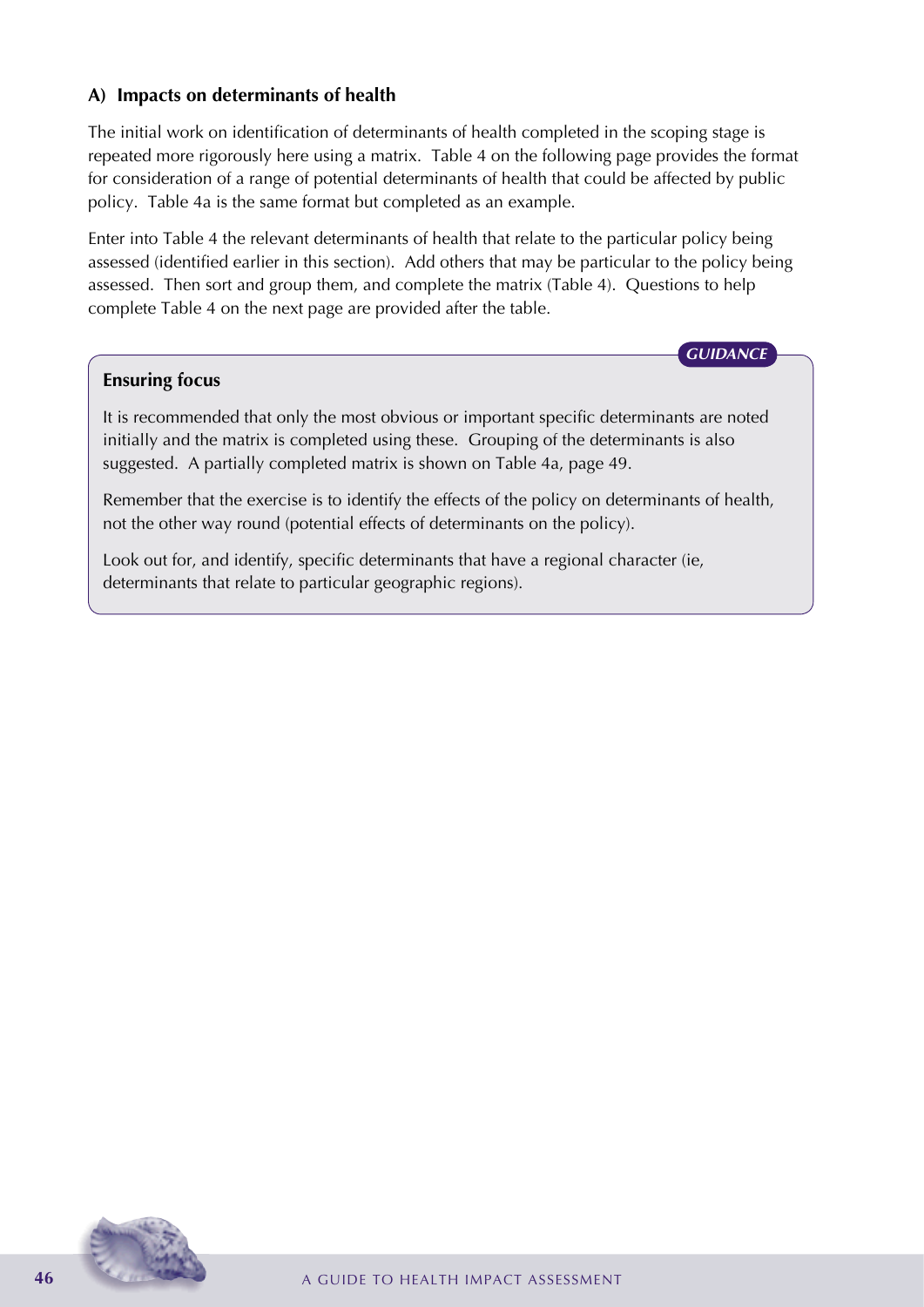### A) Impacts on determinants of health

The initial work on identification of determinants of health completed in the scoping stage is repeated more rigorously here using a matrix. Table 4 on the following page provides the format for consideration of a range of potential determinants of health that could be affected by public policy. Table 4a is the same format but completed as an example.

Enter into Table 4 the relevant determinants of health that relate to the particular policy being assessed (identified earlier in this section). Add others that may be particular to the policy being assessed. Then sort and group them, and complete the matrix (Table 4). Questions to help complete Table 4 on the next page are provided after the table.

*GUIDANCE*

**Ensuring focus**

It is recommended that only the most obvious or important specific determinants are noted initially and the matrix is completed using these. Grouping of the determinants is also suggested. A partially completed matrix is shown on Table 4a, page 49.

Remember that the exercise is to identify the effects of the policy on determinants of health, not the other way round (potential effects of determinants on the policy).

Look out for, and identify, specific determinants that have a regional character (ie, determinants that relate to particular geographic regions).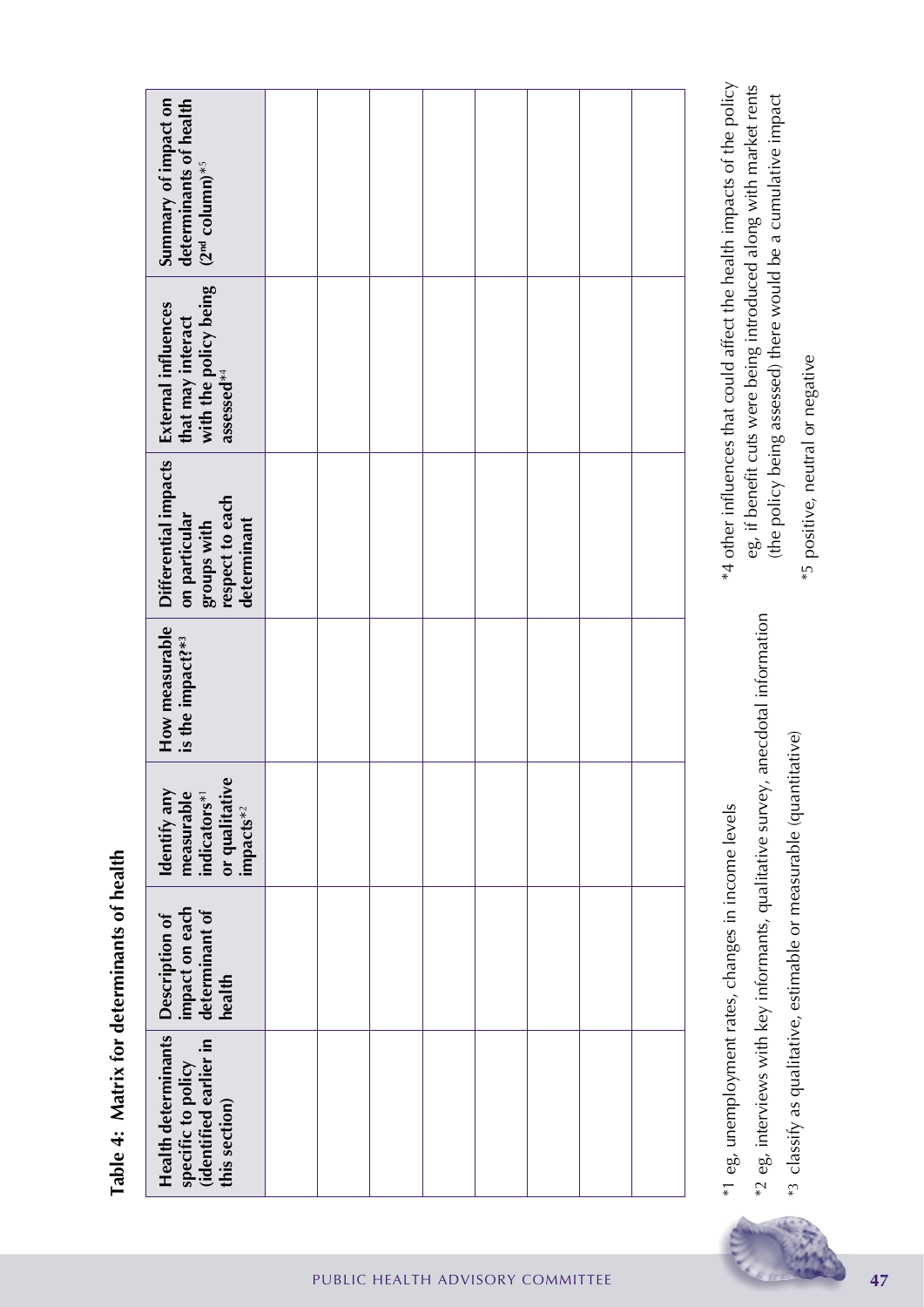**Table 4: Matrix for determinants of health**

| Health determinants specific to policy (identified earlier in this section) | Description of impact on each determinant of health | Identify any measurable indicators*1 or qualitative impacts*2 | How measurable is the impact?*3 | Differential impacts on particular groups with respect to each determinant | External influences that may interact with the policy being assessed*4 | Summary of impact on determinants of health (2nd column)*5 |
|---|---|---|---|---|---|---|
| | | | | | | |
| | | | | | | |
| | | | | | | |
| | | | | | | |
| | | | | | | |
| | | | | | | |
| | | | | | | |
| | | | | | | |

*1 eg, unemployment rates, changes in income levels

*2 eg, interviews with key informants, qualitative survey, anecdotal information

*3 classify as qualitative, estimable or measurable (quantitative)

*4 other influences that could affect the health impacts of the policy eg, if benefit cuts were being introduced along with market rents (the policy being assessed) there would be a cumulative impact

*5 positive, neutral or negative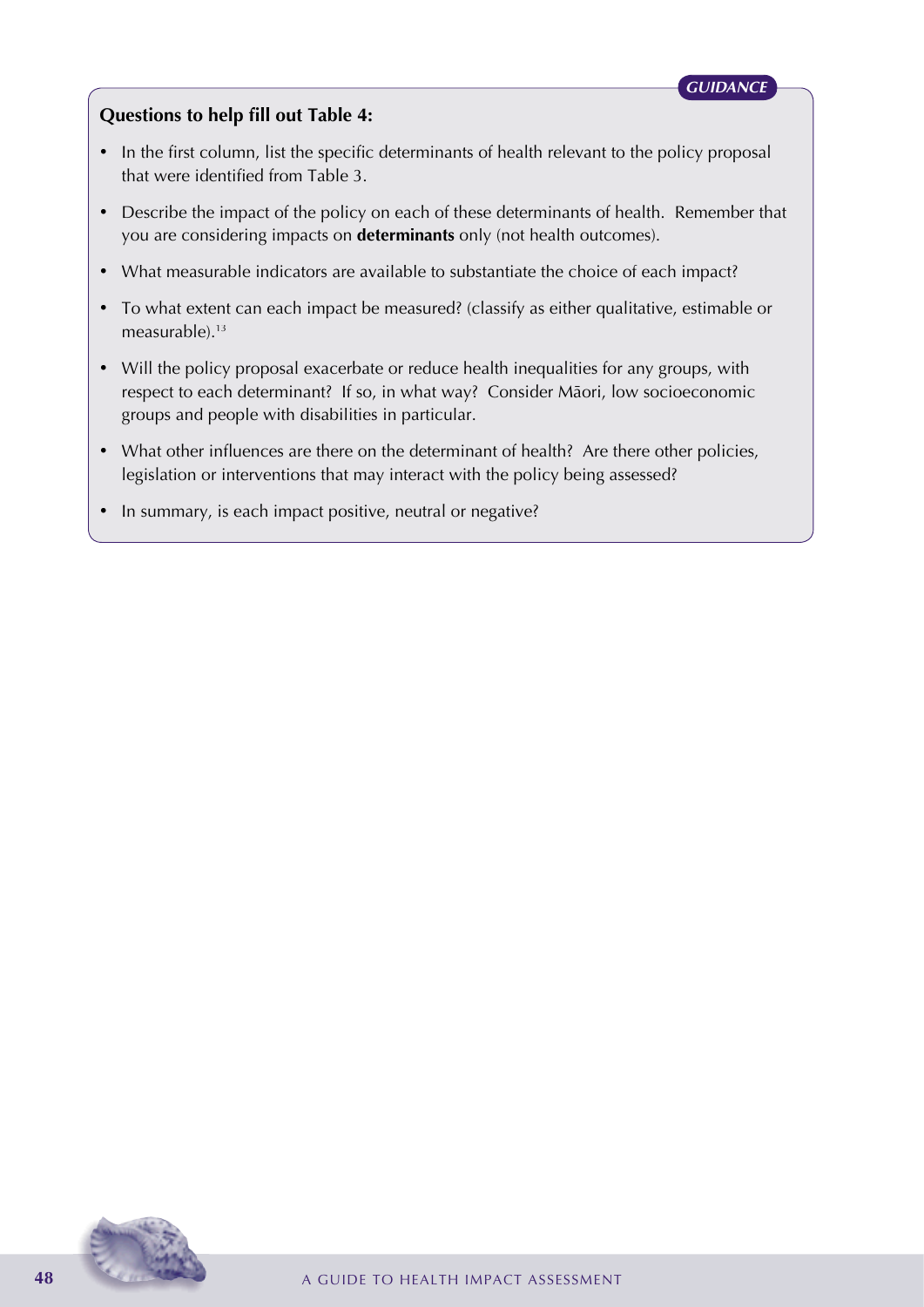*GUIDANCE*

**Questions to help fill out Table 4:**

- In the first column, list the specific determinants of health relevant to the policy proposal that were identified from Table 3.
- Describe the impact of the policy on each of these determinants of health. Remember that you are considering impacts on **determinants** only (not health outcomes).
- What measurable indicators are available to substantiate the choice of each impact?
- To what extent can each impact be measured? (classify as either qualitative, estimable or measurable).[13]
- Will the policy proposal exacerbate or reduce health inequalities for any groups, with respect to each determinant? If so, in what way? Consider Māori, low socioeconomic groups and people with disabilities in particular.
- What other influences are there on the determinant of health? Are there other policies, legislation or interventions that may interact with the policy being assessed?
- In summary, is each impact positive, neutral or negative?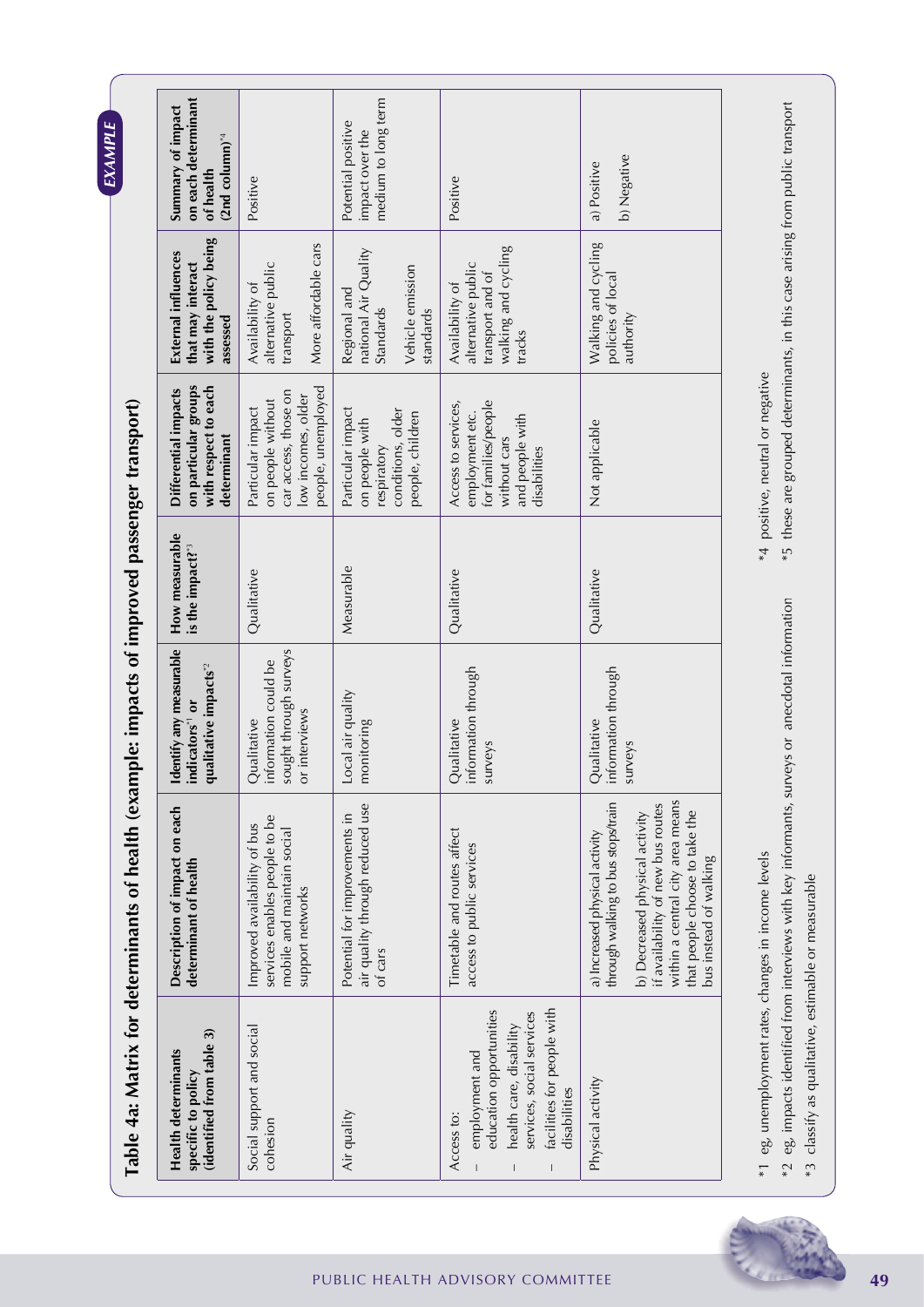EXAMPLE

## Table 4a: Matrix for determinants of health (example: impacts of improved passenger transport)

| Health determinants specific to policy (identified from table 3) | Description of impact on each determinant of health | Identify any measurable indicators*1 or qualitative impacts*2 | How measurable is the impact?*3 | Differential impacts on particular groups with respect to each determinant | External influences that may interact with the policy being assessed | Summary of impact on each determinant of health (2nd column)*4 |
|---|---|---|---|---|---|---|
| Social support and social cohesion | Improved availability of bus services enables people to be mobile and maintain social support networks | Qualitative information could be sought through surveys or interviews | Qualitative | Particular impact on people without car access, those on low incomes, older people, unemployed | Availability of alternative public transport<br><br>More affordable cars | Positive |
| Air quality | Potential for improvements in air quality through reduced use of cars | Local air quality monitoring | Measurable | Particular impact on people with respiratory conditions, older people, children | Regional and national Air Quality Standards<br><br>Vehicle emission standards | Potential positive impact over the medium to long term |
| Access to:<br>– employment and education opportunities<br>– health care, disability services, social services<br>– facilities for people with disabilities | Timetable and routes affect access to public services | Qualitative information through surveys | Qualitative | Access to services, employment etc. for families/people without cars and people with disabilities | Availability of alternative public transport and of walking and cycling tracks | Positive |
| Physical activity | a) Increased physical activity through walking to bus stops/train<br><br>b) Decreased physical activity if availability of new bus routes within a central city area means that people choose to take the bus instead of walking | Qualitative information through surveys | Qualitative | Not applicable | Walking and cycling policies of local authority | a) Positive<br><br>b) Negative |

*1 eg, unemployment rates, changes in income levels
*2 eg, impacts identified from interviews with key informants, surveys or anecdotal information
*3 classify as qualitative, estimable or measurable
*4 positive, neutral or negative
*5 these are grouped determinants, in this case arising from public transport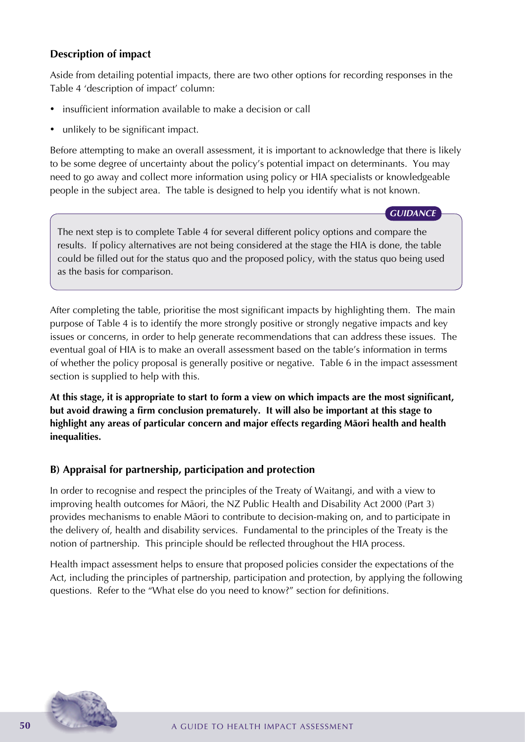### Description of impact

Aside from detailing potential impacts, there are two other options for recording responses in the Table 4 'description of impact' column:

- insufficient information available to make a decision or call
- unlikely to be significant impact.

Before attempting to make an overall assessment, it is important to acknowledge that there is likely to be some degree of uncertainty about the policy's potential impact on determinants. You may need to go away and collect more information using policy or HIA specialists or knowledgeable people in the subject area. The table is designed to help you identify what is not known.

> ***GUIDANCE***
>
> The next step is to complete Table 4 for several different policy options and compare the results. If policy alternatives are not being considered at the stage the HIA is done, the table could be filled out for the status quo and the proposed policy, with the status quo being used as the basis for comparison.

After completing the table, prioritise the most significant impacts by highlighting them. The main purpose of Table 4 is to identify the more strongly positive or strongly negative impacts and key issues or concerns, in order to help generate recommendations that can address these issues. The eventual goal of HIA is to make an overall assessment based on the table's information in terms of whether the policy proposal is generally positive or negative. Table 6 in the impact assessment section is supplied to help with this.

**At this stage, it is appropriate to start to form a view on which impacts are the most significant, but avoid drawing a firm conclusion prematurely. It will also be important at this stage to highlight any areas of particular concern and major effects regarding Māori health and health inequalities.**

### B) Appraisal for partnership, participation and protection

In order to recognise and respect the principles of the Treaty of Waitangi, and with a view to improving health outcomes for Māori, the NZ Public Health and Disability Act 2000 (Part 3) provides mechanisms to enable Māori to contribute to decision-making on, and to participate in the delivery of, health and disability services. Fundamental to the principles of the Treaty is the notion of partnership. This principle should be reflected throughout the HIA process.

Health impact assessment helps to ensure that proposed policies consider the expectations of the Act, including the principles of partnership, participation and protection, by applying the following questions. Refer to the "What else do you need to know?" section for definitions.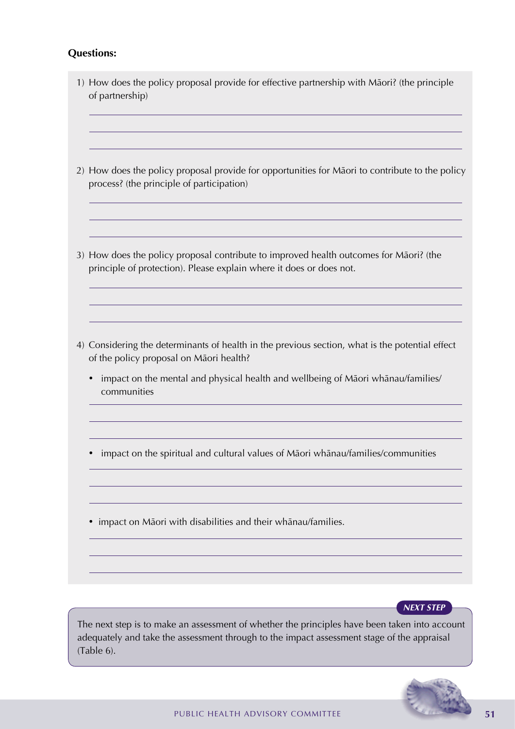**Questions:**

1) How does the policy proposal provide for effective partnership with Māori? (the principle of partnership)

2) How does the policy proposal provide for opportunities for Māori to contribute to the policy process? (the principle of participation)

3) How does the policy proposal contribute to improved health outcomes for Māori? (the principle of protection). Please explain where it does or does not.

4) Considering the determinants of health in the previous section, what is the potential effect of the policy proposal on Māori health?

   - impact on the mental and physical health and wellbeing of Māori whānau/families/communities

   - impact on the spiritual and cultural values of Māori whānau/families/communities

   - impact on Māori with disabilities and their whānau/families.

***NEXT STEP***

The next step is to make an assessment of whether the principles have been taken into account adequately and take the assessment through to the impact assessment stage of the appraisal (Table 6).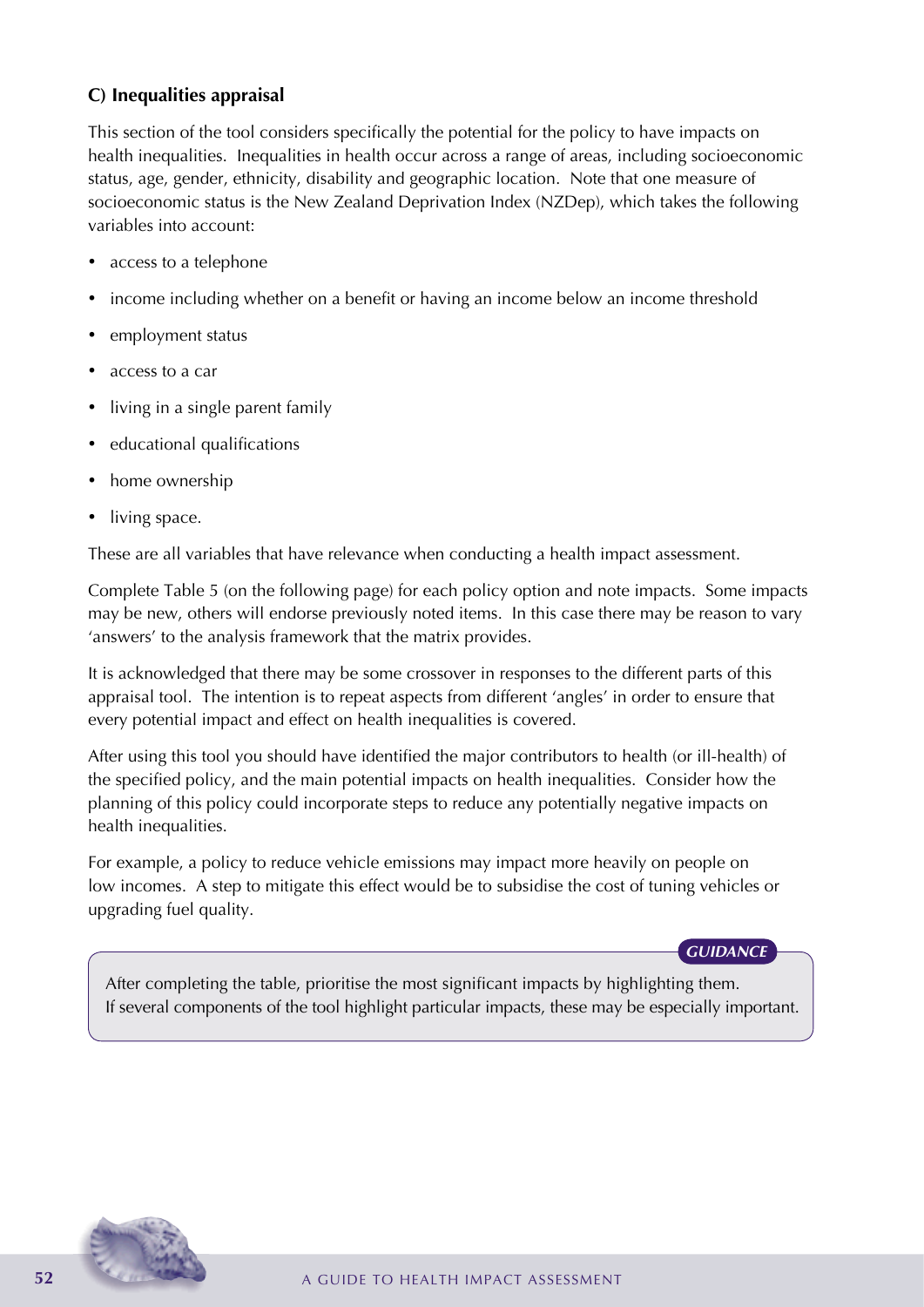### C) Inequalities appraisal

This section of the tool considers specifically the potential for the policy to have impacts on health inequalities. Inequalities in health occur across a range of areas, including socioeconomic status, age, gender, ethnicity, disability and geographic location. Note that one measure of socioeconomic status is the New Zealand Deprivation Index (NZDep), which takes the following variables into account:

- access to a telephone
- income including whether on a benefit or having an income below an income threshold
- employment status
- access to a car
- living in a single parent family
- educational qualifications
- home ownership
- living space.

These are all variables that have relevance when conducting a health impact assessment.

Complete Table 5 (on the following page) for each policy option and note impacts. Some impacts may be new, others will endorse previously noted items. In this case there may be reason to vary 'answers' to the analysis framework that the matrix provides.

It is acknowledged that there may be some crossover in responses to the different parts of this appraisal tool. The intention is to repeat aspects from different 'angles' in order to ensure that every potential impact and effect on health inequalities is covered.

After using this tool you should have identified the major contributors to health (or ill-health) of the specified policy, and the main potential impacts on health inequalities. Consider how the planning of this policy could incorporate steps to reduce any potentially negative impacts on health inequalities.

For example, a policy to reduce vehicle emissions may impact more heavily on people on low incomes. A step to mitigate this effect would be to subsidise the cost of tuning vehicles or upgrading fuel quality.

***GUIDANCE***

After completing the table, prioritise the most significant impacts by highlighting them. If several components of the tool highlight particular impacts, these may be especially important.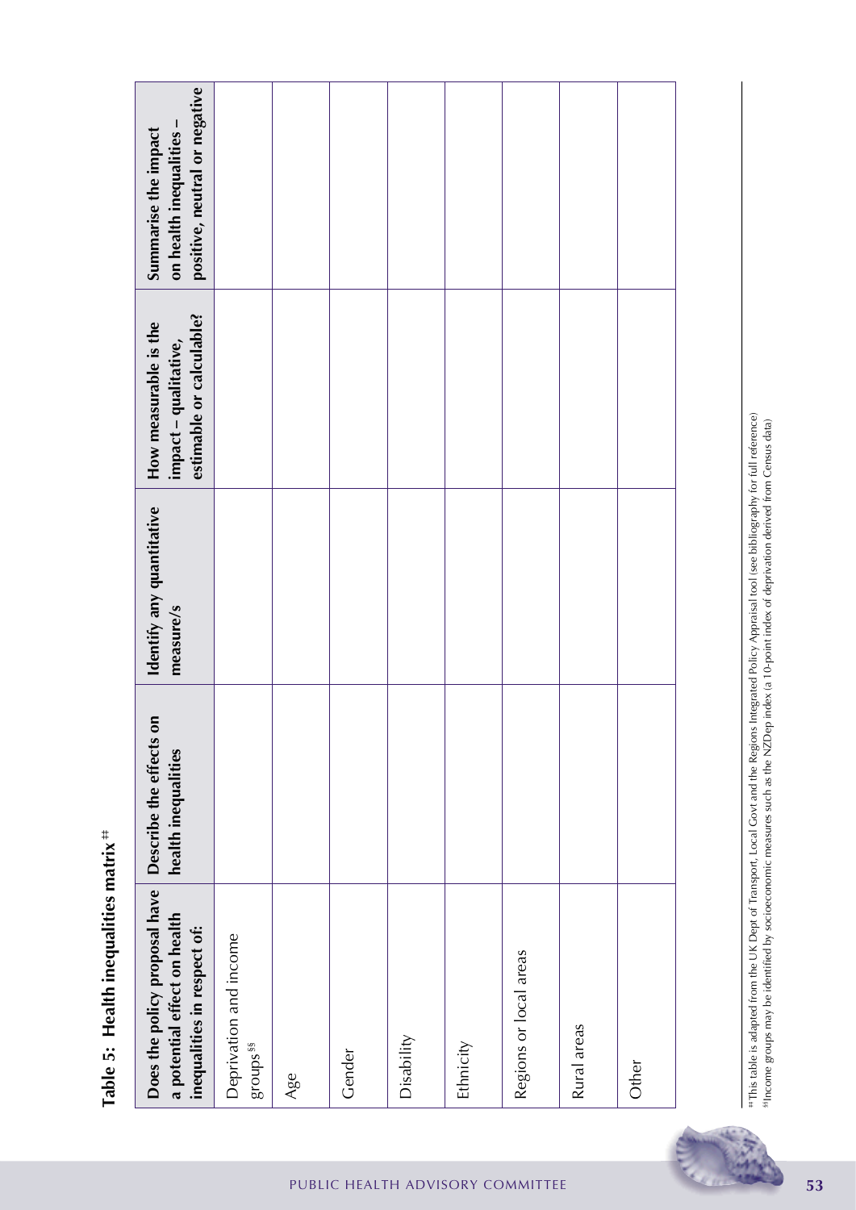**Table 5: Health inequalities matrix** [‡‡]

| Does the policy proposal have a potential effect on health inequalities in respect of: | Describe the effects on health inequalities | Identify any quantitative measure/s | How measurable is the impact – qualitative, estimable or calculable? | Summarise the impact on health inequalities – positive, neutral or negative |
|---|---|---|---|---|
| Deprivation and income groups[§§] | | | | |
| Age | | | | |
| Gender | | | | |
| Disability | | | | |
| Ethnicity | | | | |
| Regions or local areas | | | | |
| Rural areas | | | | |
| Other | | | | |

[‡‡] This table is adapted from the UK Dept of Transport, Local Govt and the Regions Integrated Policy Appraisal tool (see bibliography for full reference)
[§§] Income groups may be identified by socioeconomic measures such as the NZDep index (a 10-point index of deprivation derived from Census data)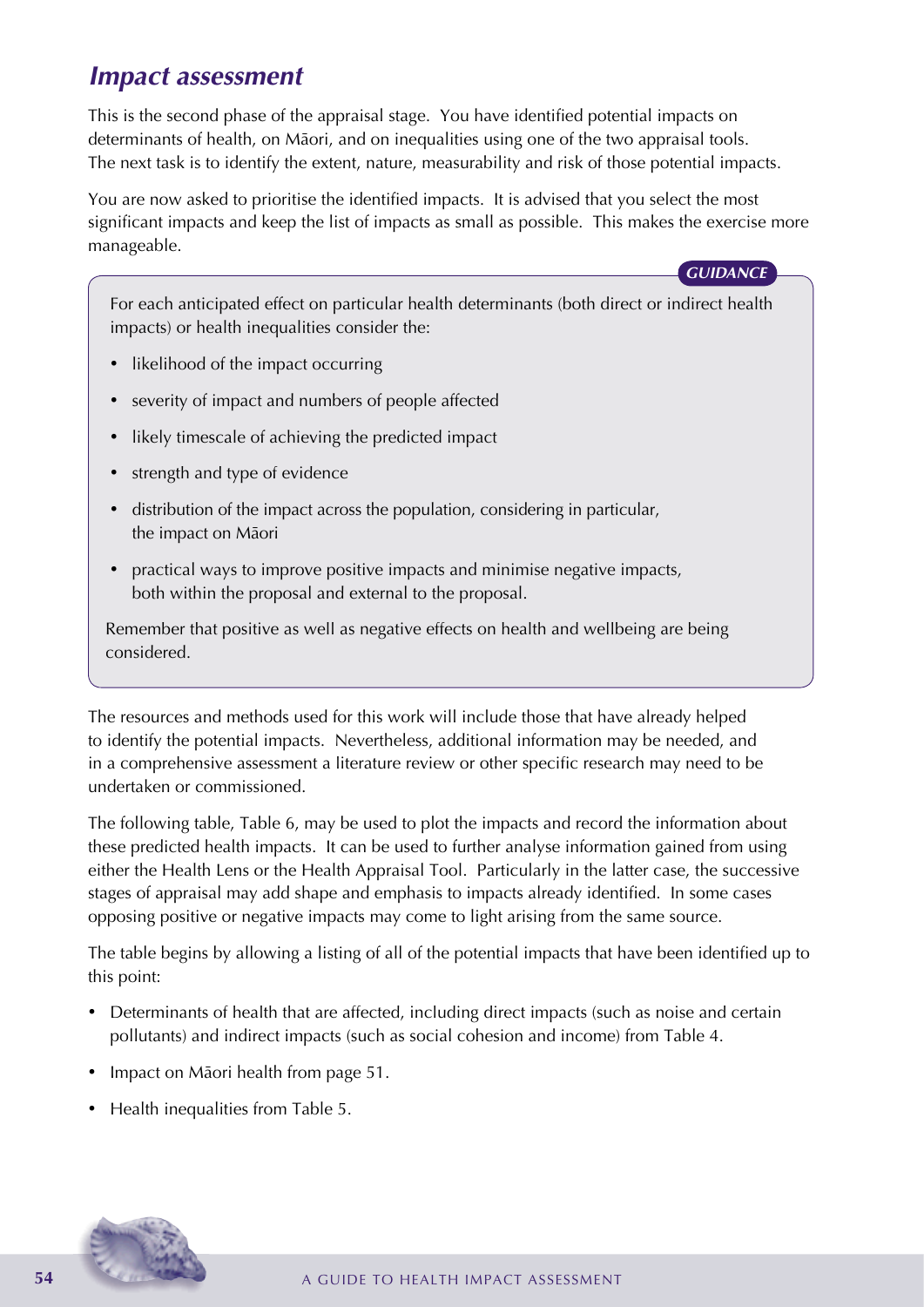## *Impact assessment*

This is the second phase of the appraisal stage. You have identified potential impacts on determinants of health, on Māori, and on inequalities using one of the two appraisal tools. The next task is to identify the extent, nature, measurability and risk of those potential impacts.

You are now asked to prioritise the identified impacts. It is advised that you select the most significant impacts and keep the list of impacts as small as possible. This makes the exercise more manageable.

> ***GUIDANCE***
>
> For each anticipated effect on particular health determinants (both direct or indirect health impacts) or health inequalities consider the:
>
> - likelihood of the impact occurring
> - severity of impact and numbers of people affected
> - likely timescale of achieving the predicted impact
> - strength and type of evidence
> - distribution of the impact across the population, considering in particular, the impact on Māori
> - practical ways to improve positive impacts and minimise negative impacts, both within the proposal and external to the proposal.
>
> Remember that positive as well as negative effects on health and wellbeing are being considered.

The resources and methods used for this work will include those that have already helped to identify the potential impacts. Nevertheless, additional information may be needed, and in a comprehensive assessment a literature review or other specific research may need to be undertaken or commissioned.

The following table, Table 6, may be used to plot the impacts and record the information about these predicted health impacts. It can be used to further analyse information gained from using either the Health Lens or the Health Appraisal Tool. Particularly in the latter case, the successive stages of appraisal may add shape and emphasis to impacts already identified. In some cases opposing positive or negative impacts may come to light arising from the same source.

The table begins by allowing a listing of all of the potential impacts that have been identified up to this point:

- Determinants of health that are affected, including direct impacts (such as noise and certain pollutants) and indirect impacts (such as social cohesion and income) from Table 4.
- Impact on Māori health from page 51.
- Health inequalities from Table 5.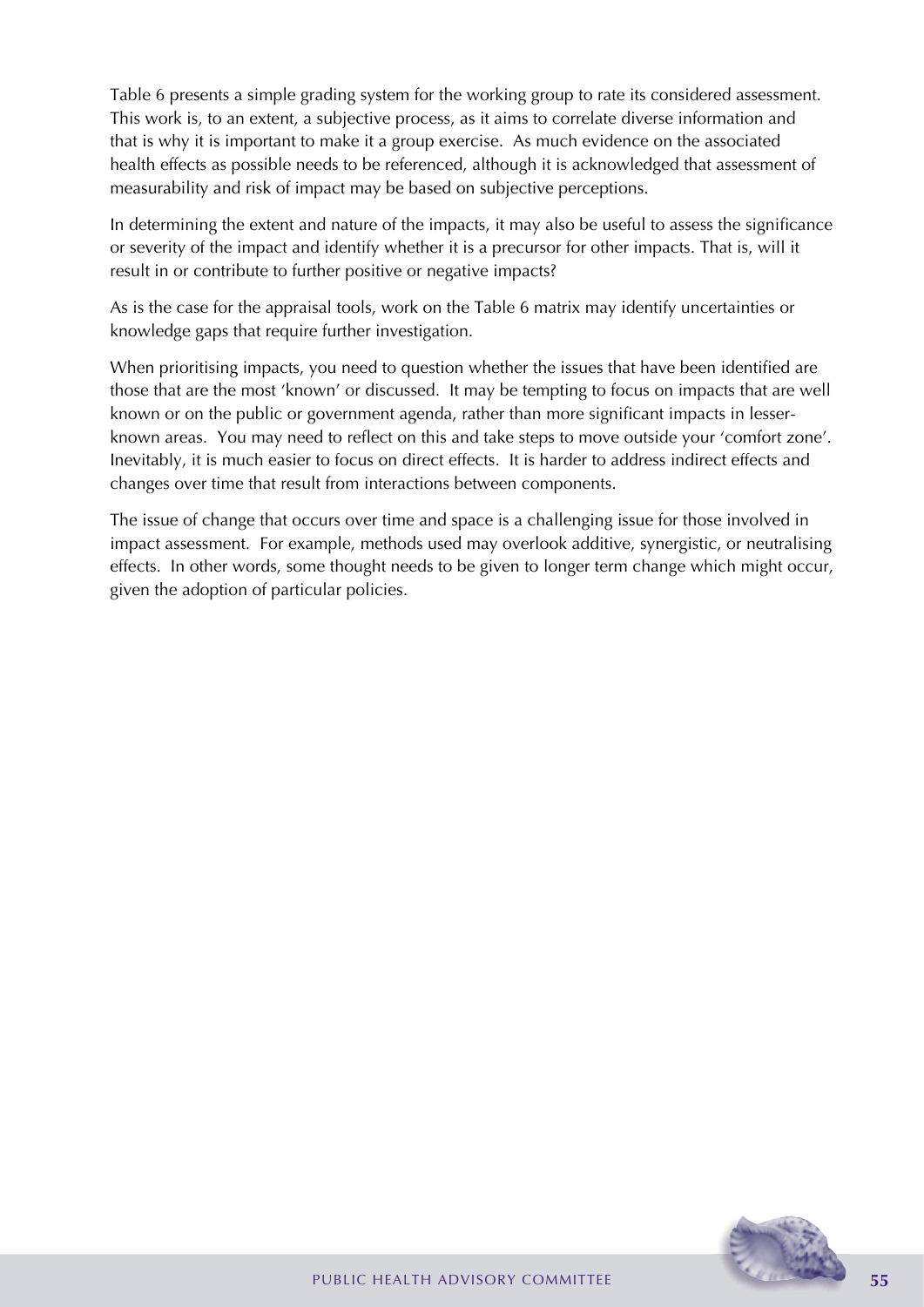Table 6 presents a simple grading system for the working group to rate its considered assessment. This work is, to an extent, a subjective process, as it aims to correlate diverse information and that is why it is important to make it a group exercise. As much evidence on the associated health effects as possible needs to be referenced, although it is acknowledged that assessment of measurability and risk of impact may be based on subjective perceptions.

In determining the extent and nature of the impacts, it may also be useful to assess the significance or severity of the impact and identify whether it is a precursor for other impacts. That is, will it result in or contribute to further positive or negative impacts?

As is the case for the appraisal tools, work on the Table 6 matrix may identify uncertainties or knowledge gaps that require further investigation.

When prioritising impacts, you need to question whether the issues that have been identified are those that are the most 'known' or discussed. It may be tempting to focus on impacts that are well known or on the public or government agenda, rather than more significant impacts in lesser-known areas. You may need to reflect on this and take steps to move outside your 'comfort zone'. Inevitably, it is much easier to focus on direct effects. It is harder to address indirect effects and changes over time that result from interactions between components.

The issue of change that occurs over time and space is a challenging issue for those involved in impact assessment. For example, methods used may overlook additive, synergistic, or neutralising effects. In other words, some thought needs to be given to longer term change which might occur, given the adoption of particular policies.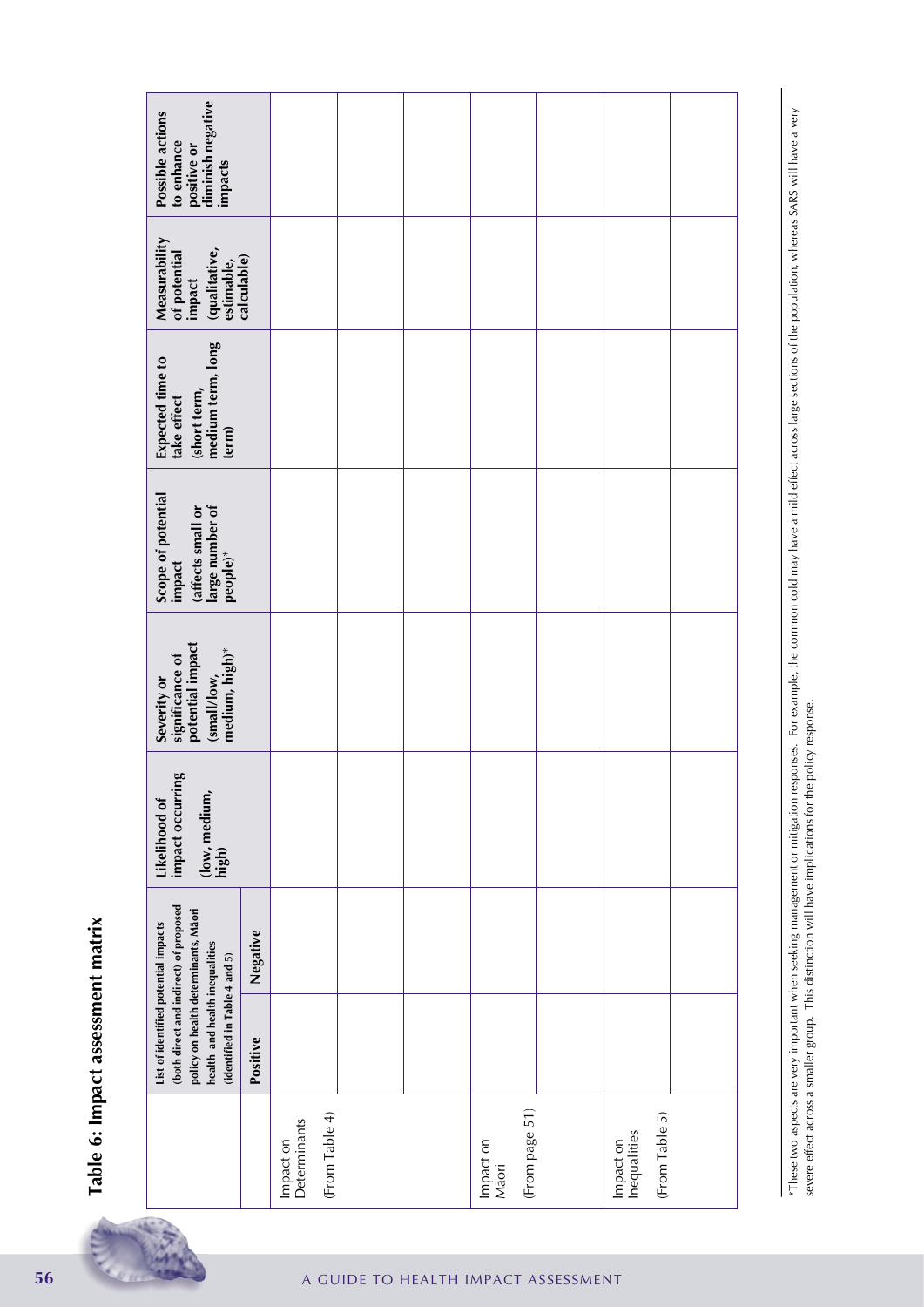## Table 6: Impact assessment matrix

| | List of identified potential impacts (both direct and indirect) of proposed policy on health determinants, Māori health and health inequalities (identified in Table 4 and 5) | | Likelihood of impact occurring (low, medium, high) | Severity or significance of potential impact (small/low, medium, high)* | Scope of potential impact (affects small or large number of people)* | Expected time to take effect (short term, medium term, long term) | Measurability of potential impact (qualitative, estimable, calculable) | Possible actions to enhance positive or diminish negative impacts |
|---|---|---|---|---|---|---|---|---|
| | **Positive** | **Negative** | | | | | | |
| Impact on Determinants (From Table 4) | | | | | | | | |
| | | | | | | | | |
| | | | | | | | | |
| Impact on Māori (From page 51) | | | | | | | | |
| | | | | | | | | |
| Impact on Inequalities (From Table 5) | | | | | | | | |
| | | | | | | | | |

*These two aspects are very important when seeking management or mitigation responses. For example, the common cold may have a mild effect across large sections of the population, whereas SARS will have a very severe effect across a smaller group. This distinction will have implications for the policy response.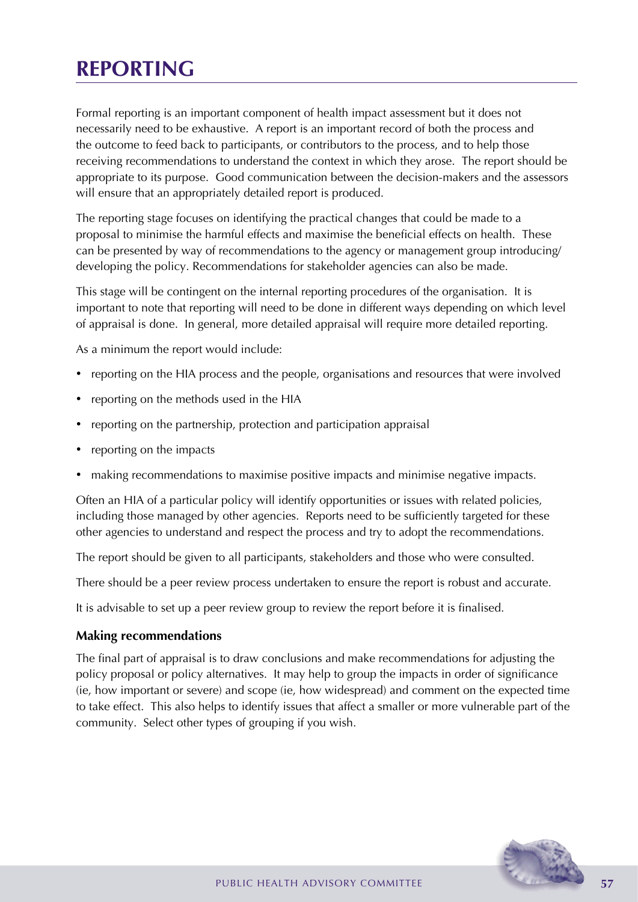# REPORTING

Formal reporting is an important component of health impact assessment but it does not necessarily need to be exhaustive. A report is an important record of both the process and the outcome to feed back to participants, or contributors to the process, and to help those receiving recommendations to understand the context in which they arose. The report should be appropriate to its purpose. Good communication between the decision-makers and the assessors will ensure that an appropriately detailed report is produced.

The reporting stage focuses on identifying the practical changes that could be made to a proposal to minimise the harmful effects and maximise the beneficial effects on health. These can be presented by way of recommendations to the agency or management group introducing/developing the policy. Recommendations for stakeholder agencies can also be made.

This stage will be contingent on the internal reporting procedures of the organisation. It is important to note that reporting will need to be done in different ways depending on which level of appraisal is done. In general, more detailed appraisal will require more detailed reporting.

As a minimum the report would include:

- reporting on the HIA process and the people, organisations and resources that were involved
- reporting on the methods used in the HIA
- reporting on the partnership, protection and participation appraisal
- reporting on the impacts
- making recommendations to maximise positive impacts and minimise negative impacts.

Often an HIA of a particular policy will identify opportunities or issues with related policies, including those managed by other agencies. Reports need to be sufficiently targeted for these other agencies to understand and respect the process and try to adopt the recommendations.

The report should be given to all participants, stakeholders and those who were consulted.

There should be a peer review process undertaken to ensure the report is robust and accurate.

It is advisable to set up a peer review group to review the report before it is finalised.

### Making recommendations

The final part of appraisal is to draw conclusions and make recommendations for adjusting the policy proposal or policy alternatives. It may help to group the impacts in order of significance (ie, how important or severe) and scope (ie, how widespread) and comment on the expected time to take effect. This also helps to identify issues that affect a smaller or more vulnerable part of the community. Select other types of grouping if you wish.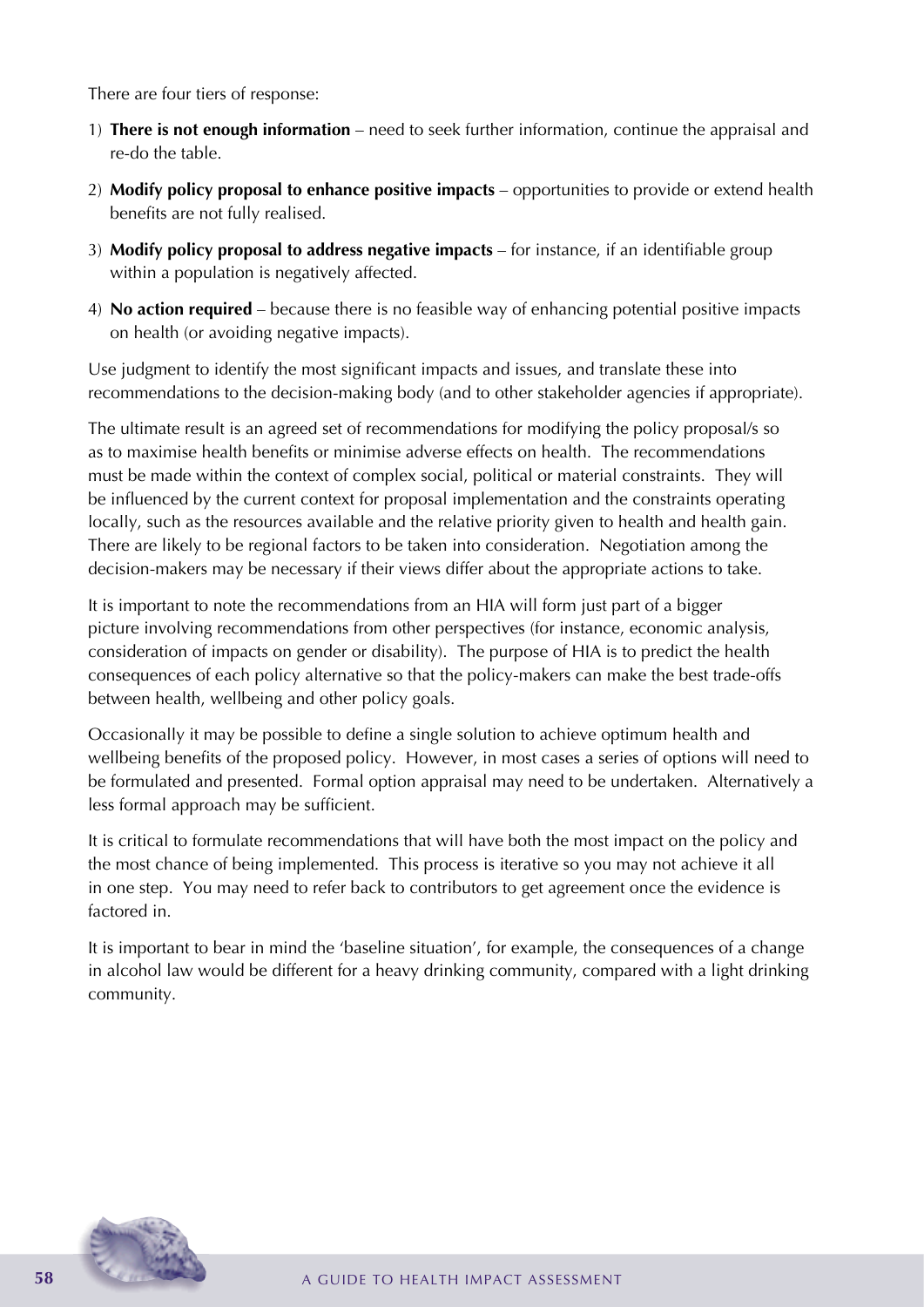There are four tiers of response:

1) **There is not enough information** – need to seek further information, continue the appraisal and re-do the table.
2) **Modify policy proposal to enhance positive impacts** – opportunities to provide or extend health benefits are not fully realised.
3) **Modify policy proposal to address negative impacts** – for instance, if an identifiable group within a population is negatively affected.
4) **No action required** – because there is no feasible way of enhancing potential positive impacts on health (or avoiding negative impacts).

Use judgment to identify the most significant impacts and issues, and translate these into recommendations to the decision-making body (and to other stakeholder agencies if appropriate).

The ultimate result is an agreed set of recommendations for modifying the policy proposal/s so as to maximise health benefits or minimise adverse effects on health. The recommendations must be made within the context of complex social, political or material constraints. They will be influenced by the current context for proposal implementation and the constraints operating locally, such as the resources available and the relative priority given to health and health gain. There are likely to be regional factors to be taken into consideration. Negotiation among the decision-makers may be necessary if their views differ about the appropriate actions to take.

It is important to note the recommendations from an HIA will form just part of a bigger picture involving recommendations from other perspectives (for instance, economic analysis, consideration of impacts on gender or disability). The purpose of HIA is to predict the health consequences of each policy alternative so that the policy-makers can make the best trade-offs between health, wellbeing and other policy goals.

Occasionally it may be possible to define a single solution to achieve optimum health and wellbeing benefits of the proposed policy. However, in most cases a series of options will need to be formulated and presented. Formal option appraisal may need to be undertaken. Alternatively a less formal approach may be sufficient.

It is critical to formulate recommendations that will have both the most impact on the policy and the most chance of being implemented. This process is iterative so you may not achieve it all in one step. You may need to refer back to contributors to get agreement once the evidence is factored in.

It is important to bear in mind the 'baseline situation', for example, the consequences of a change in alcohol law would be different for a heavy drinking community, compared with a light drinking community.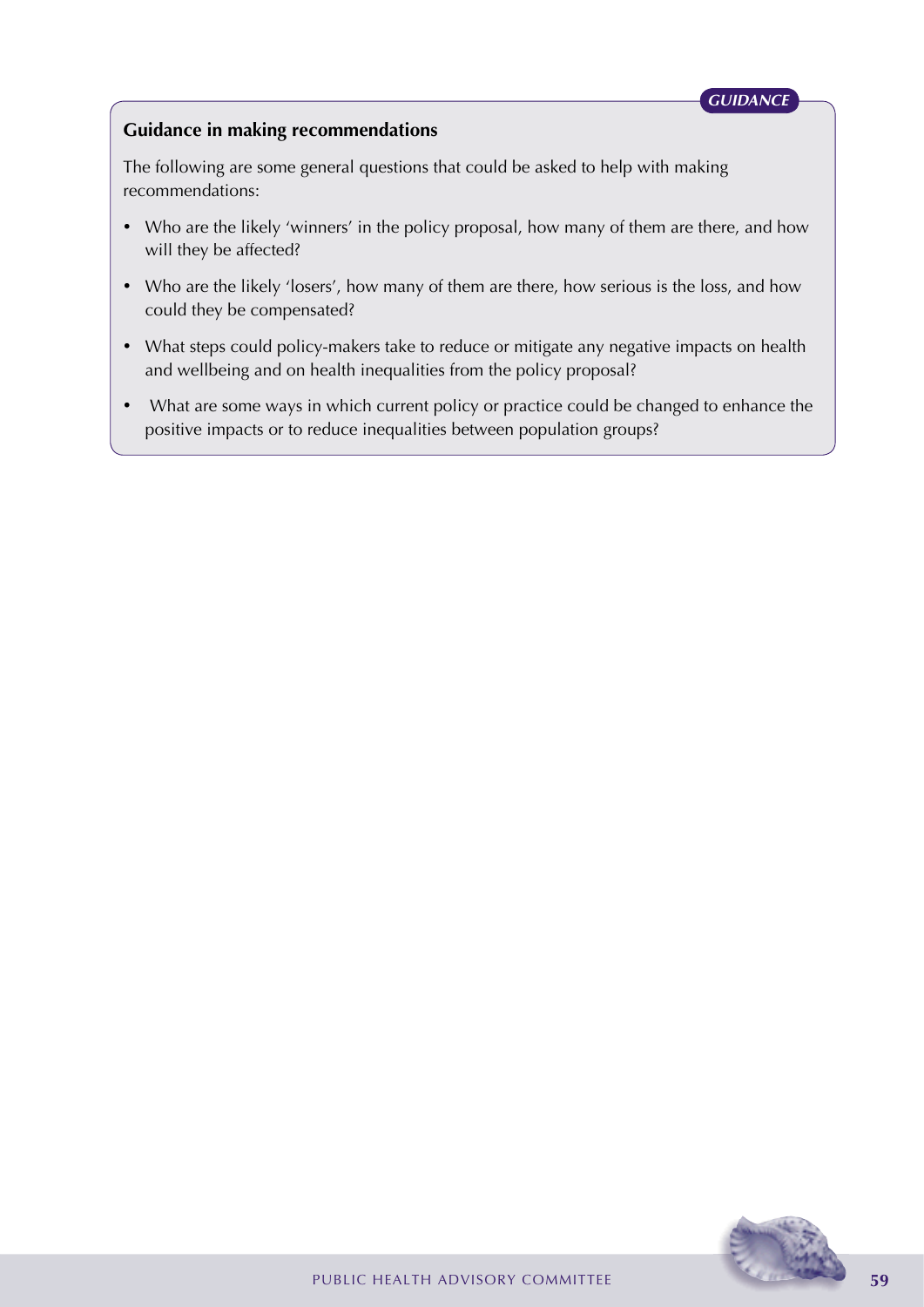*GUIDANCE*

## Guidance in making recommendations

The following are some general questions that could be asked to help with making recommendations:

- Who are the likely 'winners' in the policy proposal, how many of them are there, and how will they be affected?
- Who are the likely 'losers', how many of them are there, how serious is the loss, and how could they be compensated?
- What steps could policy-makers take to reduce or mitigate any negative impacts on health and wellbeing and on health inequalities from the policy proposal?
- What are some ways in which current policy or practice could be changed to enhance the positive impacts or to reduce inequalities between population groups?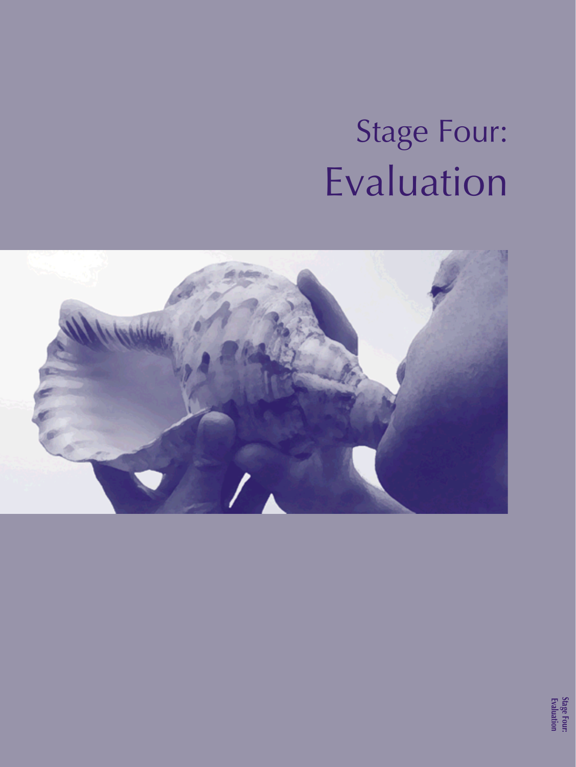# Stage Four: Evaluation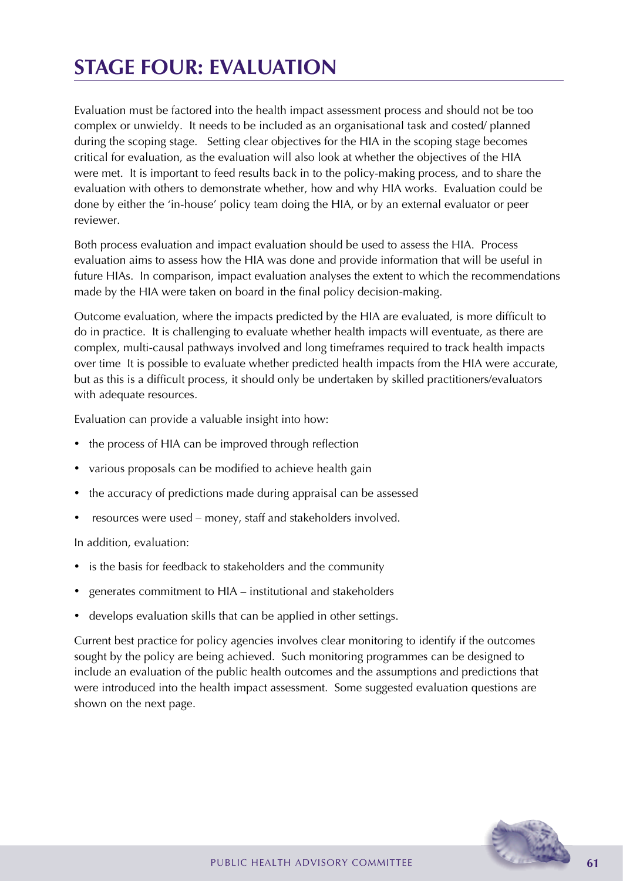# STAGE FOUR: EVALUATION

Evaluation must be factored into the health impact assessment process and should not be too complex or unwieldy. It needs to be included as an organisational task and costed/ planned during the scoping stage. Setting clear objectives for the HIA in the scoping stage becomes critical for evaluation, as the evaluation will also look at whether the objectives of the HIA were met. It is important to feed results back in to the policy-making process, and to share the evaluation with others to demonstrate whether, how and why HIA works. Evaluation could be done by either the 'in-house' policy team doing the HIA, or by an external evaluator or peer reviewer.

Both process evaluation and impact evaluation should be used to assess the HIA. Process evaluation aims to assess how the HIA was done and provide information that will be useful in future HIAs. In comparison, impact evaluation analyses the extent to which the recommendations made by the HIA were taken on board in the final policy decision-making.

Outcome evaluation, where the impacts predicted by the HIA are evaluated, is more difficult to do in practice. It is challenging to evaluate whether health impacts will eventuate, as there are complex, multi-causal pathways involved and long timeframes required to track health impacts over time It is possible to evaluate whether predicted health impacts from the HIA were accurate, but as this is a difficult process, it should only be undertaken by skilled practitioners/evaluators with adequate resources.

Evaluation can provide a valuable insight into how:

- the process of HIA can be improved through reflection
- various proposals can be modified to achieve health gain
- the accuracy of predictions made during appraisal can be assessed
- resources were used – money, staff and stakeholders involved.

In addition, evaluation:

- is the basis for feedback to stakeholders and the community
- generates commitment to HIA – institutional and stakeholders
- develops evaluation skills that can be applied in other settings.

Current best practice for policy agencies involves clear monitoring to identify if the outcomes sought by the policy are being achieved. Such monitoring programmes can be designed to include an evaluation of the public health outcomes and the assumptions and predictions that were introduced into the health impact assessment. Some suggested evaluation questions are shown on the next page.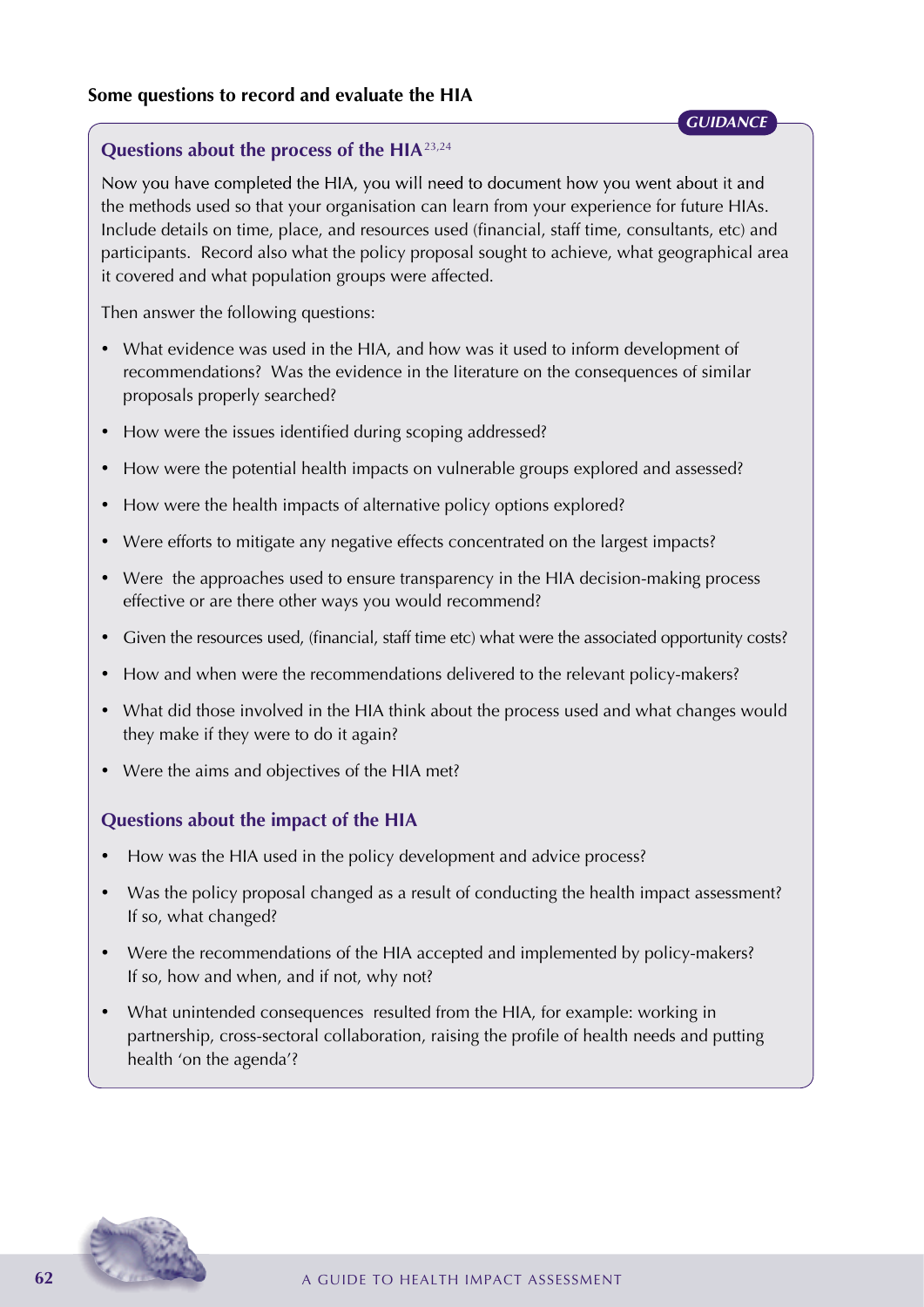## Some questions to record and evaluate the HIA

*GUIDANCE*

### Questions about the process of the HIA[23,24]

Now you have completed the HIA, you will need to document how you went about it and the methods used so that your organisation can learn from your experience for future HIAs. Include details on time, place, and resources used (financial, staff time, consultants, etc) and participants. Record also what the policy proposal sought to achieve, what geographical area it covered and what population groups were affected.

Then answer the following questions:

- What evidence was used in the HIA, and how was it used to inform development of recommendations? Was the evidence in the literature on the consequences of similar proposals properly searched?
- How were the issues identified during scoping addressed?
- How were the potential health impacts on vulnerable groups explored and assessed?
- How were the health impacts of alternative policy options explored?
- Were efforts to mitigate any negative effects concentrated on the largest impacts?
- Were the approaches used to ensure transparency in the HIA decision-making process effective or are there other ways you would recommend?
- Given the resources used, (financial, staff time etc) what were the associated opportunity costs?
- How and when were the recommendations delivered to the relevant policy-makers?
- What did those involved in the HIA think about the process used and what changes would they make if they were to do it again?
- Were the aims and objectives of the HIA met?

### Questions about the impact of the HIA

- How was the HIA used in the policy development and advice process?
- Was the policy proposal changed as a result of conducting the health impact assessment? If so, what changed?
- Were the recommendations of the HIA accepted and implemented by policy-makers? If so, how and when, and if not, why not?
- What unintended consequences resulted from the HIA, for example: working in partnership, cross-sectoral collaboration, raising the profile of health needs and putting health 'on the agenda'?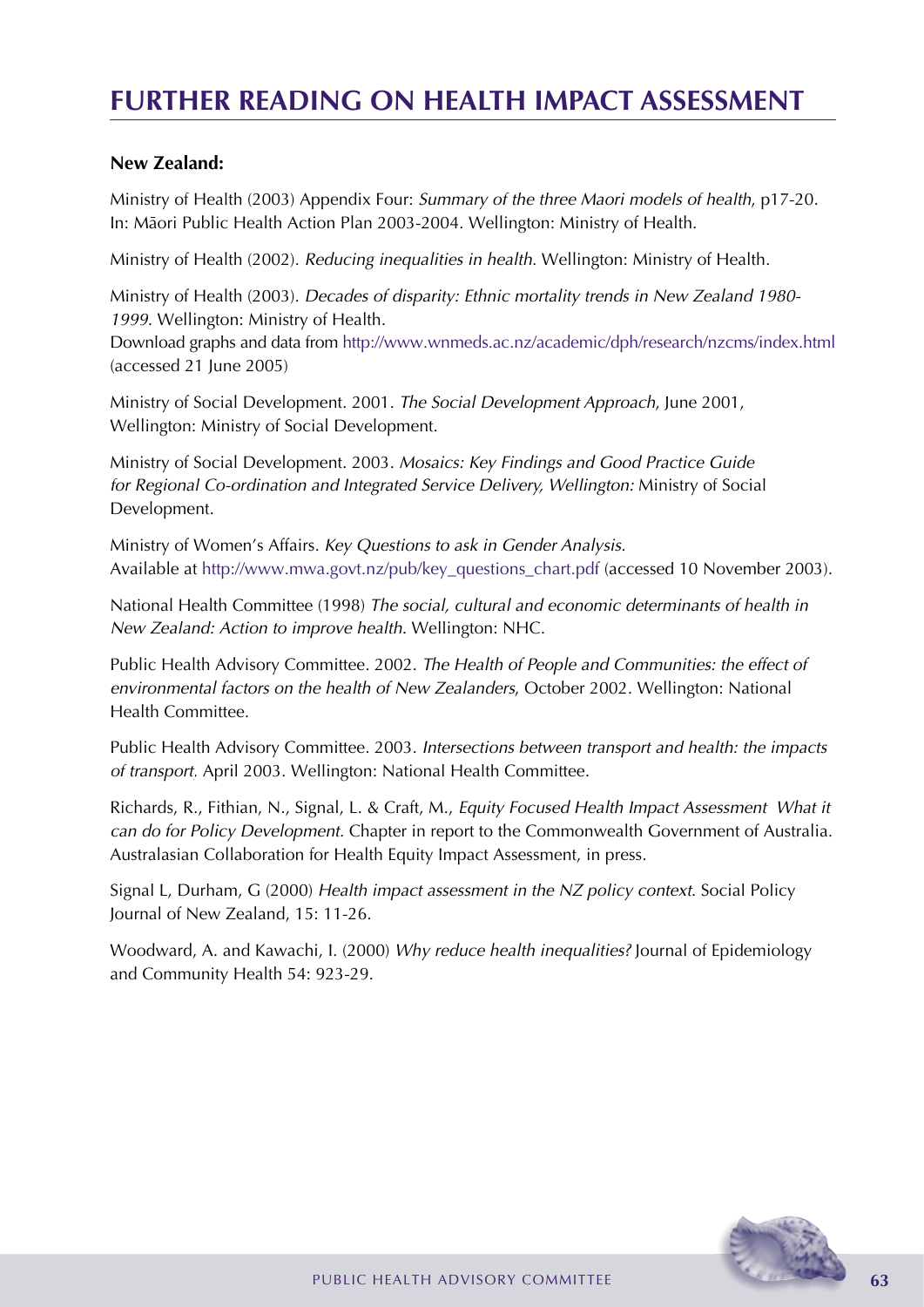# FURTHER READING ON HEALTH IMPACT ASSESSMENT

**New Zealand:**

Ministry of Health (2003) Appendix Four: *Summary of the three Maori models of health*, p17-20. In: Māori Public Health Action Plan 2003-2004. Wellington: Ministry of Health.

Ministry of Health (2002). *Reducing inequalities in health*. Wellington: Ministry of Health.

Ministry of Health (2003). *Decades of disparity: Ethnic mortality trends in New Zealand 1980-1999*. Wellington: Ministry of Health.
Download graphs and data from http://www.wnmeds.ac.nz/academic/dph/research/nzcms/index.html (accessed 21 June 2005)

Ministry of Social Development. 2001. *The Social Development Approach*, June 2001, Wellington: Ministry of Social Development.

Ministry of Social Development. 2003. *Mosaics: Key Findings and Good Practice Guide for Regional Co-ordination and Integrated Service Delivery, Wellington:* Ministry of Social Development.

Ministry of Women's Affairs. *Key Questions to ask in Gender Analysis*.
Available at http://www.mwa.govt.nz/pub/key_questions_chart.pdf (accessed 10 November 2003).

National Health Committee (1998) *The social, cultural and economic determinants of health in New Zealand: Action to improve health*. Wellington: NHC.

Public Health Advisory Committee. 2002. *The Health of People and Communities: the effect of environmental factors on the health of New Zealanders*, October 2002. Wellington: National Health Committee.

Public Health Advisory Committee. 2003. *Intersections between transport and health: the impacts of transport*, April 2003. Wellington: National Health Committee.

Richards, R., Fithian, N., Signal, L. & Craft, M., *Equity Focused Health Impact Assessment What it can do for Policy Development*. Chapter in report to the Commonwealth Government of Australia. Australasian Collaboration for Health Equity Impact Assessment, in press.

Signal L, Durham, G (2000) *Health impact assessment in the NZ policy context*. Social Policy Journal of New Zealand, 15: 11-26.

Woodward, A. and Kawachi, I. (2000) *Why reduce health inequalities?* Journal of Epidemiology and Community Health 54: 923-29.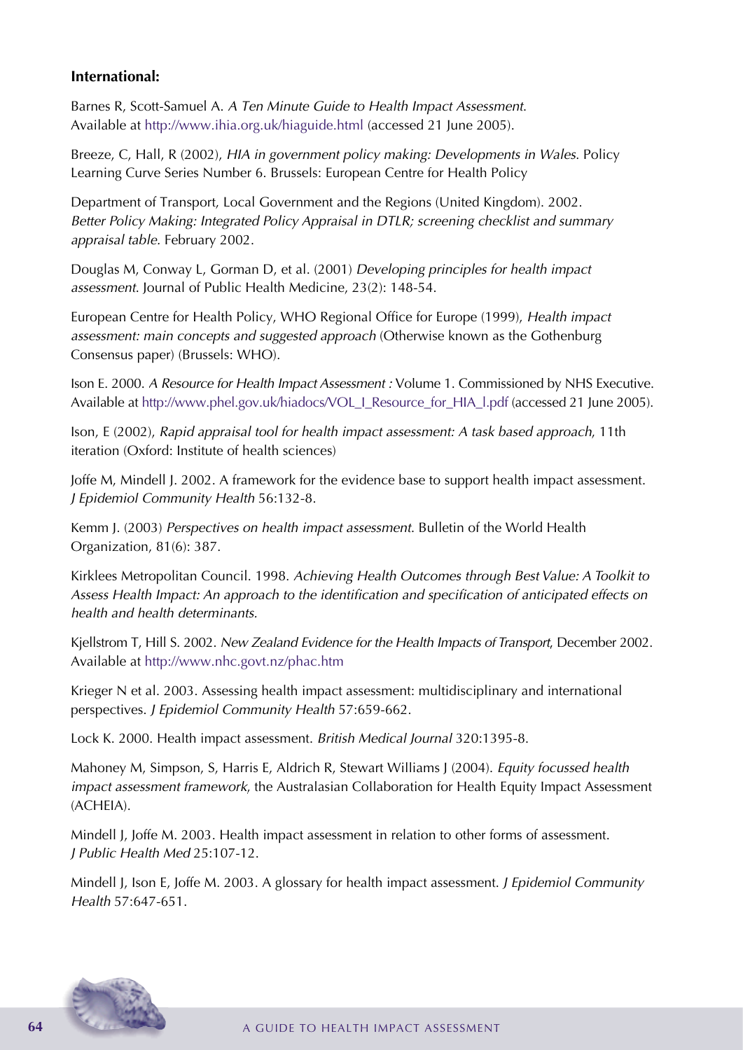**International:**

Barnes R, Scott-Samuel A. *A Ten Minute Guide to Health Impact Assessment*. Available at http://www.ihia.org.uk/hiaguide.html (accessed 21 June 2005).

Breeze, C, Hall, R (2002), *HIA in government policy making: Developments in Wales*. Policy Learning Curve Series Number 6. Brussels: European Centre for Health Policy

Department of Transport, Local Government and the Regions (United Kingdom). 2002. *Better Policy Making: Integrated Policy Appraisal in DTLR; screening checklist and summary appraisal table.* February 2002.

Douglas M, Conway L, Gorman D, et al. (2001) *Developing principles for health impact assessment*. Journal of Public Health Medicine, 23(2): 148-54.

European Centre for Health Policy, WHO Regional Office for Europe (1999), *Health impact assessment: main concepts and suggested approach* (Otherwise known as the Gothenburg Consensus paper) (Brussels: WHO).

Ison E. 2000. *A Resource for Health Impact Assessment :* Volume 1. Commissioned by NHS Executive. Available at http://www.phel.gov.uk/hiadocs/VOL_I_Resource_for_HIA_l.pdf (accessed 21 June 2005).

Ison, E (2002), *Rapid appraisal tool for health impact assessment: A task based approach*, 11th iteration (Oxford: Institute of health sciences)

Joffe M, Mindell J. 2002. A framework for the evidence base to support health impact assessment. *J Epidemiol Community Health* 56:132-8.

Kemm J. (2003) *Perspectives on health impact assessment*. Bulletin of the World Health Organization, 81(6): 387.

Kirklees Metropolitan Council. 1998. *Achieving Health Outcomes through Best Value: A Toolkit to Assess Health Impact: An approach to the identification and specification of anticipated effects on health and health determinants.*

Kjellstrom T, Hill S. 2002. *New Zealand Evidence for the Health Impacts of Transport*, December 2002. Available at http://www.nhc.govt.nz/phac.htm

Krieger N et al. 2003. Assessing health impact assessment: multidisciplinary and international perspectives. *J Epidemiol Community Health* 57:659-662.

Lock K. 2000. Health impact assessment. *British Medical Journal* 320:1395-8.

Mahoney M, Simpson, S, Harris E, Aldrich R, Stewart Williams J (2004). *Equity focussed health impact assessment framework*, the Australasian Collaboration for Health Equity Impact Assessment (ACHEIA).

Mindell J, Joffe M. 2003. Health impact assessment in relation to other forms of assessment. *J Public Health Med* 25:107-12.

Mindell J, Ison E, Joffe M. 2003. A glossary for health impact assessment. *J Epidemiol Community Health* 57:647-651.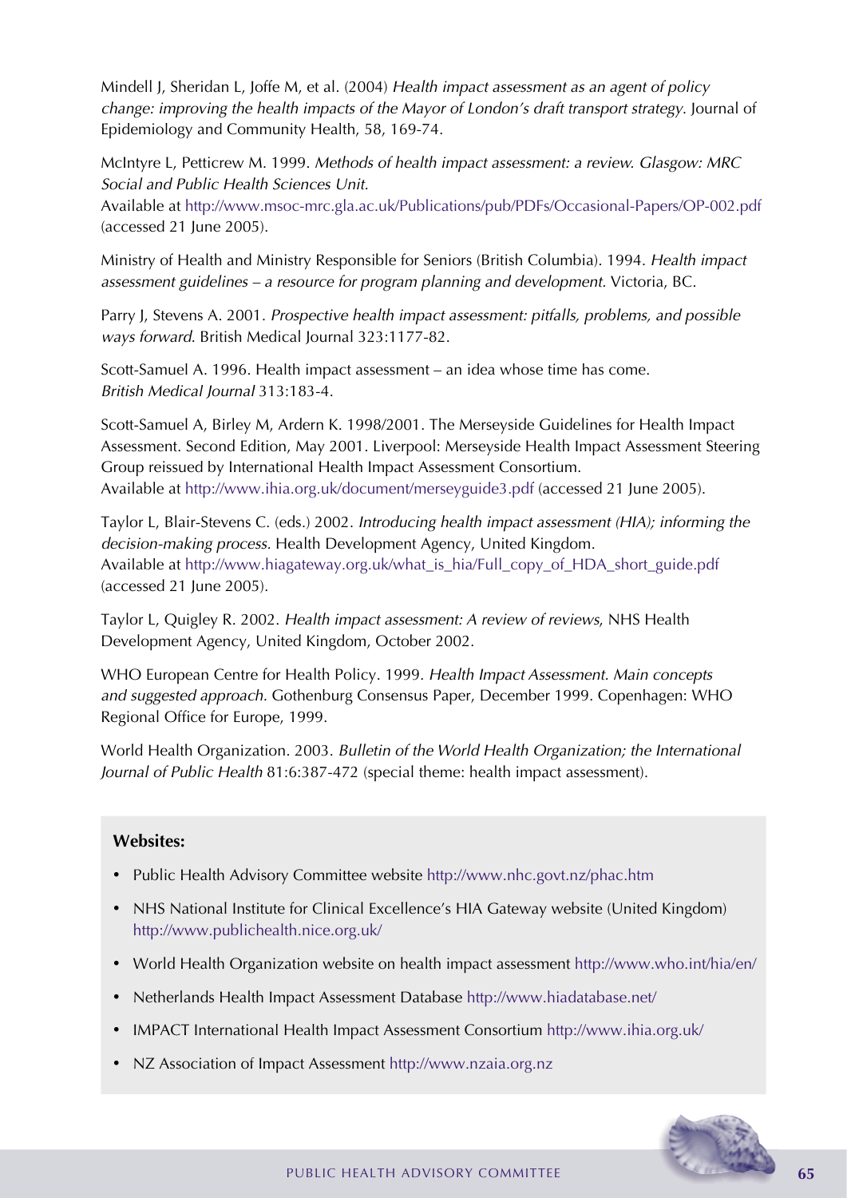Mindell J, Sheridan L, Joffe M, et al. (2004) *Health impact assessment as an agent of policy change: improving the health impacts of the Mayor of London's draft transport strategy*. Journal of Epidemiology and Community Health, 58, 169-74.

McIntyre L, Petticrew M. 1999. *Methods of health impact assessment: a review. Glasgow: MRC Social and Public Health Sciences Unit.*
Available at http://www.msoc-mrc.gla.ac.uk/Publications/pub/PDFs/Occasional-Papers/OP-002.pdf (accessed 21 June 2005).

Ministry of Health and Ministry Responsible for Seniors (British Columbia). 1994. *Health impact assessment guidelines – a resource for program planning and development.* Victoria, BC.

Parry J, Stevens A. 2001. *Prospective health impact assessment: pitfalls, problems, and possible ways forward*. British Medical Journal 323:1177-82.

Scott-Samuel A. 1996. Health impact assessment – an idea whose time has come. *British Medical Journal* 313:183-4.

Scott-Samuel A, Birley M, Ardern K. 1998/2001. The Merseyside Guidelines for Health Impact Assessment. Second Edition, May 2001. Liverpool: Merseyside Health Impact Assessment Steering Group reissued by International Health Impact Assessment Consortium.
Available at http://www.ihia.org.uk/document/merseyguide3.pdf (accessed 21 June 2005).

Taylor L, Blair-Stevens C. (eds.) 2002. *Introducing health impact assessment (HIA); informing the decision-making process.* Health Development Agency, United Kingdom.
Available at http://www.hiagateway.org.uk/what_is_hia/Full_copy_of_HDA_short_guide.pdf (accessed 21 June 2005).

Taylor L, Quigley R. 2002. *Health impact assessment: A review of reviews*, NHS Health Development Agency, United Kingdom, October 2002.

WHO European Centre for Health Policy. 1999. *Health Impact Assessment. Main concepts and suggested approach.* Gothenburg Consensus Paper, December 1999. Copenhagen: WHO Regional Office for Europe, 1999.

World Health Organization. 2003. *Bulletin of the World Health Organization; the International Journal of Public Health* 81:6:387-472 (special theme: health impact assessment).

**Websites:**

- Public Health Advisory Committee website http://www.nhc.govt.nz/phac.htm
- NHS National Institute for Clinical Excellence's HIA Gateway website (United Kingdom) http://www.publichealth.nice.org.uk/
- World Health Organization website on health impact assessment http://www.who.int/hia/en/
- Netherlands Health Impact Assessment Database http://www.hiadatabase.net/
- IMPACT International Health Impact Assessment Consortium http://www.ihia.org.uk/
- NZ Association of Impact Assessment http://www.nzaia.org.nz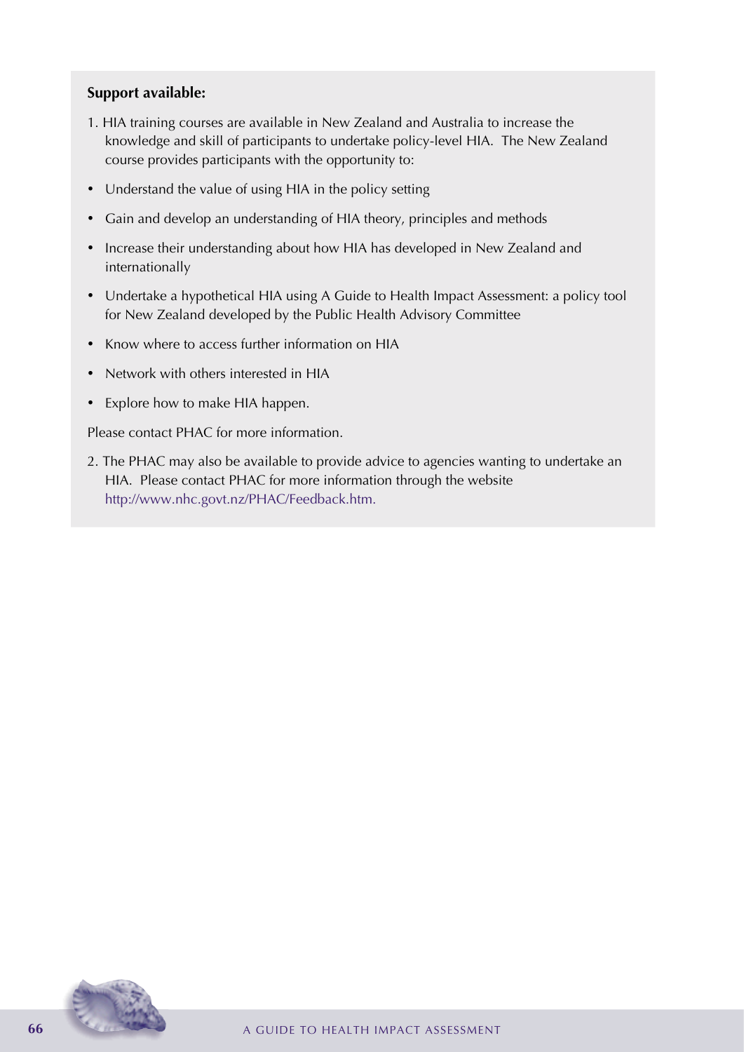**Support available:**

1. HIA training courses are available in New Zealand and Australia to increase the knowledge and skill of participants to undertake policy-level HIA. The New Zealand course provides participants with the opportunity to:

- Understand the value of using HIA in the policy setting
- Gain and develop an understanding of HIA theory, principles and methods
- Increase their understanding about how HIA has developed in New Zealand and internationally
- Undertake a hypothetical HIA using A Guide to Health Impact Assessment: a policy tool for New Zealand developed by the Public Health Advisory Committee
- Know where to access further information on HIA
- Network with others interested in HIA
- Explore how to make HIA happen.

Please contact PHAC for more information.

2. The PHAC may also be available to provide advice to agencies wanting to undertake an HIA. Please contact PHAC for more information through the website http://www.nhc.govt.nz/PHAC/Feedback.htm.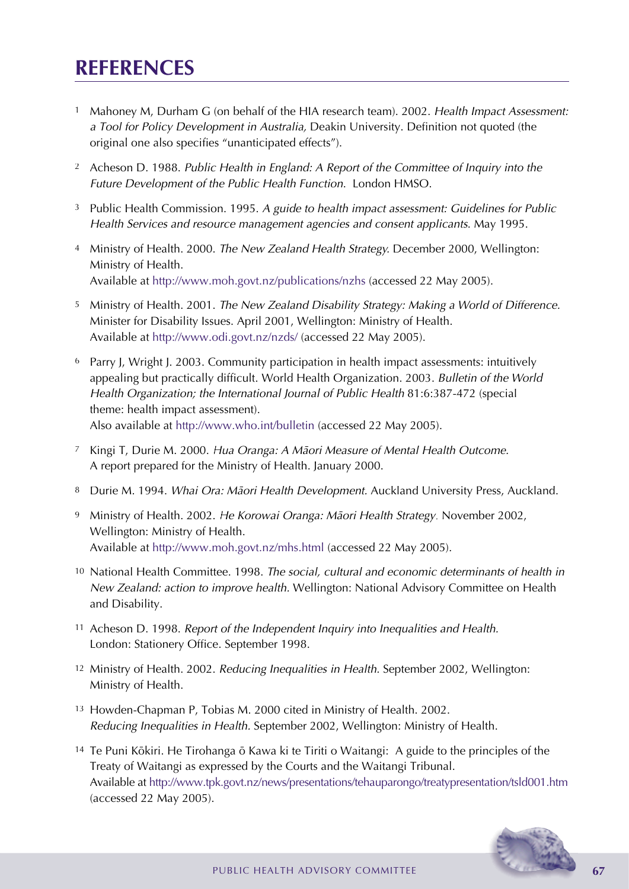# REFERENCES

1. Mahoney M, Durham G (on behalf of the HIA research team). 2002. *Health Impact Assessment: a Tool for Policy Development in Australia,* Deakin University. Definition not quoted (the original one also specifies "unanticipated effects").

2. Acheson D. 1988. *Public Health in England: A Report of the Committee of Inquiry into the Future Development of the Public Health Function.* London HMSO.

3. Public Health Commission. 1995. *A guide to health impact assessment: Guidelines for Public Health Services and resource management agencies and consent applicants.* May 1995.

4. Ministry of Health. 2000. *The New Zealand Health Strategy.* December 2000, Wellington: Ministry of Health.
   Available at http://www.moh.govt.nz/publications/nzhs (accessed 22 May 2005).

5. Ministry of Health. 2001. *The New Zealand Disability Strategy: Making a World of Difference.* Minister for Disability Issues. April 2001, Wellington: Ministry of Health.
   Available at http://www.odi.govt.nz/nzds/ (accessed 22 May 2005).

6. Parry J, Wright J. 2003. Community participation in health impact assessments: intuitively appealing but practically difficult. World Health Organization. 2003. *Bulletin of the World Health Organization; the International Journal of Public Health* 81:6:387-472 (special theme: health impact assessment).
   Also available at http://www.who.int/bulletin (accessed 22 May 2005).

7. Kingi T, Durie M. 2000. *Hua Oranga: A Māori Measure of Mental Health Outcome.* A report prepared for the Ministry of Health. January 2000.

8. Durie M. 1994. *Whai Ora: Māori Health Development.* Auckland University Press, Auckland.

9. Ministry of Health. 2002. *He Korowai Oranga: Māori Health Strategy.* November 2002, Wellington: Ministry of Health.
   Available at http://www.moh.govt.nz/mhs.html (accessed 22 May 2005).

10. National Health Committee. 1998. *The social, cultural and economic determinants of health in New Zealand: action to improve health.* Wellington: National Advisory Committee on Health and Disability.

11. Acheson D. 1998. *Report of the Independent Inquiry into Inequalities and Health.* London: Stationery Office. September 1998.

12. Ministry of Health. 2002. *Reducing Inequalities in Health.* September 2002, Wellington: Ministry of Health.

13. Howden-Chapman P, Tobias M. 2000 cited in Ministry of Health. 2002. *Reducing Inequalities in Health.* September 2002, Wellington: Ministry of Health.

14. Te Puni Kōkiri. He Tirohanga ō Kawa ki te Tiriti o Waitangi: A guide to the principles of the Treaty of Waitangi as expressed by the Courts and the Waitangi Tribunal.
    Available at http://www.tpk.govt.nz/news/presentations/tehauparongo/treatypresentation/tsld001.htm (accessed 22 May 2005).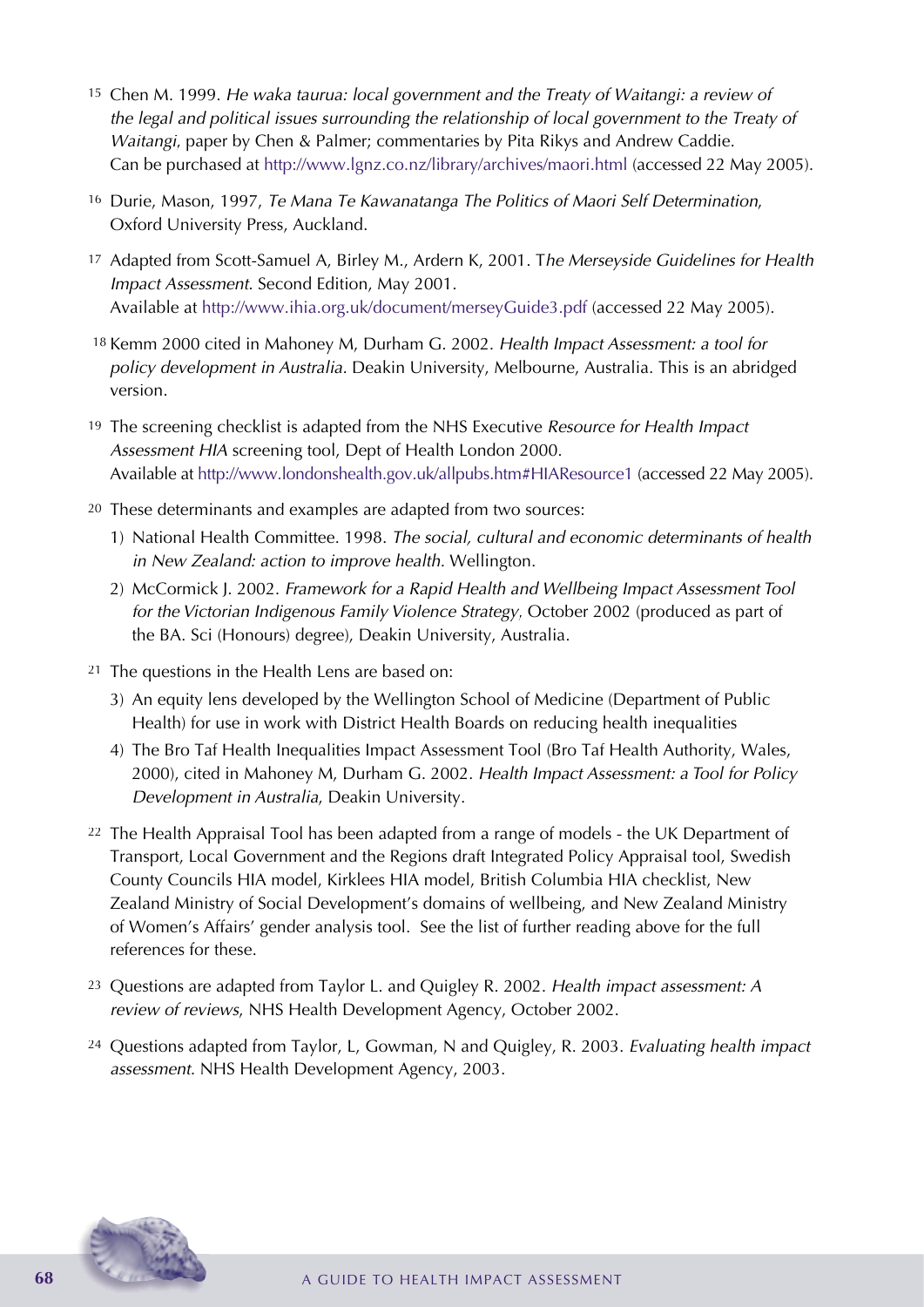15 Chen M. 1999. *He waka taurua: local government and the Treaty of Waitangi: a review of the legal and political issues surrounding the relationship of local government to the Treaty of Waitangi*, paper by Chen & Palmer; commentaries by Pita Rikys and Andrew Caddie. Can be purchased at http://www.lgnz.co.nz/library/archives/maori.html (accessed 22 May 2005).

16 Durie, Mason, 1997, *Te Mana Te Kawanatanga The Politics of Maori Self Determination*, Oxford University Press, Auckland.

17 Adapted from Scott-Samuel A, Birley M., Ardern K, 2001. T*he Merseyside Guidelines for Health Impact Assessment*. Second Edition, May 2001. Available at http://www.ihia.org.uk/document/merseyGuide3.pdf (accessed 22 May 2005).

18 Kemm 2000 cited in Mahoney M, Durham G. 2002. *Health Impact Assessment: a tool for policy development in Australia*. Deakin University, Melbourne, Australia. This is an abridged version.

19 The screening checklist is adapted from the NHS Executive *Resource for Health Impact Assessment HIA* screening tool, Dept of Health London 2000. Available at http://www.londonshealth.gov.uk/allpubs.htm#HIAResource1 (accessed 22 May 2005).

20 These determinants and examples are adapted from two sources:

1) National Health Committee. 1998. *The social, cultural and economic determinants of health in New Zealand: action to improve health.* Wellington.
2) McCormick J. 2002. *Framework for a Rapid Health and Wellbeing Impact Assessment Tool for the Victorian Indigenous Family Violence Strategy*, October 2002 (produced as part of the BA. Sci (Honours) degree), Deakin University, Australia.

21 The questions in the Health Lens are based on:

3) An equity lens developed by the Wellington School of Medicine (Department of Public Health) for use in work with District Health Boards on reducing health inequalities
4) The Bro Taf Health Inequalities Impact Assessment Tool (Bro Taf Health Authority, Wales, 2000), cited in Mahoney M, Durham G. 2002. *Health Impact Assessment: a Tool for Policy Development in Australia*, Deakin University.

22 The Health Appraisal Tool has been adapted from a range of models - the UK Department of Transport, Local Government and the Regions draft Integrated Policy Appraisal tool, Swedish County Councils HIA model, Kirklees HIA model, British Columbia HIA checklist, New Zealand Ministry of Social Development's domains of wellbeing, and New Zealand Ministry of Women's Affairs' gender analysis tool. See the list of further reading above for the full references for these.

23 Questions are adapted from Taylor L. and Quigley R. 2002. *Health impact assessment: A review of reviews*, NHS Health Development Agency, October 2002.

24 Questions adapted from Taylor, L, Gowman, N and Quigley, R. 2003. *Evaluating health impact assessment*. NHS Health Development Agency, 2003.